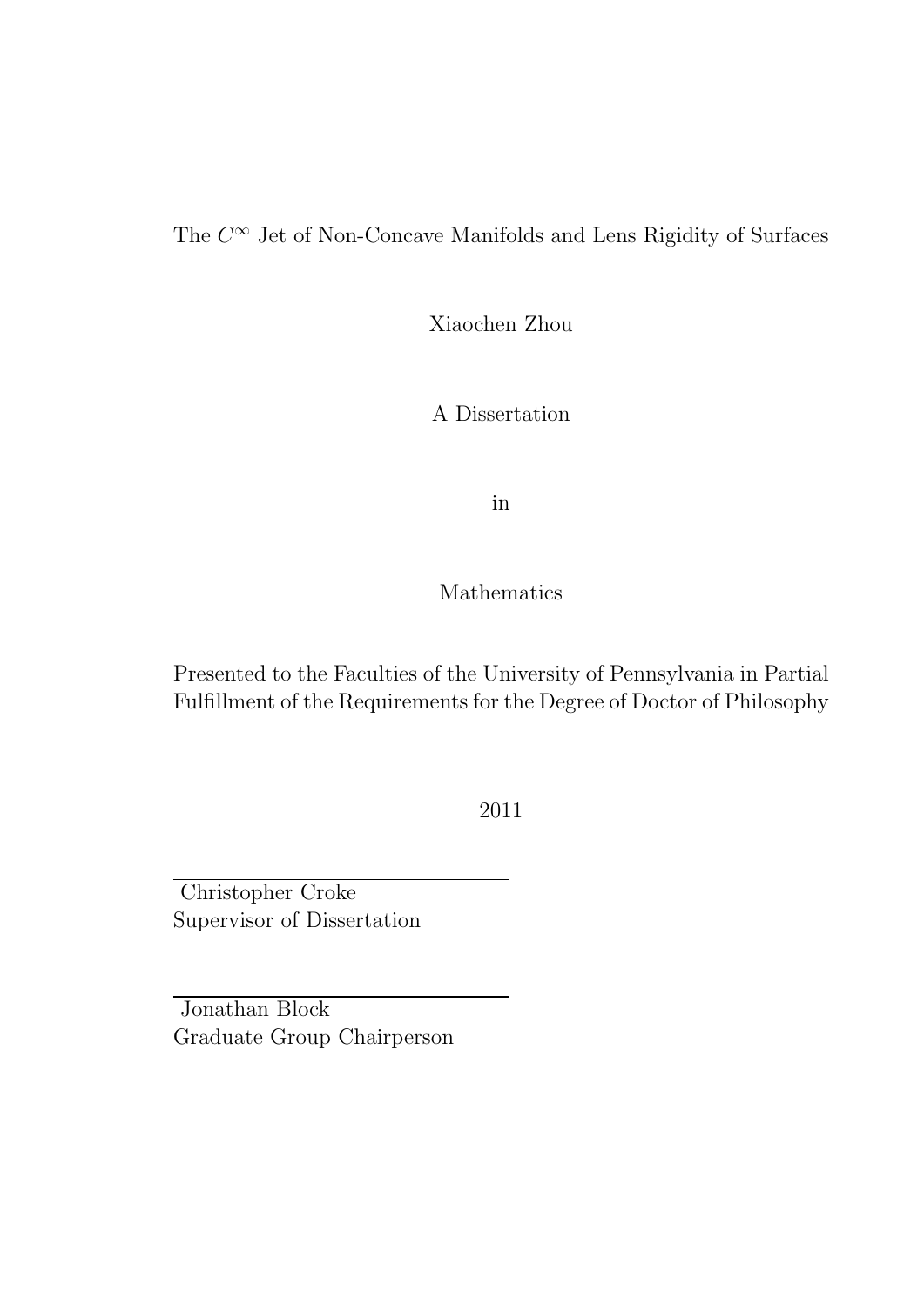# The $C^\infty$ Jet of Non-Concave Manifolds and Lens Rigidity of Surfaces

Xiaochen Zhou

A Dissertation

in

Mathematics

Presented to the Faculties of the University of Pennsylvania in Partial Fulfillment of the Requirements for the Degree of Doctor of Philosophy

2011

Christopher Croke
Supervisor of Dissertation

Jonathan Block
Graduate Group Chairperson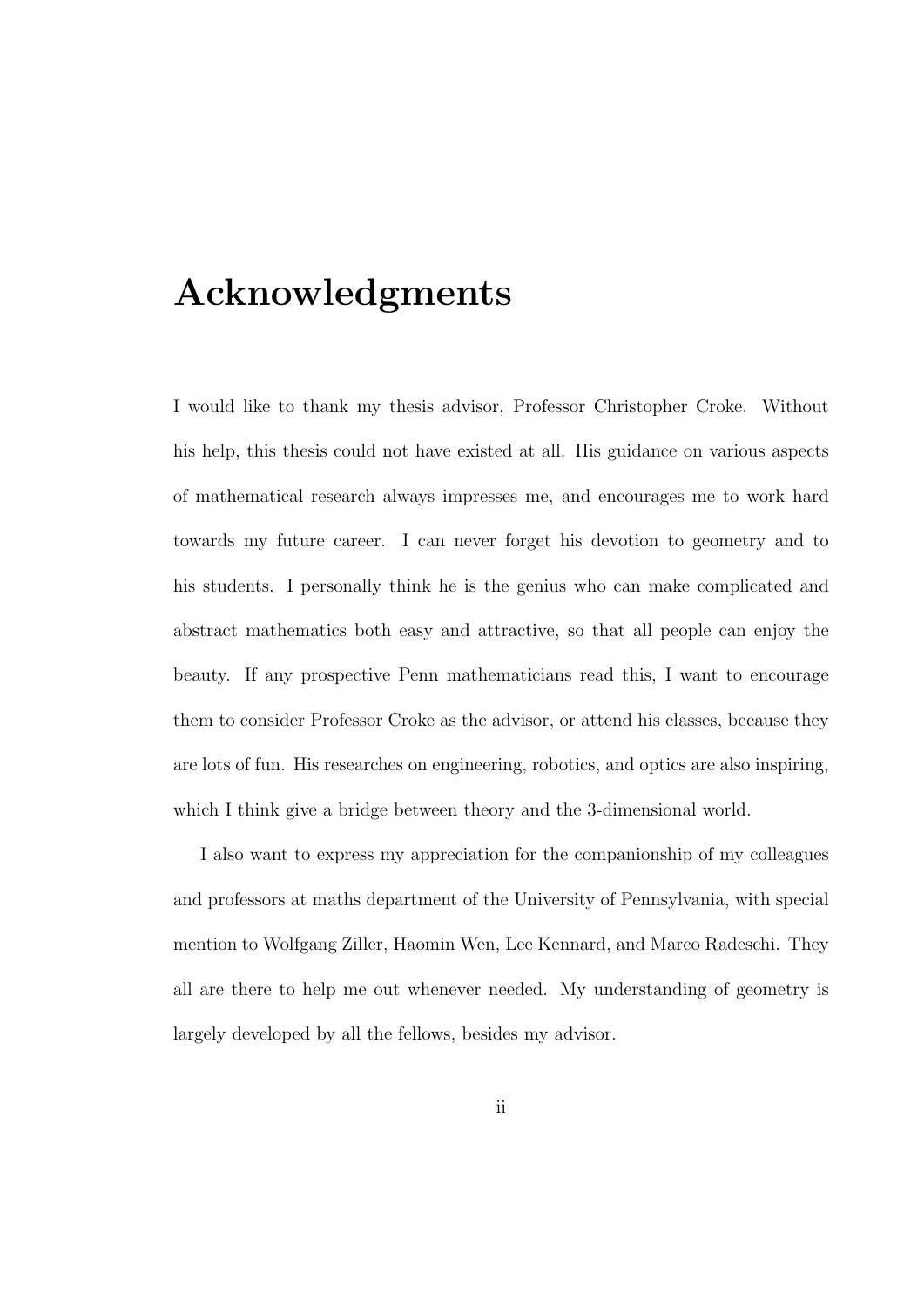# Acknowledgments

I would like to thank my thesis advisor, Professor Christopher Croke. Without his help, this thesis could not have existed at all. His guidance on various aspects of mathematical research always impresses me, and encourages me to work hard towards my future career. I can never forget his devotion to geometry and to his students. I personally think he is the genius who can make complicated and abstract mathematics both easy and attractive, so that all people can enjoy the beauty. If any prospective Penn mathematicians read this, I want to encourage them to consider Professor Croke as the advisor, or attend his classes, because they are lots of fun. His researches on engineering, robotics, and optics are also inspiring, which I think give a bridge between theory and the 3-dimensional world.

I also want to express my appreciation for the companionship of my colleagues and professors at maths department of the University of Pennsylvania, with special mention to Wolfgang Ziller, Haomin Wen, Lee Kennard, and Marco Radeschi. They all are there to help me out whenever needed. My understanding of geometry is largely developed by all the fellows, besides my advisor.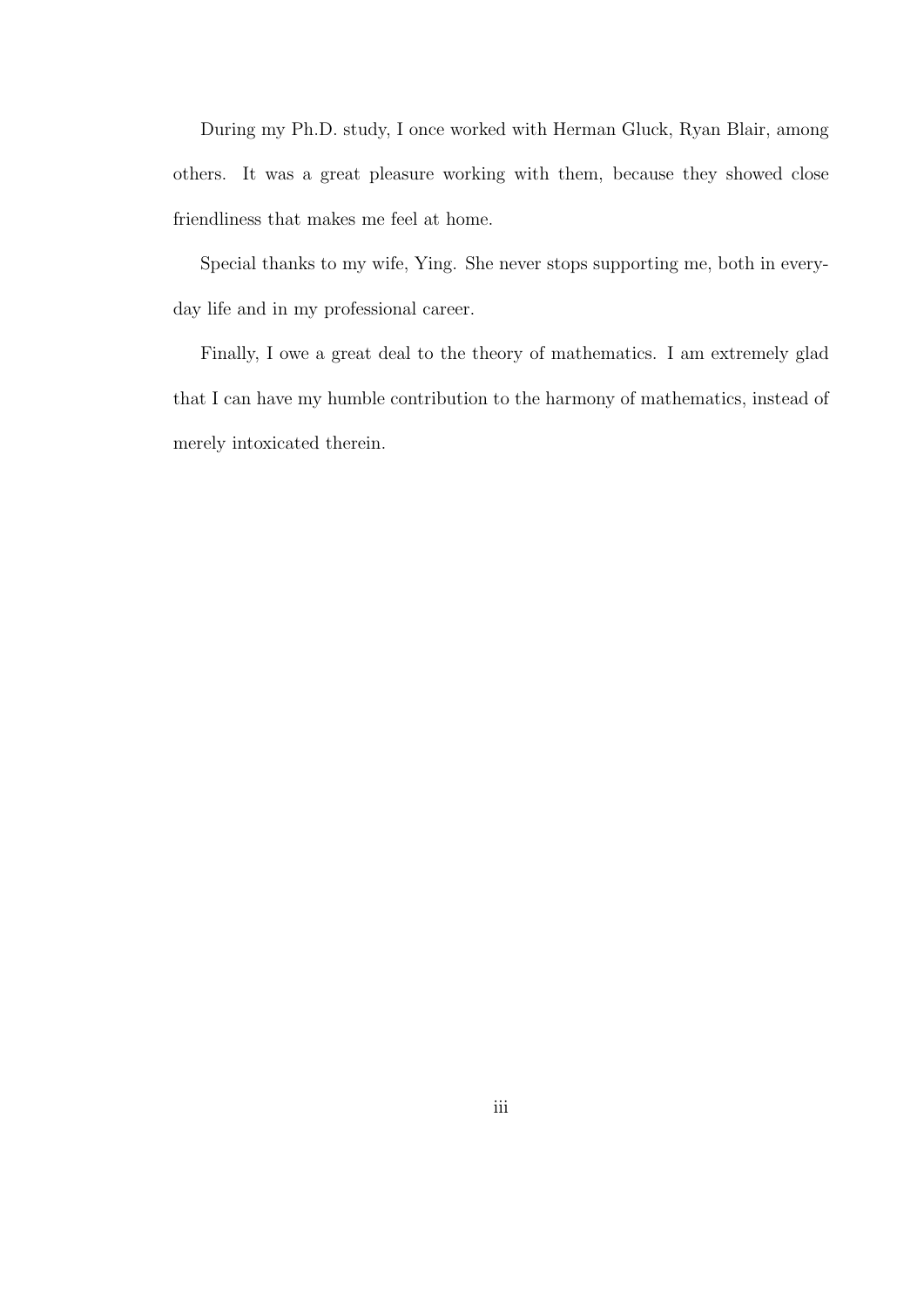During my Ph.D. study, I once worked with Herman Gluck, Ryan Blair, among others. It was a great pleasure working with them, because they showed close friendliness that makes me feel at home.

Special thanks to my wife, Ying. She never stops supporting me, both in everyday life and in my professional career.

Finally, I owe a great deal to the theory of mathematics. I am extremely glad that I can have my humble contribution to the harmony of mathematics, instead of merely intoxicated therein.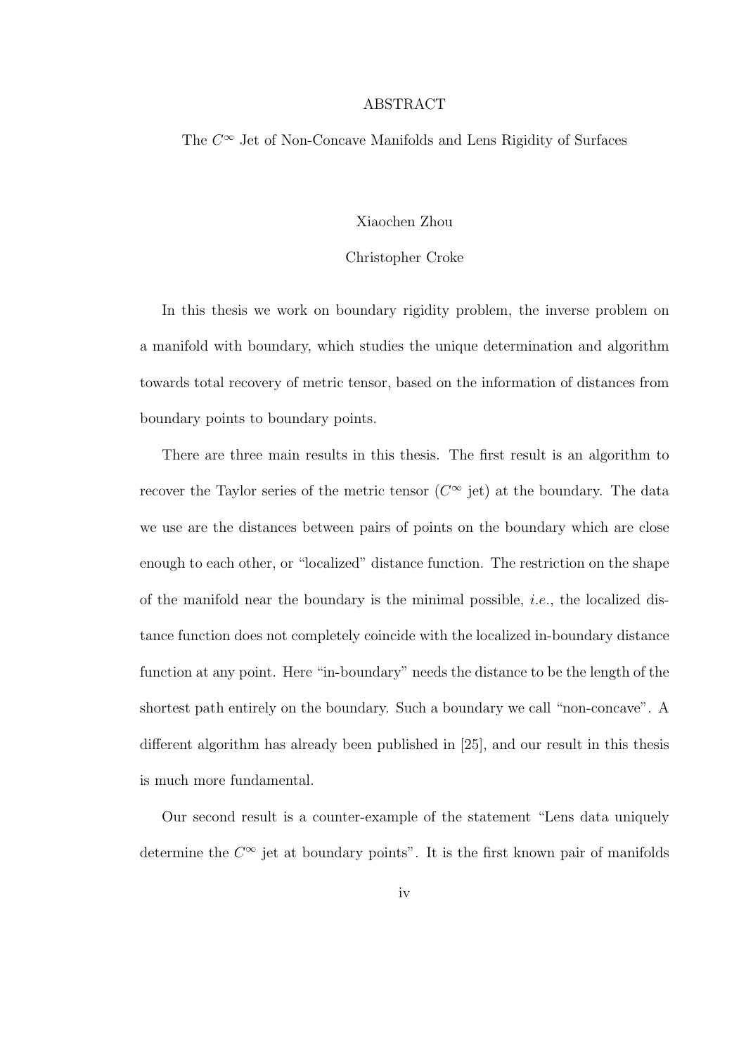# ABSTRACT

## The $C^\infty$ Jet of Non-Concave Manifolds and Lens Rigidity of Surfaces

Xiaochen Zhou

Christopher Croke

In this thesis we work on boundary rigidity problem, the inverse problem on a manifold with boundary, which studies the unique determination and algorithm towards total recovery of metric tensor, based on the information of distances from boundary points to boundary points.

There are three main results in this thesis. The first result is an algorithm to recover the Taylor series of the metric tensor ($C^\infty$ jet) at the boundary. The data we use are the distances between pairs of points on the boundary which are close enough to each other, or "localized" distance function. The restriction on the shape of the manifold near the boundary is the minimal possible, *i.e.*, the localized distance function does not completely coincide with the localized in-boundary distance function at any point. Here "in-boundary" needs the distance to be the length of the shortest path entirely on the boundary. Such a boundary we call "non-concave". A different algorithm has already been published in [25], and our result in this thesis is much more fundamental.

Our second result is a counter-example of the statement "Lens data uniquely determine the $C^\infty$ jet at boundary points". It is the first known pair of manifolds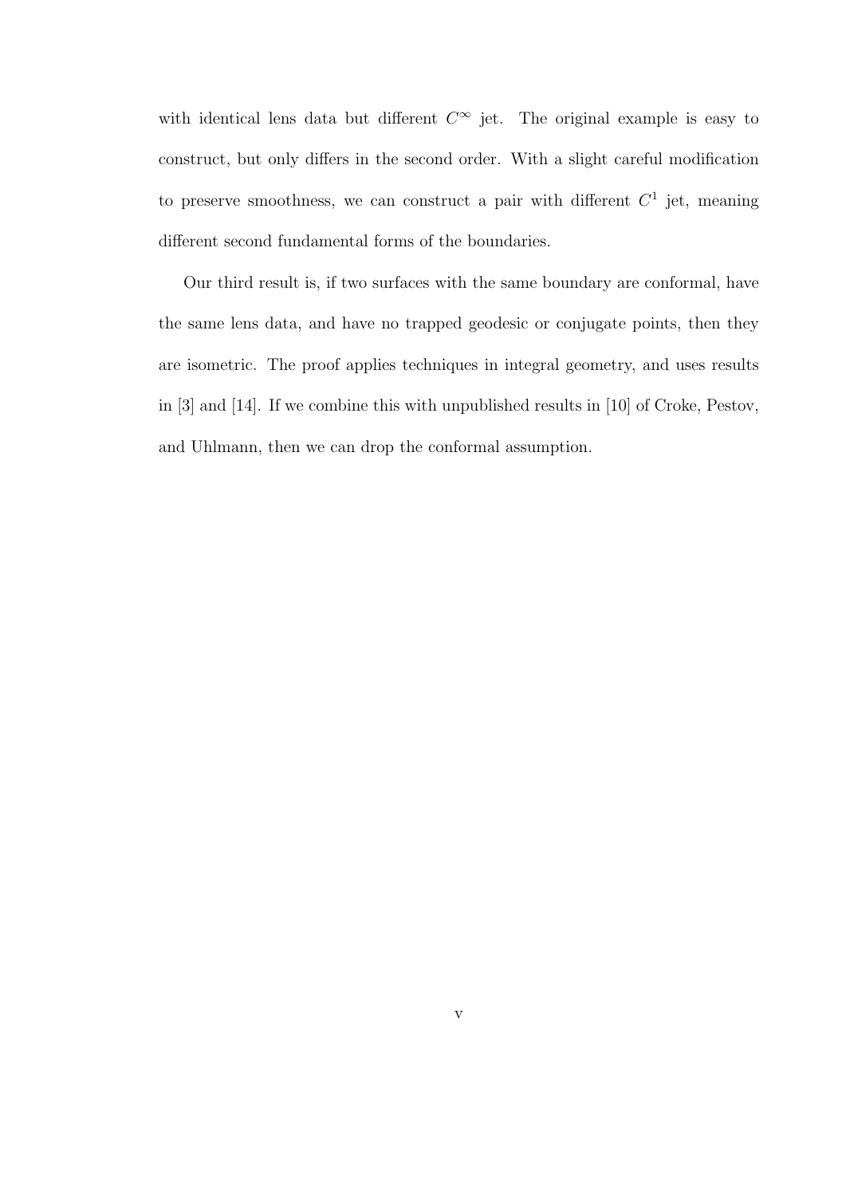with identical lens data but different $C^\infty$ jet. The original example is easy to construct, but only differs in the second order. With a slight careful modification to preserve smoothness, we can construct a pair with different $C^1$ jet, meaning different second fundamental forms of the boundaries.

Our third result is, if two surfaces with the same boundary are conformal, have the same lens data, and have no trapped geodesic or conjugate points, then they are isometric. The proof applies techniques in integral geometry, and uses results in [3] and [14]. If we combine this with unpublished results in [10] of Croke, Pestov, and Uhlmann, then we can drop the conformal assumption.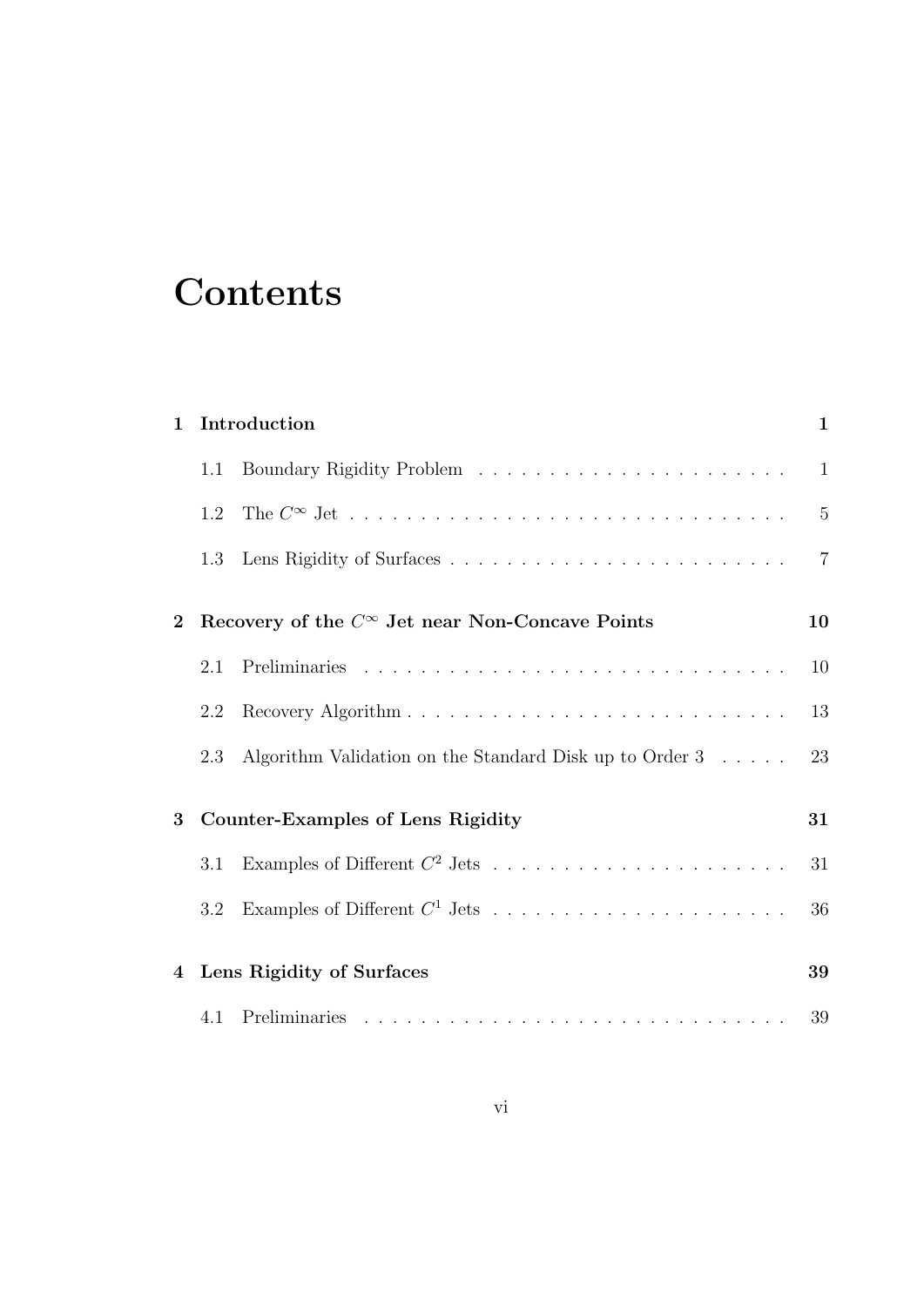# Contents

**1 Introduction** **1**

1.1 Boundary Rigidity Problem . . . . . . . . . . . . . . . . . . . . . . 1

1.2 The $C^\infty$ Jet . . . . . . . . . . . . . . . . . . . . . . . . . . . . . . . . 5

1.3 Lens Rigidity of Surfaces . . . . . . . . . . . . . . . . . . . . . . . . . 7

**2 Recovery of the $C^\infty$ Jet near Non-Concave Points** **10**

2.1 Preliminaries . . . . . . . . . . . . . . . . . . . . . . . . . . . . . . . 10

2.2 Recovery Algorithm . . . . . . . . . . . . . . . . . . . . . . . . . . . 13

2.3 Algorithm Validation on the Standard Disk up to Order 3 . . . . . 23

**3 Counter-Examples of Lens Rigidity** **31**

3.1 Examples of Different $C^2$ Jets . . . . . . . . . . . . . . . . . . . . . 31

3.2 Examples of Different $C^1$ Jets . . . . . . . . . . . . . . . . . . . . . 36

**4 Lens Rigidity of Surfaces** **39**

4.1 Preliminaries . . . . . . . . . . . . . . . . . . . . . . . . . . . . . . . 39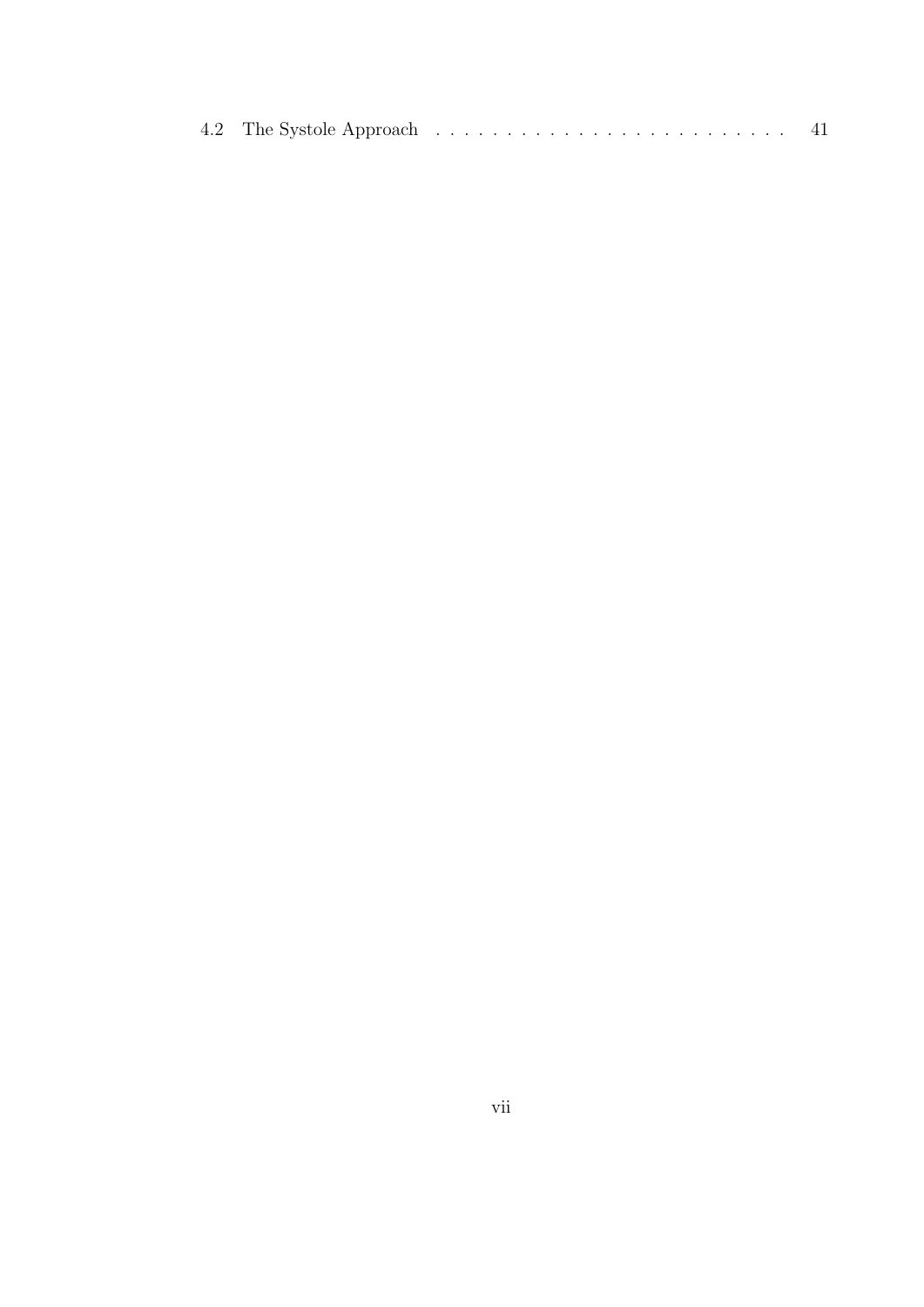4.2 The Systole Approach . . . . . . . . . . . . . . . . . . . . . . . . . 41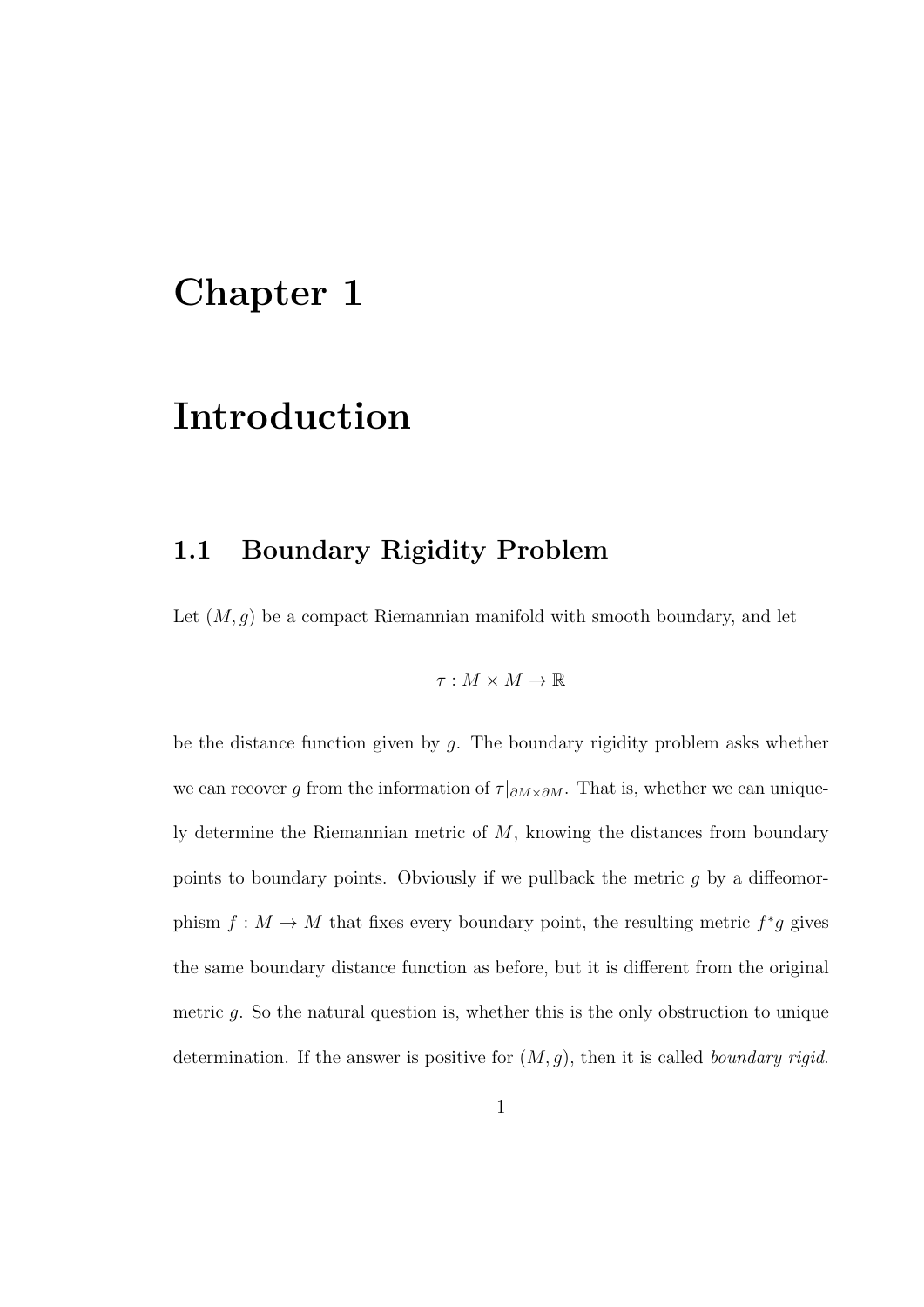# Chapter 1

# Introduction

## 1.1 Boundary Rigidity Problem

Let $(M, g)$ be a compact Riemannian manifold with smooth boundary, and let

$$\tau : M \times M \to \mathbb{R}$$

be the distance function given by $g$. The boundary rigidity problem asks whether we can recover $g$ from the information of $\tau|_{\partial M \times \partial M}$. That is, whether we can uniquely determine the Riemannian metric of $M$, knowing the distances from boundary points to boundary points. Obviously if we pullback the metric $g$ by a diffeomorphism $f : M \to M$ that fixes every boundary point, the resulting metric $f^*g$ gives the same boundary distance function as before, but it is different from the original metric $g$. So the natural question is, whether this is the only obstruction to unique determination. If the answer is positive for $(M, g)$, then it is called *boundary rigid*.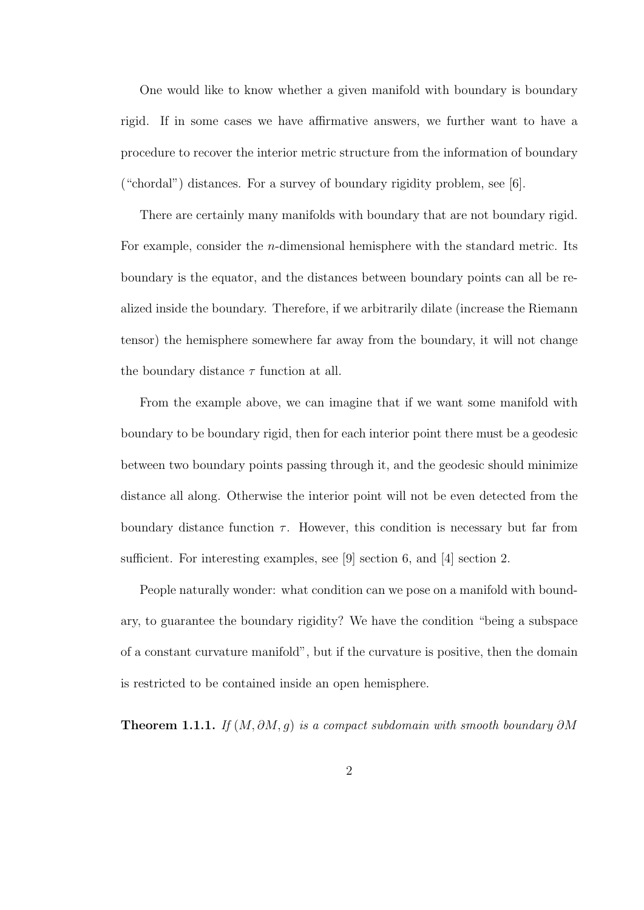One would like to know whether a given manifold with boundary is boundary rigid. If in some cases we have affirmative answers, we further want to have a procedure to recover the interior metric structure from the information of boundary ("chordal") distances. For a survey of boundary rigidity problem, see [6].

There are certainly many manifolds with boundary that are not boundary rigid. For example, consider the $n$-dimensional hemisphere with the standard metric. Its boundary is the equator, and the distances between boundary points can all be realized inside the boundary. Therefore, if we arbitrarily dilate (increase the Riemann tensor) the hemisphere somewhere far away from the boundary, it will not change the boundary distance $\tau$ function at all.

From the example above, we can imagine that if we want some manifold with boundary to be boundary rigid, then for each interior point there must be a geodesic between two boundary points passing through it, and the geodesic should minimize distance all along. Otherwise the interior point will not be even detected from the boundary distance function $\tau$. However, this condition is necessary but far from sufficient. For interesting examples, see [9] section 6, and [4] section 2.

People naturally wonder: what condition can we pose on a manifold with boundary, to guarantee the boundary rigidity? We have the condition "being a subspace of a constant curvature manifold", but if the curvature is positive, then the domain is restricted to be contained inside an open hemisphere.

**Theorem 1.1.1.** *If $(M, \partial M, g)$ is a compact subdomain with smooth boundary $\partial M$*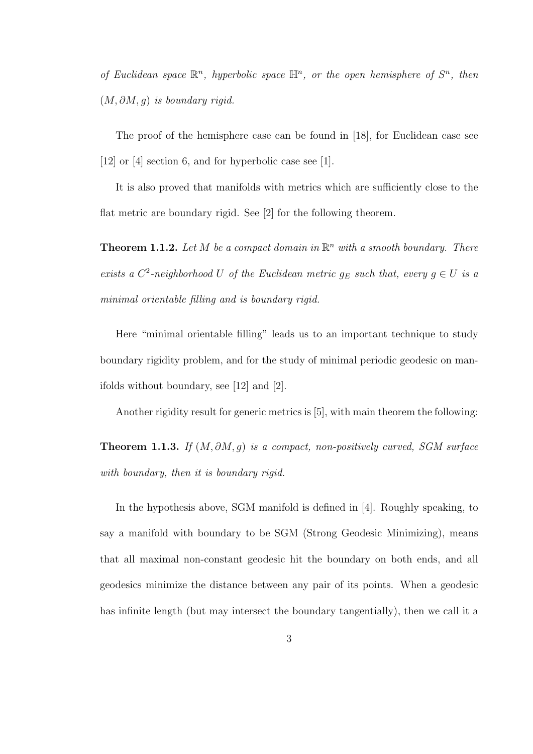*of Euclidean space $\mathbb{R}^n$, hyperbolic space $\mathbb{H}^n$, or the open hemisphere of $S^n$, then $(M, \partial M, g)$ is boundary rigid.*

The proof of the hemisphere case can be found in [18], for Euclidean case see [12] or [4] section 6, and for hyperbolic case see [1].

It is also proved that manifolds with metrics which are sufficiently close to the flat metric are boundary rigid. See [2] for the following theorem.

**Theorem 1.1.2.** *Let $M$ be a compact domain in $\mathbb{R}^n$ with a smooth boundary. There exists a $C^2$-neighborhood $U$ of the Euclidean metric $g_E$ such that, every $g \in U$ is a minimal orientable filling and is boundary rigid.*

Here "minimal orientable filling" leads us to an important technique to study boundary rigidity problem, and for the study of minimal periodic geodesic on manifolds without boundary, see [12] and [2].

Another rigidity result for generic metrics is [5], with main theorem the following:

**Theorem 1.1.3.** *If $(M, \partial M, g)$ is a compact, non-positively curved, SGM surface with boundary, then it is boundary rigid.*

In the hypothesis above, SGM manifold is defined in [4]. Roughly speaking, to say a manifold with boundary to be SGM (Strong Geodesic Minimizing), means that all maximal non-constant geodesic hit the boundary on both ends, and all geodesics minimize the distance between any pair of its points. When a geodesic has infinite length (but may intersect the boundary tangentially), then we call it a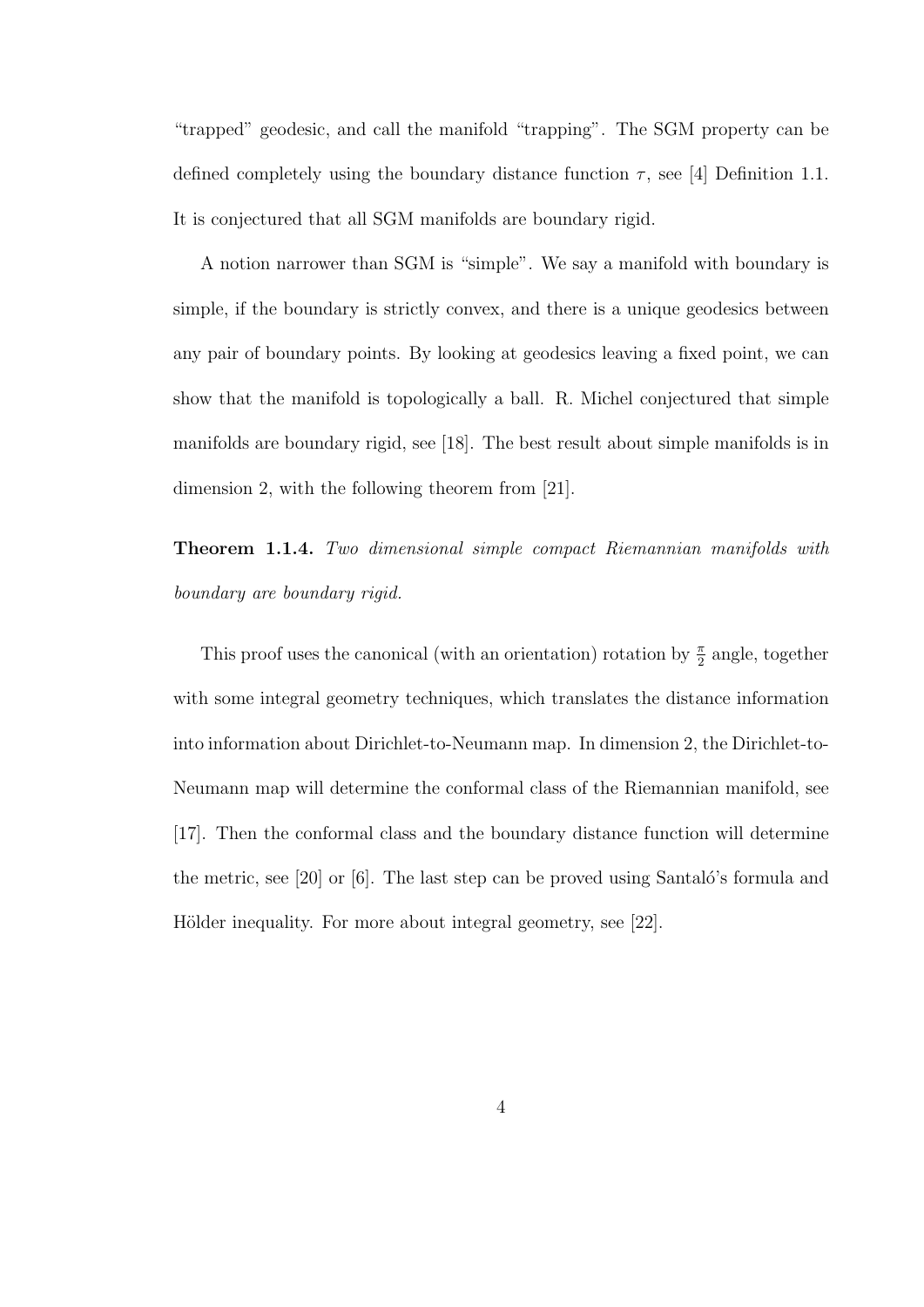"trapped" geodesic, and call the manifold "trapping". The SGM property can be defined completely using the boundary distance function $\tau$, see [4] Definition 1.1. It is conjectured that all SGM manifolds are boundary rigid.

A notion narrower than SGM is "simple". We say a manifold with boundary is simple, if the boundary is strictly convex, and there is a unique geodesics between any pair of boundary points. By looking at geodesics leaving a fixed point, we can show that the manifold is topologically a ball. R. Michel conjectured that simple manifolds are boundary rigid, see [18]. The best result about simple manifolds is in dimension 2, with the following theorem from [21].

**Theorem 1.1.4.** *Two dimensional simple compact Riemannian manifolds with boundary are boundary rigid.*

This proof uses the canonical (with an orientation) rotation by $\frac{\pi}{2}$ angle, together with some integral geometry techniques, which translates the distance information into information about Dirichlet-to-Neumann map. In dimension 2, the Dirichlet-to-Neumann map will determine the conformal class of the Riemannian manifold, see [17]. Then the conformal class and the boundary distance function will determine the metric, see [20] or [6]. The last step can be proved using Santaló's formula and Hölder inequality. For more about integral geometry, see [22].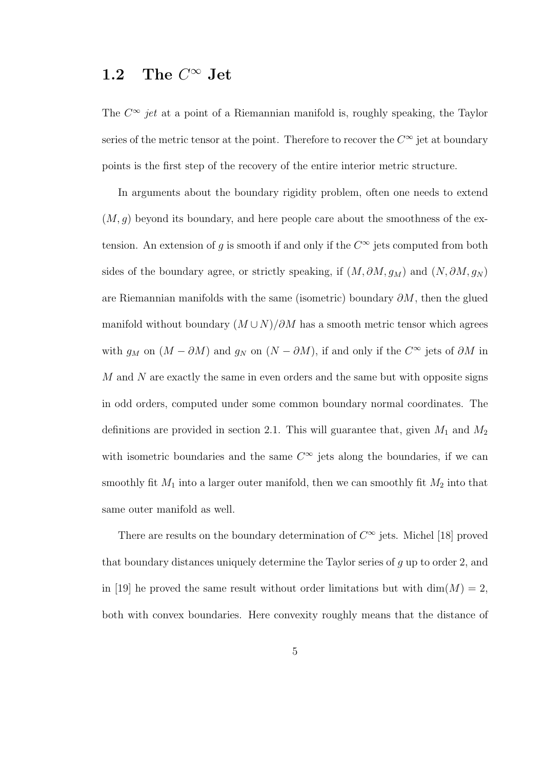## 1.2 The $C^\infty$ Jet

The $C^\infty$ *jet* at a point of a Riemannian manifold is, roughly speaking, the Taylor series of the metric tensor at the point. Therefore to recover the $C^\infty$ jet at boundary points is the first step of the recovery of the entire interior metric structure.

In arguments about the boundary rigidity problem, often one needs to extend $(M, g)$ beyond its boundary, and here people care about the smoothness of the extension. An extension of $g$ is smooth if and only if the $C^\infty$ jets computed from both sides of the boundary agree, or strictly speaking, if $(M, \partial M, g_M)$ and $(N, \partial M, g_N)$ are Riemannian manifolds with the same (isometric) boundary $\partial M$, then the glued manifold without boundary $(M \cup N)/\partial M$ has a smooth metric tensor which agrees with $g_M$ on $(M - \partial M)$ and $g_N$ on $(N - \partial M)$, if and only if the $C^\infty$ jets of $\partial M$ in $M$ and $N$ are exactly the same in even orders and the same but with opposite signs in odd orders, computed under some common boundary normal coordinates. The definitions are provided in section 2.1. This will guarantee that, given $M_1$ and $M_2$ with isometric boundaries and the same $C^\infty$ jets along the boundaries, if we can smoothly fit $M_1$ into a larger outer manifold, then we can smoothly fit $M_2$ into that same outer manifold as well.

There are results on the boundary determination of $C^\infty$ jets. Michel [18] proved that boundary distances uniquely determine the Taylor series of $g$ up to order 2, and in [19] he proved the same result without order limitations but with $\dim(M) = 2$, both with convex boundaries. Here convexity roughly means that the distance of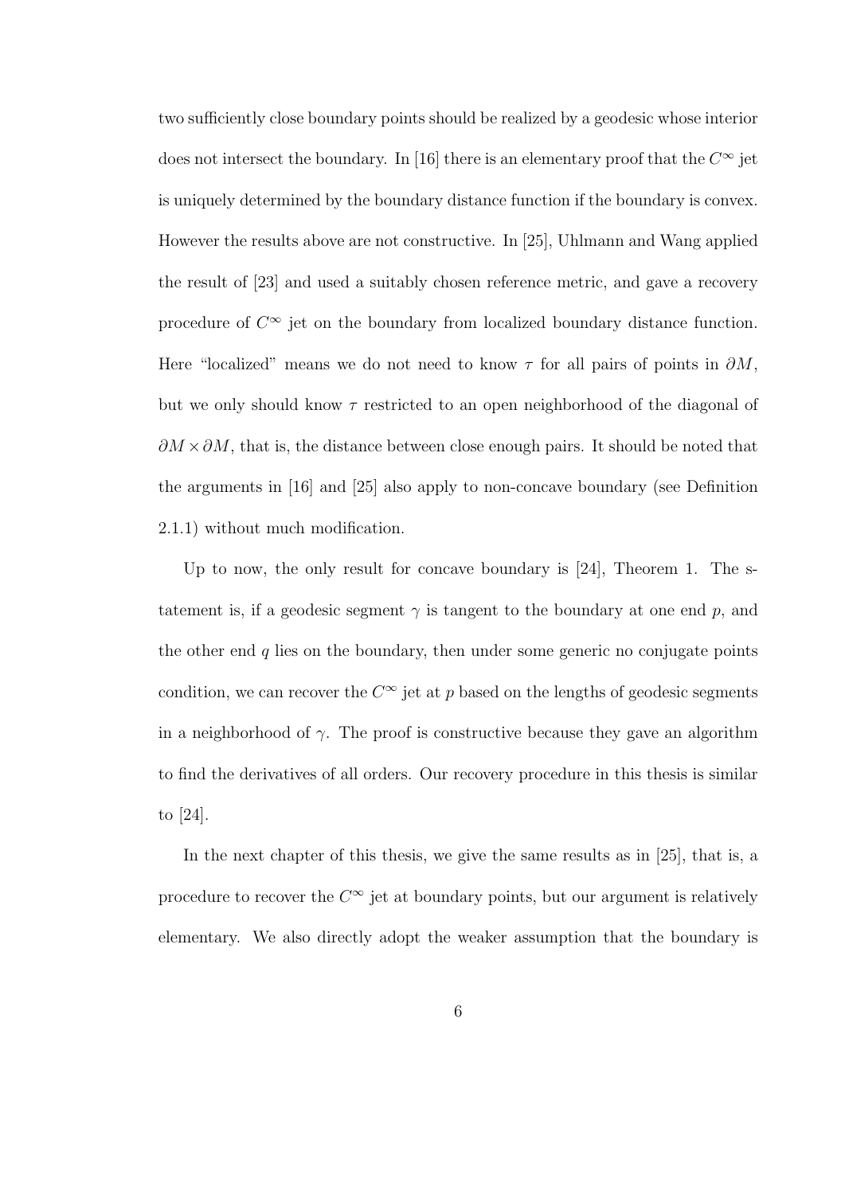two sufficiently close boundary points should be realized by a geodesic whose interior does not intersect the boundary. In [16] there is an elementary proof that the $C^\infty$ jet is uniquely determined by the boundary distance function if the boundary is convex. However the results above are not constructive. In [25], Uhlmann and Wang applied the result of [23] and used a suitably chosen reference metric, and gave a recovery procedure of $C^\infty$ jet on the boundary from localized boundary distance function. Here "localized" means we do not need to know $\tau$ for all pairs of points in $\partial M$, but we only should know $\tau$ restricted to an open neighborhood of the diagonal of $\partial M \times \partial M$, that is, the distance between close enough pairs. It should be noted that the arguments in [16] and [25] also apply to non-concave boundary (see Definition 2.1.1) without much modification.

Up to now, the only result for concave boundary is [24], Theorem 1. The s-tatement is, if a geodesic segment $\gamma$ is tangent to the boundary at one end $p$, and the other end $q$ lies on the boundary, then under some generic no conjugate points condition, we can recover the $C^\infty$ jet at $p$ based on the lengths of geodesic segments in a neighborhood of $\gamma$. The proof is constructive because they gave an algorithm to find the derivatives of all orders. Our recovery procedure in this thesis is similar to [24].

In the next chapter of this thesis, we give the same results as in [25], that is, a procedure to recover the $C^\infty$ jet at boundary points, but our argument is relatively elementary. We also directly adopt the weaker assumption that the boundary is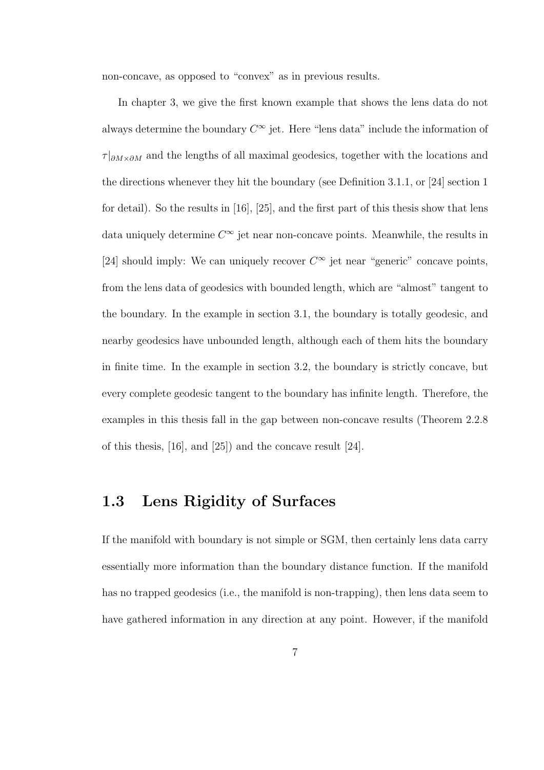non-concave, as opposed to "convex" as in previous results.

In chapter 3, we give the first known example that shows the lens data do not always determine the boundary $C^\infty$ jet. Here "lens data" include the information of $\tau|_{\partial M \times \partial M}$ and the lengths of all maximal geodesics, together with the locations and the directions whenever they hit the boundary (see Definition 3.1.1, or [24] section 1 for detail). So the results in [16], [25], and the first part of this thesis show that lens data uniquely determine $C^\infty$ jet near non-concave points. Meanwhile, the results in [24] should imply: We can uniquely recover $C^\infty$ jet near "generic" concave points, from the lens data of geodesics with bounded length, which are "almost" tangent to the boundary. In the example in section 3.1, the boundary is totally geodesic, and nearby geodesics have unbounded length, although each of them hits the boundary in finite time. In the example in section 3.2, the boundary is strictly concave, but every complete geodesic tangent to the boundary has infinite length. Therefore, the examples in this thesis fall in the gap between non-concave results (Theorem 2.2.8 of this thesis, [16], and [25]) and the concave result [24].

## 1.3 Lens Rigidity of Surfaces

If the manifold with boundary is not simple or SGM, then certainly lens data carry essentially more information than the boundary distance function. If the manifold has no trapped geodesics (i.e., the manifold is non-trapping), then lens data seem to have gathered information in any direction at any point. However, if the manifold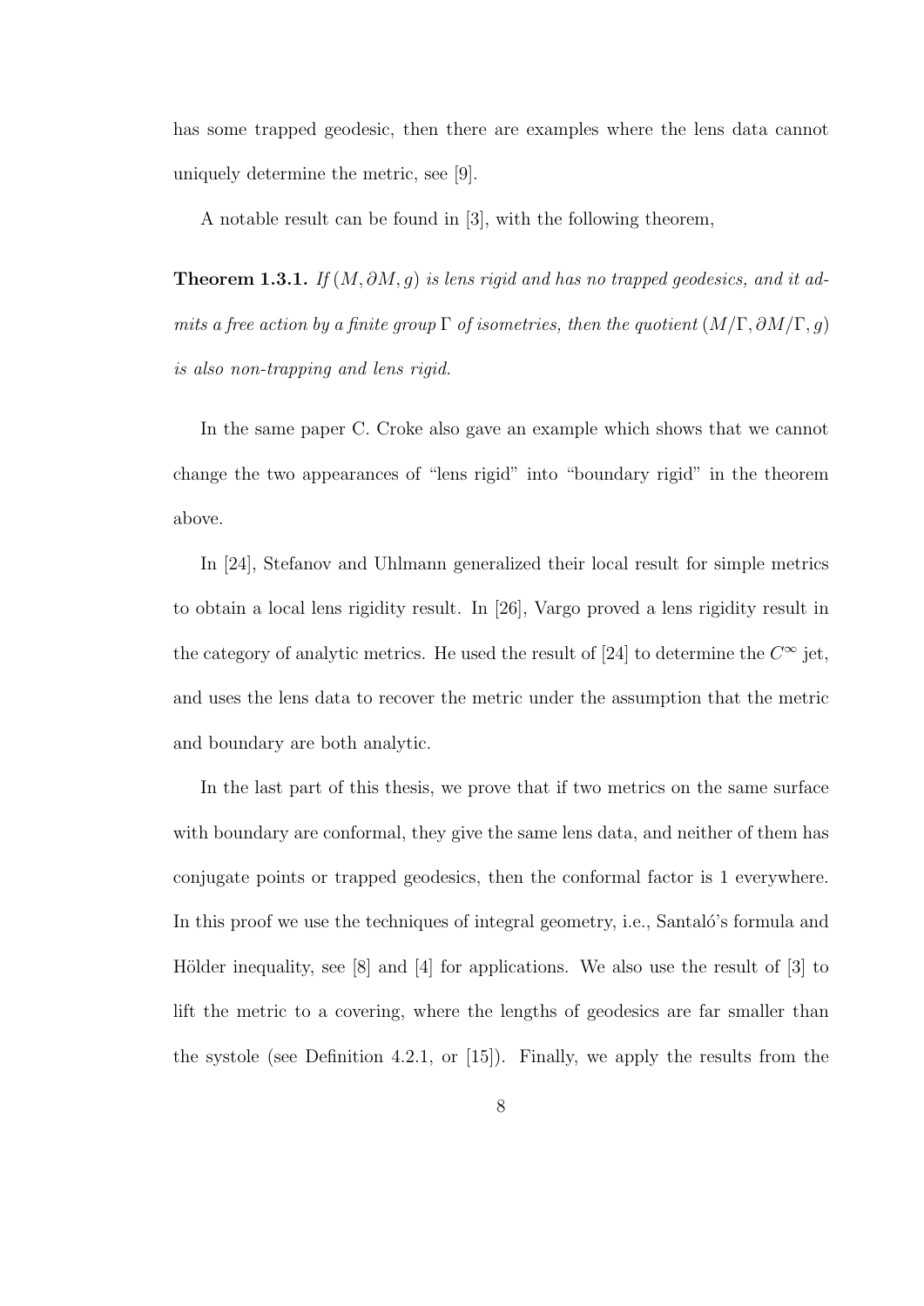has some trapped geodesic, then there are examples where the lens data cannot uniquely determine the metric, see [9].

A notable result can be found in [3], with the following theorem,

**Theorem 1.3.1.** *If $(M, \partial M, g)$ is lens rigid and has no trapped geodesics, and it admits a free action by a finite group $\Gamma$ of isometries, then the quotient $(M/\Gamma, \partial M/\Gamma, g)$ is also non-trapping and lens rigid.*

In the same paper C. Croke also gave an example which shows that we cannot change the two appearances of "lens rigid" into "boundary rigid" in the theorem above.

In [24], Stefanov and Uhlmann generalized their local result for simple metrics to obtain a local lens rigidity result. In [26], Vargo proved a lens rigidity result in the category of analytic metrics. He used the result of [24] to determine the $C^\infty$ jet, and uses the lens data to recover the metric under the assumption that the metric and boundary are both analytic.

In the last part of this thesis, we prove that if two metrics on the same surface with boundary are conformal, they give the same lens data, and neither of them has conjugate points or trapped geodesics, then the conformal factor is 1 everywhere. In this proof we use the techniques of integral geometry, i.e., Santaló's formula and Hölder inequality, see [8] and [4] for applications. We also use the result of [3] to lift the metric to a covering, where the lengths of geodesics are far smaller than the systole (see Definition 4.2.1, or [15]). Finally, we apply the results from the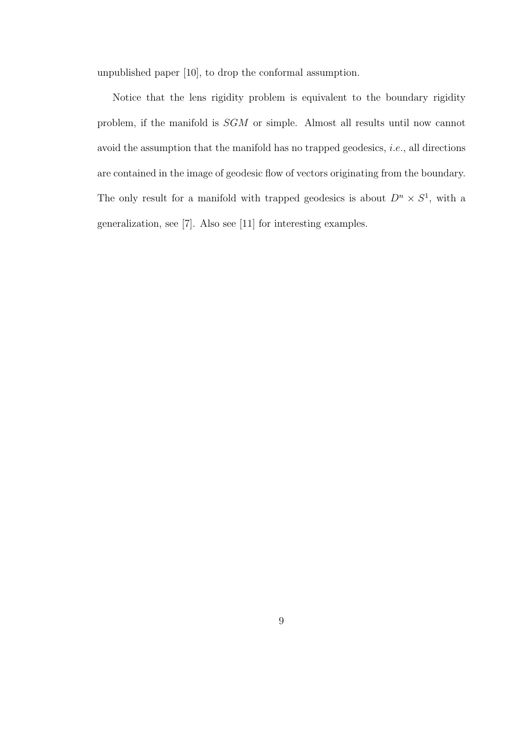unpublished paper [10], to drop the conformal assumption.

Notice that the lens rigidity problem is equivalent to the boundary rigidity problem, if the manifold is $SGM$ or simple. Almost all results until now cannot avoid the assumption that the manifold has no trapped geodesics, *i.e.*, all directions are contained in the image of geodesic flow of vectors originating from the boundary. The only result for a manifold with trapped geodesics is about $D^n \times S^1$, with a generalization, see [7]. Also see [11] for interesting examples.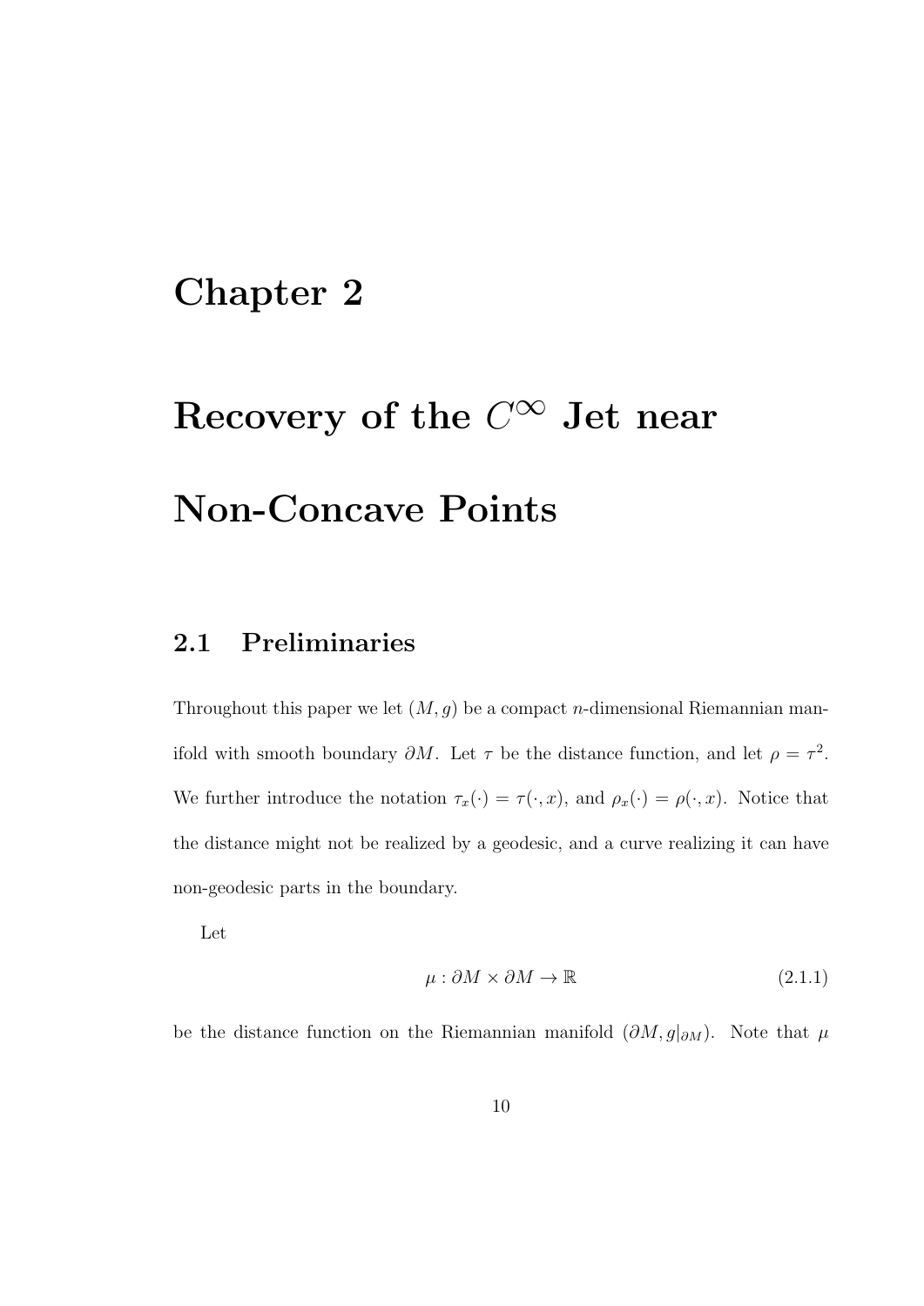# Chapter 2

# Recovery of the $C^\infty$ Jet near Non-Concave Points

## 2.1 Preliminaries

Throughout this paper we let $(M, g)$ be a compact $n$-dimensional Riemannian manifold with smooth boundary $\partial M$. Let $\tau$ be the distance function, and let $\rho = \tau^2$. We further introduce the notation $\tau_x(\cdot) = \tau(\cdot, x)$, and $\rho_x(\cdot) = \rho(\cdot, x)$. Notice that the distance might not be realized by a geodesic, and a curve realizing it can have non-geodesic parts in the boundary.

Let

$$\mu : \partial M \times \partial M \to \mathbb{R} \tag{2.1.1}$$

be the distance function on the Riemannian manifold $(\partial M, g|_{\partial M})$. Note that $\mu$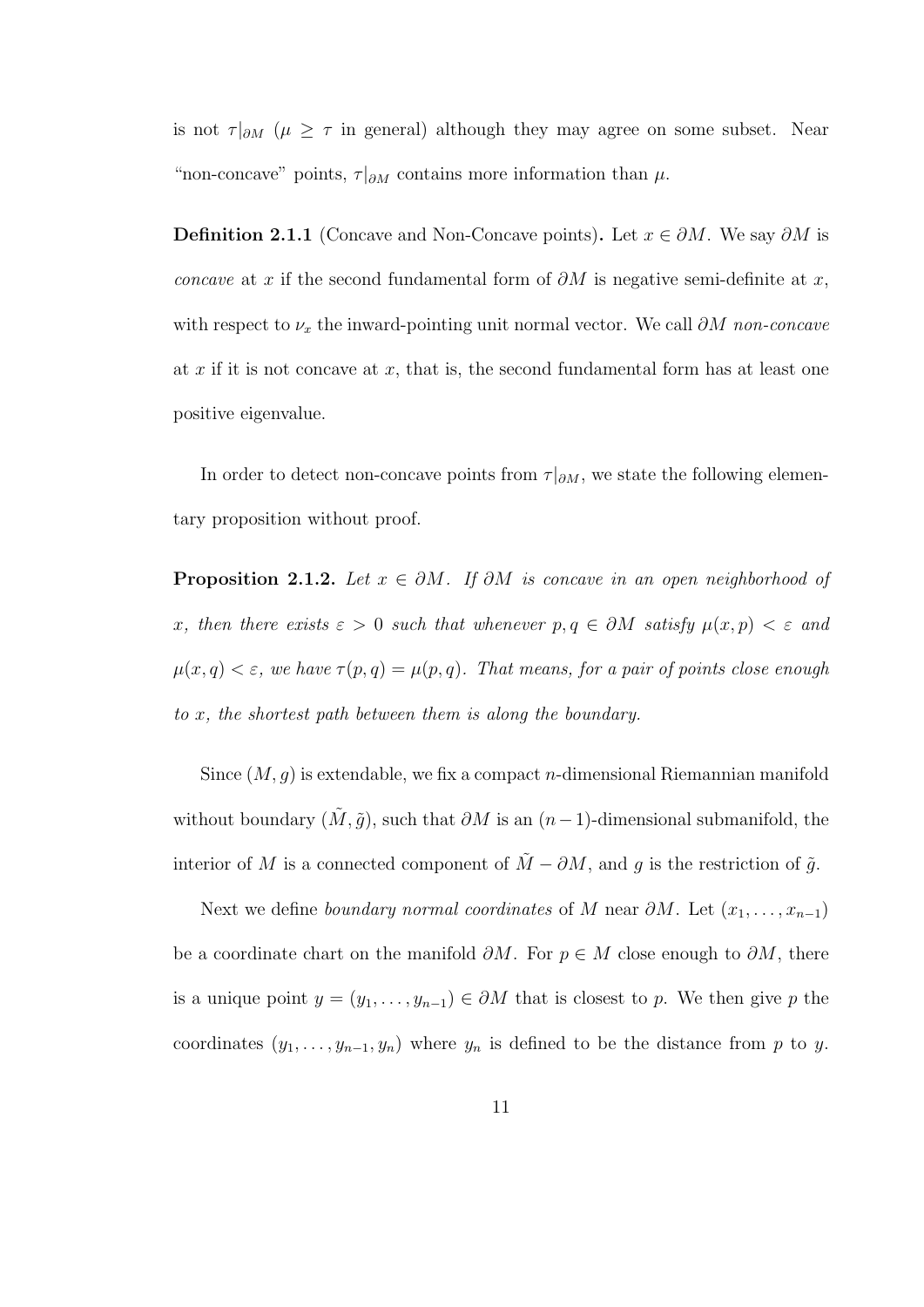is not $\tau|_{\partial M}$ ($\mu \geq \tau$ in general) although they may agree on some subset. Near "non-concave" points, $\tau|_{\partial M}$ contains more information than $\mu$.

**Definition 2.1.1** (Concave and Non-Concave points)**.** Let $x \in \partial M$. We say $\partial M$ is *concave* at $x$ if the second fundamental form of $\partial M$ is negative semi-definite at $x$, with respect to $\nu_x$ the inward-pointing unit normal vector. We call $\partial M$ *non-concave* at $x$ if it is not concave at $x$, that is, the second fundamental form has at least one positive eigenvalue.

In order to detect non-concave points from $\tau|_{\partial M}$, we state the following elementary proposition without proof.

**Proposition 2.1.2.** *Let $x \in \partial M$. If $\partial M$ is concave in an open neighborhood of $x$, then there exists $\varepsilon > 0$ such that whenever $p, q \in \partial M$ satisfy $\mu(x, p) < \varepsilon$ and $\mu(x, q) < \varepsilon$, we have $\tau(p, q) = \mu(p, q)$. That means, for a pair of points close enough to $x$, the shortest path between them is along the boundary.*

Since $(M, g)$ is extendable, we fix a compact $n$-dimensional Riemannian manifold without boundary $(\tilde{M}, \tilde{g})$, such that $\partial M$ is an $(n-1)$-dimensional submanifold, the interior of $M$ is a connected component of $\tilde{M} - \partial M$, and $g$ is the restriction of $\tilde{g}$.

Next we define *boundary normal coordinates* of $M$ near $\partial M$. Let $(x_1, \ldots, x_{n-1})$ be a coordinate chart on the manifold $\partial M$. For $p \in M$ close enough to $\partial M$, there is a unique point $y = (y_1, \ldots, y_{n-1}) \in \partial M$ that is closest to $p$. We then give $p$ the coordinates $(y_1, \ldots, y_{n-1}, y_n)$ where $y_n$ is defined to be the distance from $p$ to $y$.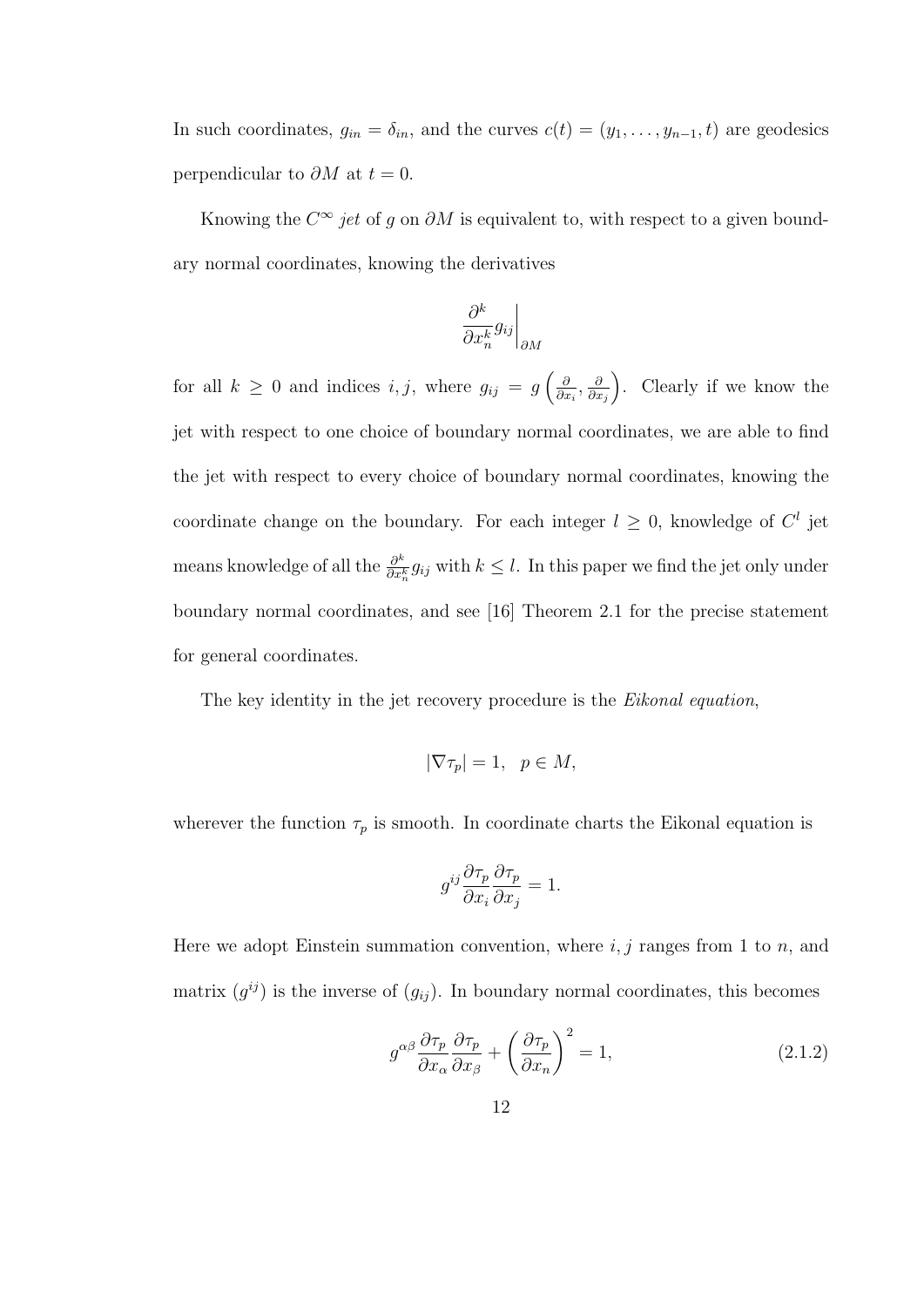In such coordinates, $g_{in} = \delta_{in}$, and the curves $c(t) = (y_1, \ldots, y_{n-1}, t)$ are geodesics perpendicular to $\partial M$ at $t = 0$.

Knowing the $C^\infty$ *jet* of $g$ on $\partial M$ is equivalent to, with respect to a given boundary normal coordinates, knowing the derivatives

$$\left.\frac{\partial^k}{\partial x_n^k} g_{ij}\right|_{\partial M}$$

for all $k \geq 0$ and indices $i, j$, where $g_{ij} = g\left(\frac{\partial}{\partial x_i}, \frac{\partial}{\partial x_j}\right)$. Clearly if we know the jet with respect to one choice of boundary normal coordinates, we are able to find the jet with respect to every choice of boundary normal coordinates, knowing the coordinate change on the boundary. For each integer $l \geq 0$, knowledge of $C^l$ jet means knowledge of all the $\frac{\partial^k}{\partial x_n^k} g_{ij}$ with $k \leq l$. In this paper we find the jet only under boundary normal coordinates, and see [16] Theorem 2.1 for the precise statement for general coordinates.

The key identity in the jet recovery procedure is the *Eikonal equation*,

$$|\nabla \tau_p| = 1, \quad p \in M,$$

wherever the function $\tau_p$ is smooth. In coordinate charts the Eikonal equation is

$$g^{ij} \frac{\partial \tau_p}{\partial x_i} \frac{\partial \tau_p}{\partial x_j} = 1.$$

Here we adopt Einstein summation convention, where $i, j$ ranges from 1 to $n$, and matrix $(g^{ij})$ is the inverse of $(g_{ij})$. In boundary normal coordinates, this becomes

$$g^{\alpha\beta} \frac{\partial \tau_p}{\partial x_\alpha} \frac{\partial \tau_p}{\partial x_\beta} + \left(\frac{\partial \tau_p}{\partial x_n}\right)^2 = 1, \tag{2.1.2}$$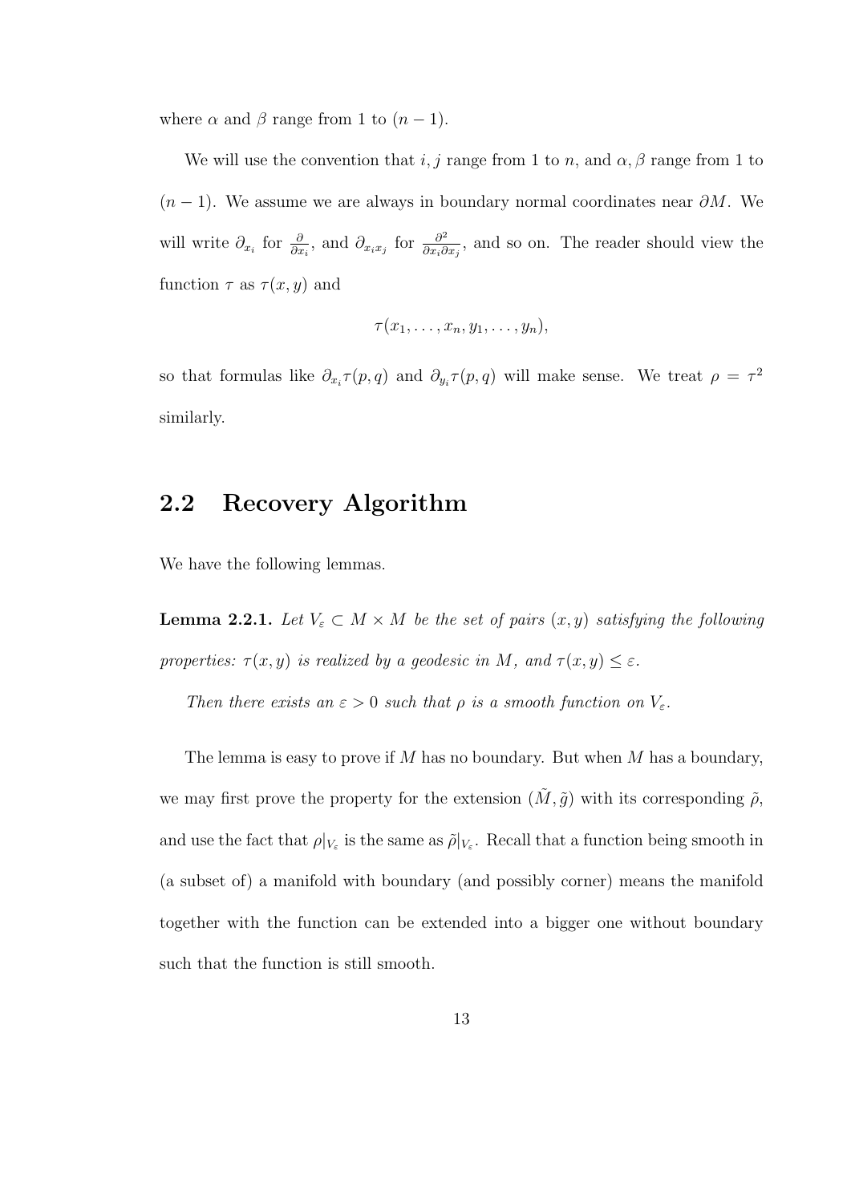where $\alpha$ and $\beta$ range from 1 to $(n-1)$.

We will use the convention that $i, j$ range from 1 to $n$, and $\alpha, \beta$ range from 1 to $(n-1)$. We assume we are always in boundary normal coordinates near $\partial M$. We will write $\partial_{x_i}$ for $\frac{\partial}{\partial x_i}$, and $\partial_{x_i x_j}$ for $\frac{\partial^2}{\partial x_i \partial x_j}$, and so on. The reader should view the function $\tau$ as $\tau(x, y)$ and

$$\tau(x_1, \ldots, x_n, y_1, \ldots, y_n),$$

so that formulas like $\partial_{x_i}\tau(p, q)$ and $\partial_{y_i}\tau(p, q)$ will make sense. We treat $\rho = \tau^2$ similarly.

## 2.2 Recovery Algorithm

We have the following lemmas.

**Lemma 2.2.1.** *Let $V_\varepsilon \subset M \times M$ be the set of pairs $(x, y)$ satisfying the following properties: $\tau(x, y)$ is realized by a geodesic in $M$, and $\tau(x, y) \leq \varepsilon$.*

*Then there exists an $\varepsilon > 0$ such that $\rho$ is a smooth function on $V_\varepsilon$.*

The lemma is easy to prove if $M$ has no boundary. But when $M$ has a boundary, we may first prove the property for the extension $(\tilde{M}, \tilde{g})$ with its corresponding $\tilde{\rho}$, and use the fact that $\rho|_{V_\varepsilon}$ is the same as $\tilde{\rho}|_{V_\varepsilon}$. Recall that a function being smooth in (a subset of) a manifold with boundary (and possibly corner) means the manifold together with the function can be extended into a bigger one without boundary such that the function is still smooth.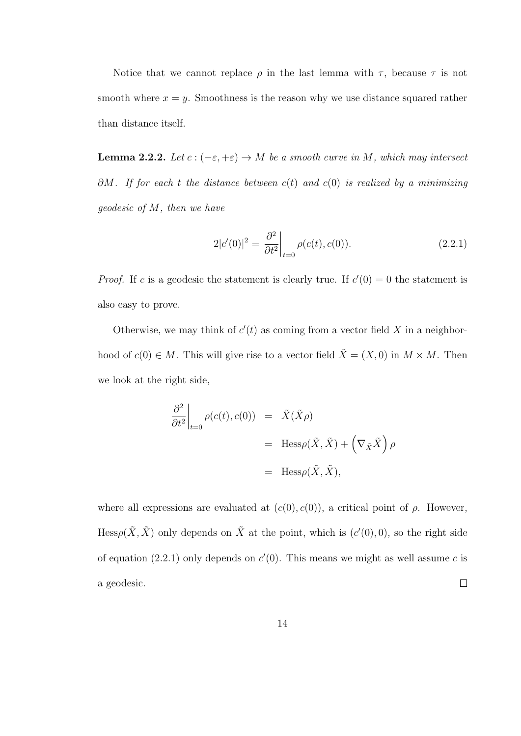Notice that we cannot replace $\rho$ in the last lemma with $\tau$, because $\tau$ is not smooth where $x = y$. Smoothness is the reason why we use distance squared rather than distance itself.

**Lemma 2.2.2.** *Let $c : (-\varepsilon, +\varepsilon) \to M$ be a smooth curve in $M$, which may intersect $\partial M$. If for each $t$ the distance between $c(t)$ and $c(0)$ is realized by a minimizing geodesic of $M$, then we have*

$$2|c'(0)|^2 = \left.\frac{\partial^2}{\partial t^2}\right|_{t=0} \rho(c(t), c(0)). \tag{2.2.1}$$

*Proof.* If $c$ is a geodesic the statement is clearly true. If $c'(0) = 0$ the statement is also easy to prove.

Otherwise, we may think of $c'(t)$ as coming from a vector field $X$ in a neighborhood of $c(0) \in M$. This will give rise to a vector field $\tilde{X} = (X, 0)$ in $M \times M$. Then we look at the right side,

$$\begin{aligned}
\left.\frac{\partial^2}{\partial t^2}\right|_{t=0} \rho(c(t), c(0)) &= \tilde{X}(\tilde{X}\rho) \\
&= \mathrm{Hess}\rho(\tilde{X}, \tilde{X}) + \left(\nabla_{\tilde{X}}\tilde{X}\right)\rho \\
&= \mathrm{Hess}\rho(\tilde{X}, \tilde{X}),
\end{aligned}$$

where all expressions are evaluated at $(c(0), c(0))$, a critical point of $\rho$. However, $\mathrm{Hess}\rho(\tilde{X}, \tilde{X})$ only depends on $\tilde{X}$ at the point, which is $(c'(0), 0)$, so the right side of equation (2.2.1) only depends on $c'(0)$. This means we might as well assume $c$ is a geodesic. $\square$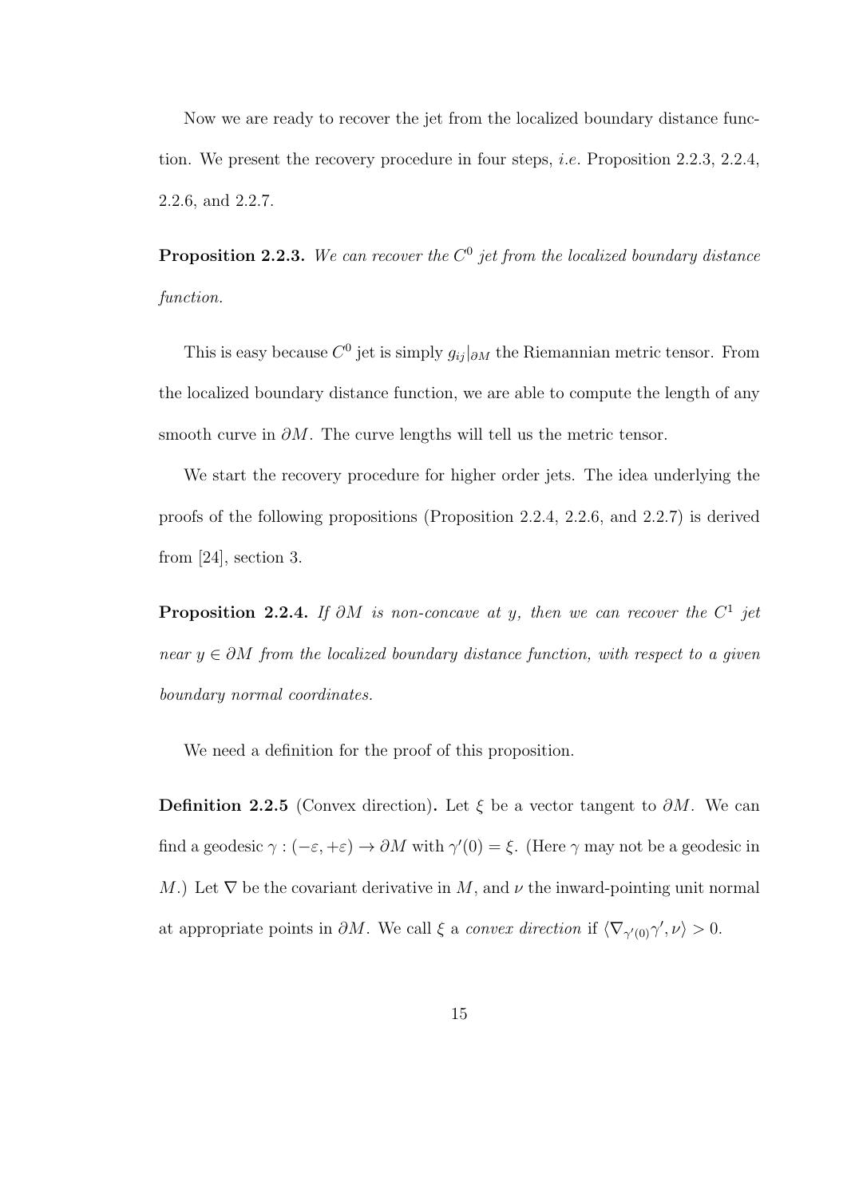Now we are ready to recover the jet from the localized boundary distance function. We present the recovery procedure in four steps, *i.e.* Proposition 2.2.3, 2.2.4, 2.2.6, and 2.2.7.

**Proposition 2.2.3.** *We can recover the $C^0$ jet from the localized boundary distance function.*

This is easy because $C^0$ jet is simply $g_{ij}|_{\partial M}$ the Riemannian metric tensor. From the localized boundary distance function, we are able to compute the length of any smooth curve in $\partial M$. The curve lengths will tell us the metric tensor.

We start the recovery procedure for higher order jets. The idea underlying the proofs of the following propositions (Proposition 2.2.4, 2.2.6, and 2.2.7) is derived from [24], section 3.

**Proposition 2.2.4.** *If $\partial M$ is non-concave at $y$, then we can recover the $C^1$ jet near $y \in \partial M$ from the localized boundary distance function, with respect to a given boundary normal coordinates.*

We need a definition for the proof of this proposition.

**Definition 2.2.5** (Convex direction)**.** Let $\xi$ be a vector tangent to $\partial M$. We can find a geodesic $\gamma : (-\varepsilon, +\varepsilon) \to \partial M$ with $\gamma'(0) = \xi$. (Here $\gamma$ may not be a geodesic in $M$.) Let $\nabla$ be the covariant derivative in $M$, and $\nu$ the inward-pointing unit normal at appropriate points in $\partial M$. We call $\xi$ a *convex direction* if $\langle \nabla_{\gamma'(0)} \gamma', \nu \rangle > 0$.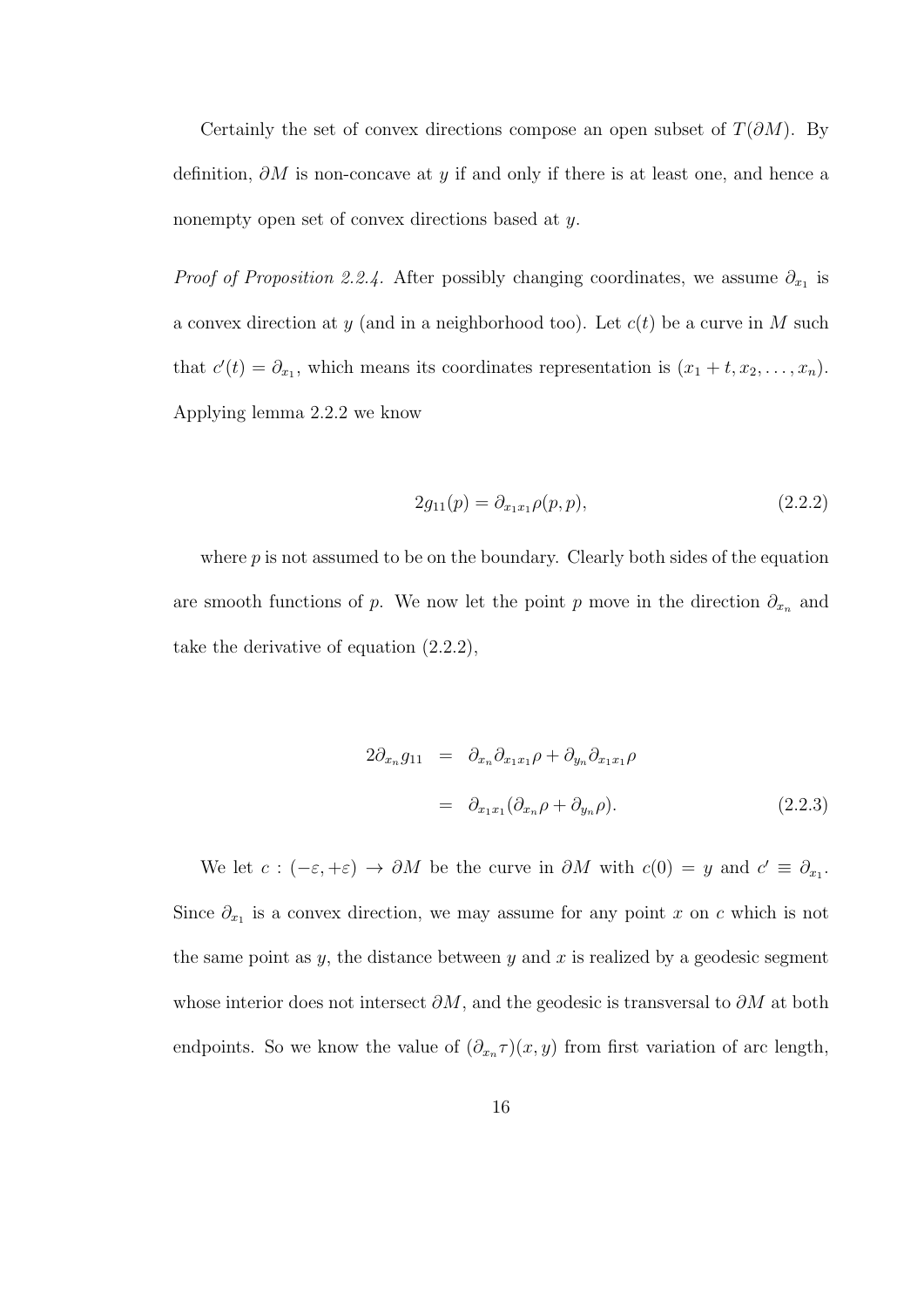Certainly the set of convex directions compose an open subset of $T(\partial M)$. By definition, $\partial M$ is non-concave at $y$ if and only if there is at least one, and hence a nonempty open set of convex directions based at $y$.

*Proof of Proposition 2.2.4.* After possibly changing coordinates, we assume $\partial_{x_1}$ is a convex direction at $y$ (and in a neighborhood too). Let $c(t)$ be a curve in $M$ such that $c'(t) = \partial_{x_1}$, which means its coordinates representation is $(x_1 + t, x_2, \ldots, x_n)$. Applying lemma 2.2.2 we know

$$2g_{11}(p) = \partial_{x_1 x_1}\rho(p,p), \tag{2.2.2}$$

where $p$ is not assumed to be on the boundary. Clearly both sides of the equation are smooth functions of $p$. We now let the point $p$ move in the direction $\partial_{x_n}$ and take the derivative of equation (2.2.2),

$$\begin{aligned} 2\partial_{x_n} g_{11} &= \partial_{x_n}\partial_{x_1 x_1}\rho + \partial_{y_n}\partial_{x_1 x_1}\rho \\ &= \partial_{x_1 x_1}(\partial_{x_n}\rho + \partial_{y_n}\rho). \end{aligned} \tag{2.2.3}$$

We let $c : (-\varepsilon, +\varepsilon) \to \partial M$ be the curve in $\partial M$ with $c(0) = y$ and $c' \equiv \partial_{x_1}$. Since $\partial_{x_1}$ is a convex direction, we may assume for any point $x$ on $c$ which is not the same point as $y$, the distance between $y$ and $x$ is realized by a geodesic segment whose interior does not intersect $\partial M$, and the geodesic is transversal to $\partial M$ at both endpoints. So we know the value of $(\partial_{x_n}\tau)(x, y)$ from first variation of arc length,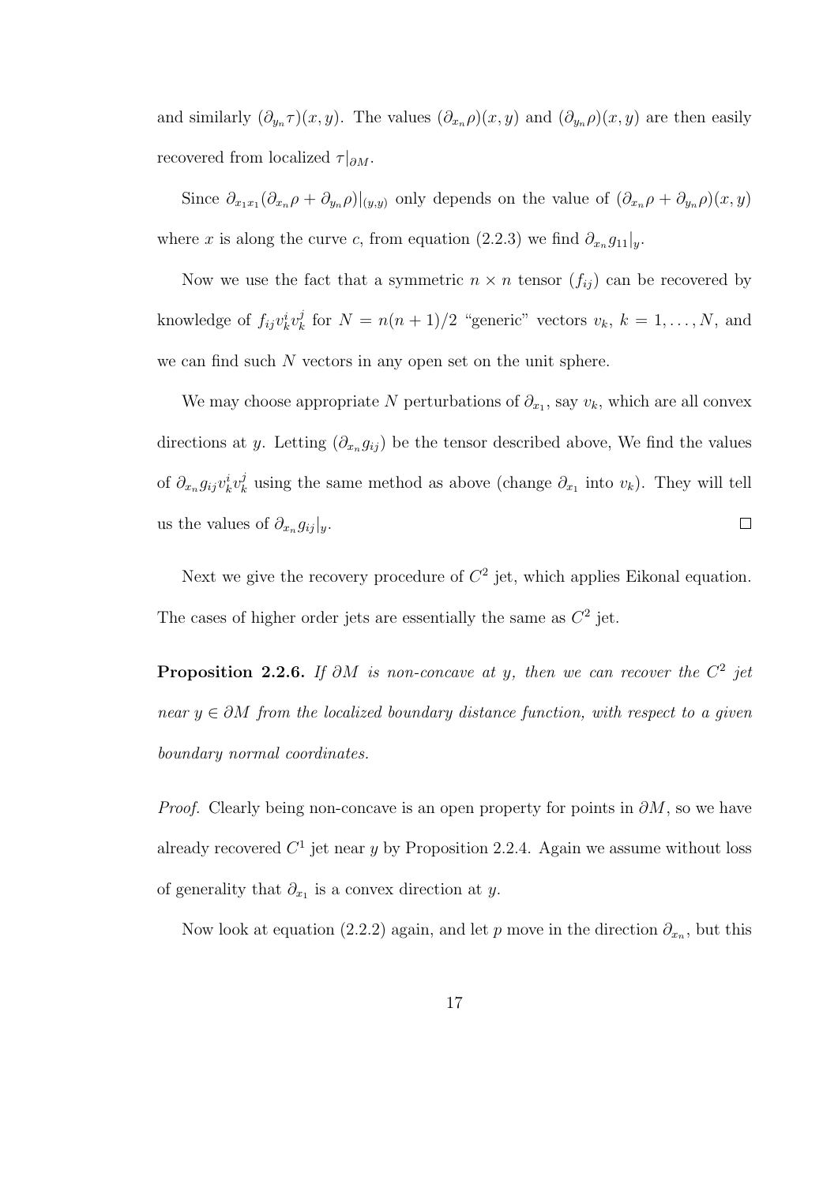and similarly $(\partial_{y_n}\tau)(x,y)$. The values $(\partial_{x_n}\rho)(x,y)$ and $(\partial_{y_n}\rho)(x,y)$ are then easily recovered from localized $\tau|_{\partial M}$.

Since $\partial_{x_1x_1}(\partial_{x_n}\rho + \partial_{y_n}\rho)|_{(y,y)}$ only depends on the value of $(\partial_{x_n}\rho + \partial_{y_n}\rho)(x,y)$ where $x$ is along the curve $c$, from equation (2.2.3) we find $\partial_{x_n}g_{11}|_y$.

Now we use the fact that a symmetric $n \times n$ tensor $(f_{ij})$ can be recovered by knowledge of $f_{ij}v_k^i v_k^j$ for $N = n(n+1)/2$ "generic" vectors $v_k$, $k = 1, \ldots, N$, and we can find such $N$ vectors in any open set on the unit sphere.

We may choose appropriate $N$ perturbations of $\partial_{x_1}$, say $v_k$, which are all convex directions at $y$. Letting $(\partial_{x_n}g_{ij})$ be the tensor described above, We find the values of $\partial_{x_n}g_{ij}v_k^i v_k^j$ using the same method as above (change $\partial_{x_1}$ into $v_k$). They will tell us the values of $\partial_{x_n}g_{ij}|_y$. $\square$

Next we give the recovery procedure of $C^2$ jet, which applies Eikonal equation. The cases of higher order jets are essentially the same as $C^2$ jet.

**Proposition 2.2.6.** *If $\partial M$ is non-concave at $y$, then we can recover the $C^2$ jet near $y \in \partial M$ from the localized boundary distance function, with respect to a given boundary normal coordinates.*

*Proof.* Clearly being non-concave is an open property for points in $\partial M$, so we have already recovered $C^1$ jet near $y$ by Proposition 2.2.4. Again we assume without loss of generality that $\partial_{x_1}$ is a convex direction at $y$.

Now look at equation (2.2.2) again, and let $p$ move in the direction $\partial_{x_n}$, but this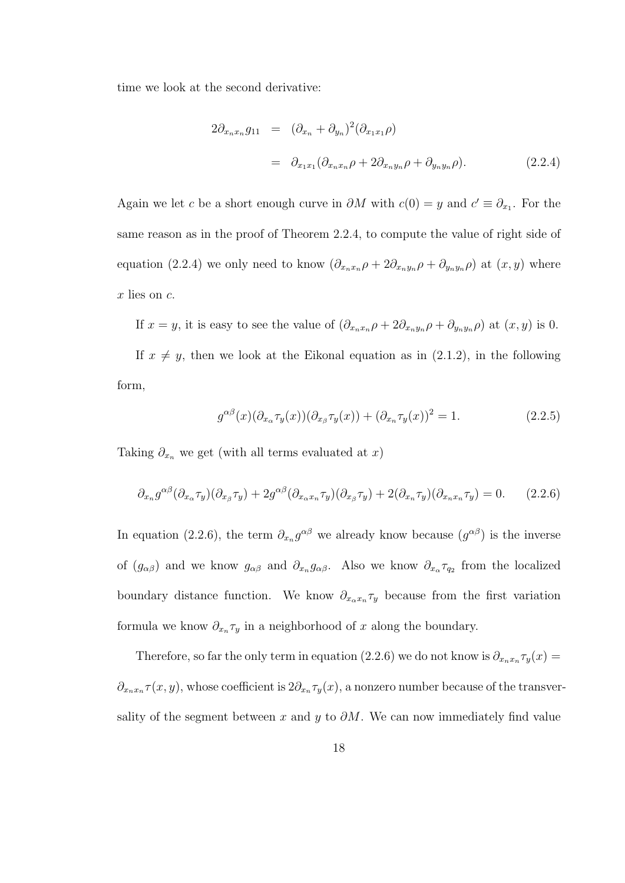time we look at the second derivative:

$$
\begin{aligned}
2\partial_{x_n x_n} g_{11} &= (\partial_{x_n} + \partial_{y_n})^2 (\partial_{x_1 x_1} \rho) \\
&= \partial_{x_1 x_1} (\partial_{x_n x_n} \rho + 2\partial_{x_n y_n} \rho + \partial_{y_n y_n} \rho). \qquad (2.2.4)
\end{aligned}
$$

Again we let $c$ be a short enough curve in $\partial M$ with $c(0) = y$ and $c' \equiv \partial_{x_1}$. For the same reason as in the proof of Theorem 2.2.4, to compute the value of right side of equation (2.2.4) we only need to know $(\partial_{x_n x_n} \rho + 2\partial_{x_n y_n} \rho + \partial_{y_n y_n} \rho)$ at $(x, y)$ where $x$ lies on $c$.

If $x = y$, it is easy to see the value of $(\partial_{x_n x_n} \rho + 2\partial_{x_n y_n} \rho + \partial_{y_n y_n} \rho)$ at $(x, y)$ is 0.

If $x \neq y$, then we look at the Eikonal equation as in (2.1.2), in the following form,

$$
g^{\alpha\beta}(x)(\partial_{x_\alpha} \tau_y(x))(\partial_{x_\beta} \tau_y(x)) + (\partial_{x_n} \tau_y(x))^2 = 1. \qquad (2.2.5)
$$

Taking $\partial_{x_n}$ we get (with all terms evaluated at $x$)

$$
\partial_{x_n} g^{\alpha\beta}(\partial_{x_\alpha} \tau_y)(\partial_{x_\beta} \tau_y) + 2g^{\alpha\beta}(\partial_{x_\alpha x_n} \tau_y)(\partial_{x_\beta} \tau_y) + 2(\partial_{x_n} \tau_y)(\partial_{x_n x_n} \tau_y) = 0. \qquad (2.2.6)
$$

In equation (2.2.6), the term $\partial_{x_n} g^{\alpha\beta}$ we already know because $(g^{\alpha\beta})$ is the inverse of $(g_{\alpha\beta})$ and we know $g_{\alpha\beta}$ and $\partial_{x_n} g_{\alpha\beta}$. Also we know $\partial_{x_\alpha} \tau_{q_2}$ from the localized boundary distance function. We know $\partial_{x_\alpha x_n} \tau_y$ because from the first variation formula we know $\partial_{x_n} \tau_y$ in a neighborhood of $x$ along the boundary.

Therefore, so far the only term in equation (2.2.6) we do not know is $\partial_{x_n x_n} \tau_y(x) = \partial_{x_n x_n} \tau(x, y)$, whose coefficient is $2\partial_{x_n} \tau_y(x)$, a nonzero number because of the transversality of the segment between $x$ and $y$ to $\partial M$. We can now immediately find value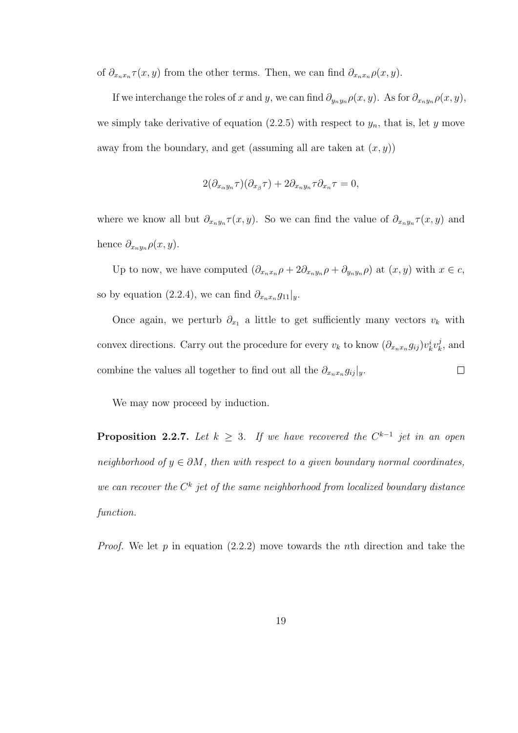of $\partial_{x_n x_n}\tau(x,y)$ from the other terms. Then, we can find $\partial_{x_n x_n}\rho(x,y)$.

If we interchange the roles of $x$ and $y$, we can find $\partial_{y_n y_n}\rho(x,y)$. As for $\partial_{x_n y_n}\rho(x,y)$, we simply take derivative of equation (2.2.5) with respect to $y_n$, that is, let $y$ move away from the boundary, and get (assuming all are taken at $(x,y)$)

$$2(\partial_{x_\alpha y_n}\tau)(\partial_{x_\beta}\tau) + 2\partial_{x_n y_n}\tau\partial_{x_n}\tau = 0,$$

where we know all but $\partial_{x_n y_n}\tau(x,y)$. So we can find the value of $\partial_{x_n y_n}\tau(x,y)$ and hence $\partial_{x_n y_n}\rho(x,y)$.

Up to now, we have computed $(\partial_{x_n x_n}\rho + 2\partial_{x_n y_n}\rho + \partial_{y_n y_n}\rho)$ at $(x,y)$ with $x \in c$, so by equation (2.2.4), we can find $\partial_{x_n x_n} g_{11}|_y$.

Once again, we perturb $\partial_{x_1}$ a little to get sufficiently many vectors $v_k$ with convex directions. Carry out the procedure for every $v_k$ to know $(\partial_{x_n x_n} g_{ij})v_k^i v_k^j$, and combine the values all together to find out all the $\partial_{x_n x_n} g_{ij}|_y$. $\square$

We may now proceed by induction.

**Proposition 2.2.7.** *Let $k \geq 3$. If we have recovered the $C^{k-1}$ jet in an open neighborhood of $y \in \partial M$, then with respect to a given boundary normal coordinates, we can recover the $C^k$ jet of the same neighborhood from localized boundary distance function.*

*Proof.* We let $p$ in equation (2.2.2) move towards the $n$th direction and take the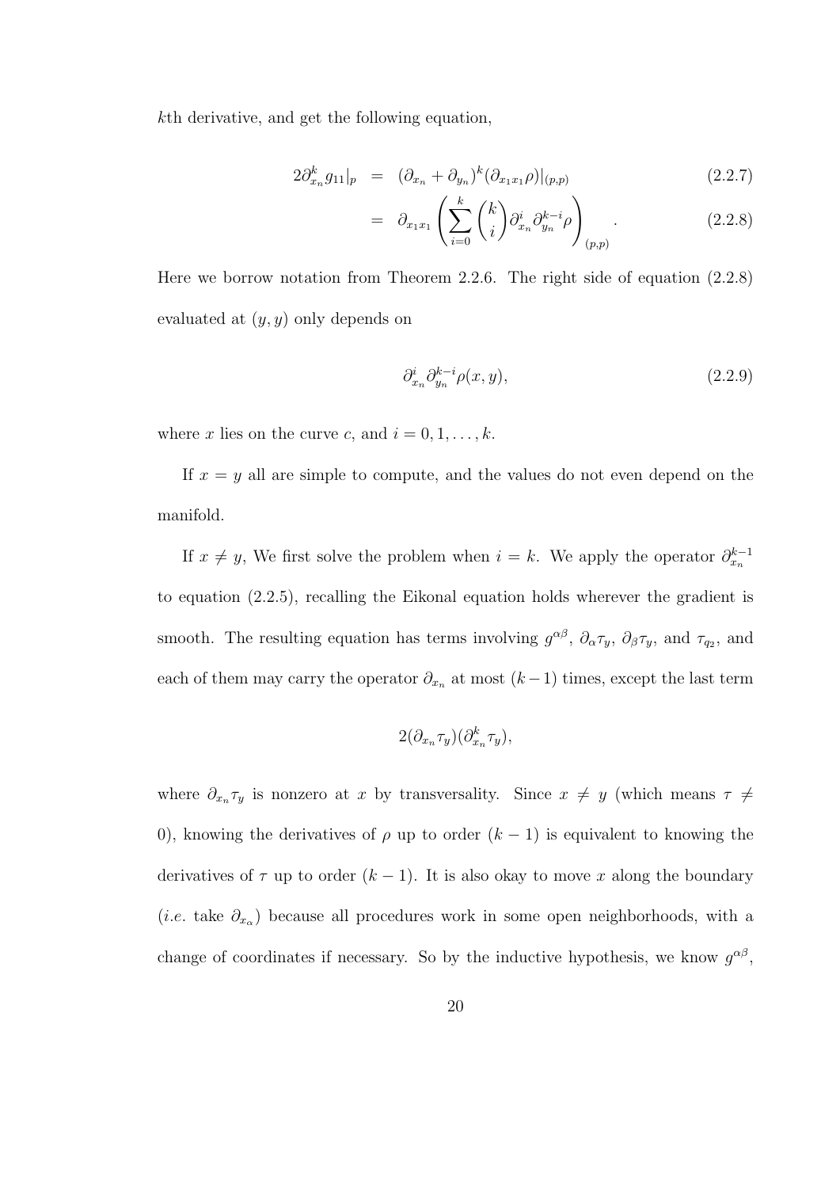$k$th derivative, and get the following equation,

$$2\partial_{x_n}^k g_{11}|_p = (\partial_{x_n} + \partial_{y_n})^k (\partial_{x_1x_1}\rho)|_{(p,p)} \tag{2.2.7}$$

$$= \partial_{x_1x_1}\left(\sum_{i=0}^{k}\binom{k}{i}\partial_{x_n}^i\partial_{y_n}^{k-i}\rho\right)_{(p,p)}. \tag{2.2.8}$$

Here we borrow notation from Theorem 2.2.6. The right side of equation (2.2.8) evaluated at $(y, y)$ only depends on

$$\partial_{x_n}^i\partial_{y_n}^{k-i}\rho(x, y), \tag{2.2.9}$$

where $x$ lies on the curve $c$, and $i = 0, 1, \ldots, k$.

If $x = y$ all are simple to compute, and the values do not even depend on the manifold.

If $x \neq y$, We first solve the problem when $i = k$. We apply the operator $\partial_{x_n}^{k-1}$ to equation (2.2.5), recalling the Eikonal equation holds wherever the gradient is smooth. The resulting equation has terms involving $g^{\alpha\beta}$, $\partial_\alpha\tau_y$, $\partial_\beta\tau_y$, and $\tau_{q_2}$, and each of them may carry the operator $\partial_{x_n}$ at most $(k-1)$ times, except the last term

$$2(\partial_{x_n}\tau_y)(\partial_{x_n}^k\tau_y),$$

where $\partial_{x_n}\tau_y$ is nonzero at $x$ by transversality. Since $x \neq y$ (which means $\tau \neq 0$), knowing the derivatives of $\rho$ up to order $(k-1)$ is equivalent to knowing the derivatives of $\tau$ up to order $(k-1)$. It is also okay to move $x$ along the boundary (*i.e.* take $\partial_{x_\alpha}$) because all procedures work in some open neighborhoods, with a change of coordinates if necessary. So by the inductive hypothesis, we know $g^{\alpha\beta}$,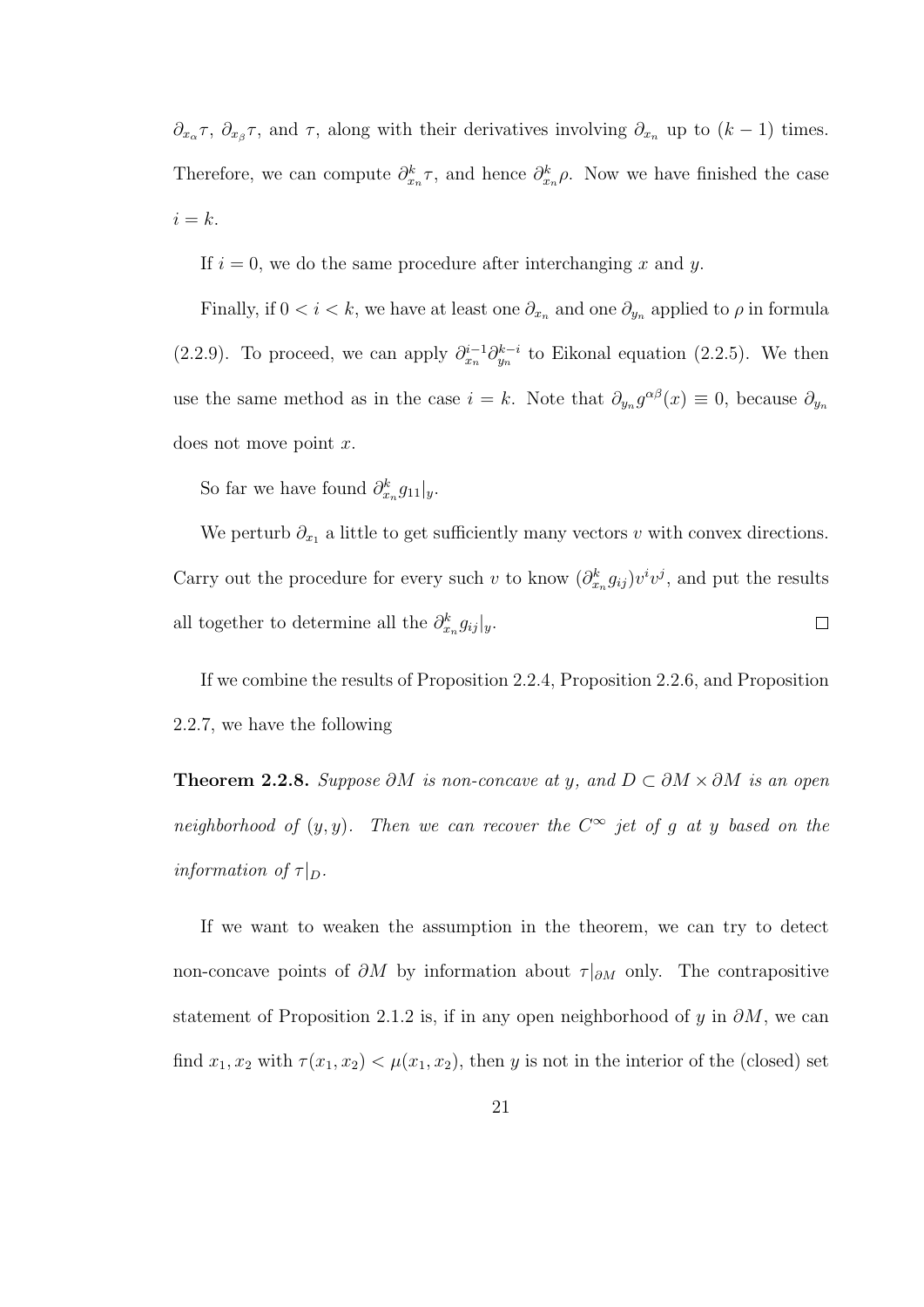$\partial_{x_\alpha}\tau$, $\partial_{x_\beta}\tau$, and $\tau$, along with their derivatives involving $\partial_{x_n}$ up to $(k-1)$ times. Therefore, we can compute $\partial^k_{x_n}\tau$, and hence $\partial^k_{x_n}\rho$. Now we have finished the case $i = k$.

If $i = 0$, we do the same procedure after interchanging $x$ and $y$.

Finally, if $0 < i < k$, we have at least one $\partial_{x_n}$ and one $\partial_{y_n}$ applied to $\rho$ in formula (2.2.9). To proceed, we can apply $\partial^{i-1}_{x_n}\partial^{k-i}_{y_n}$ to Eikonal equation (2.2.5). We then use the same method as in the case $i = k$. Note that $\partial_{y_n} g^{\alpha\beta}(x) \equiv 0$, because $\partial_{y_n}$ does not move point $x$.

So far we have found $\partial^k_{x_n} g_{11}|_y$.

We perturb $\partial_{x_1}$ a little to get sufficiently many vectors $v$ with convex directions. Carry out the procedure for every such $v$ to know $(\partial^k_{x_n} g_{ij})v^i v^j$, and put the results all together to determine all the $\partial^k_{x_n} g_{ij}|_y$. □

If we combine the results of Proposition 2.2.4, Proposition 2.2.6, and Proposition 2.2.7, we have the following

**Theorem 2.2.8.** *Suppose $\partial M$ is non-concave at $y$, and $D \subset \partial M \times \partial M$ is an open neighborhood of $(y, y)$. Then we can recover the $C^\infty$ jet of $g$ at $y$ based on the information of $\tau|_D$.*

If we want to weaken the assumption in the theorem, we can try to detect non-concave points of $\partial M$ by information about $\tau|_{\partial M}$ only. The contrapositive statement of Proposition 2.1.2 is, if in any open neighborhood of $y$ in $\partial M$, we can find $x_1, x_2$ with $\tau(x_1, x_2) < \mu(x_1, x_2)$, then $y$ is not in the interior of the (closed) set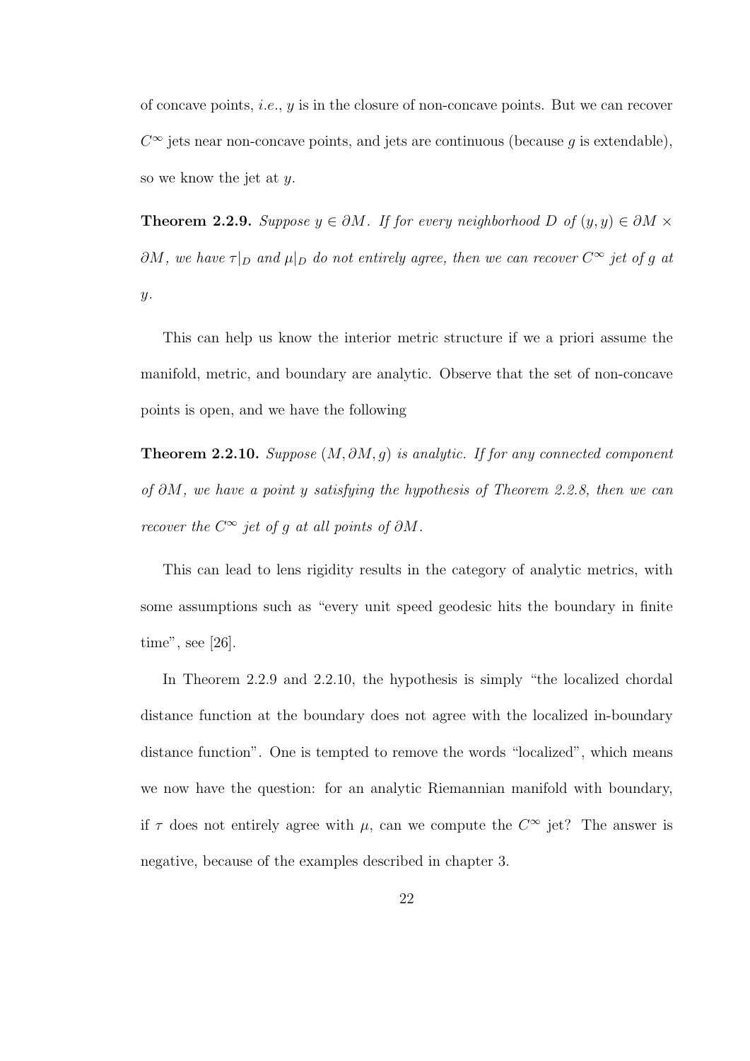of concave points, *i.e.*, $y$ is in the closure of non-concave points. But we can recover $C^\infty$ jets near non-concave points, and jets are continuous (because $g$ is extendable), so we know the jet at $y$.

**Theorem 2.2.9.** *Suppose $y \in \partial M$. If for every neighborhood $D$ of $(y, y) \in \partial M \times \partial M$, we have $\tau|_D$ and $\mu|_D$ do not entirely agree, then we can recover $C^\infty$ jet of $g$ at $y$.*

This can help us know the interior metric structure if we a priori assume the manifold, metric, and boundary are analytic. Observe that the set of non-concave points is open, and we have the following

**Theorem 2.2.10.** *Suppose $(M, \partial M, g)$ is analytic. If for any connected component of $\partial M$, we have a point $y$ satisfying the hypothesis of Theorem 2.2.8, then we can recover the $C^\infty$ jet of $g$ at all points of $\partial M$.*

This can lead to lens rigidity results in the category of analytic metrics, with some assumptions such as "every unit speed geodesic hits the boundary in finite time", see [26].

In Theorem 2.2.9 and 2.2.10, the hypothesis is simply "the localized chordal distance function at the boundary does not agree with the localized in-boundary distance function". One is tempted to remove the words "localized", which means we now have the question: for an analytic Riemannian manifold with boundary, if $\tau$ does not entirely agree with $\mu$, can we compute the $C^\infty$ jet? The answer is negative, because of the examples described in chapter 3.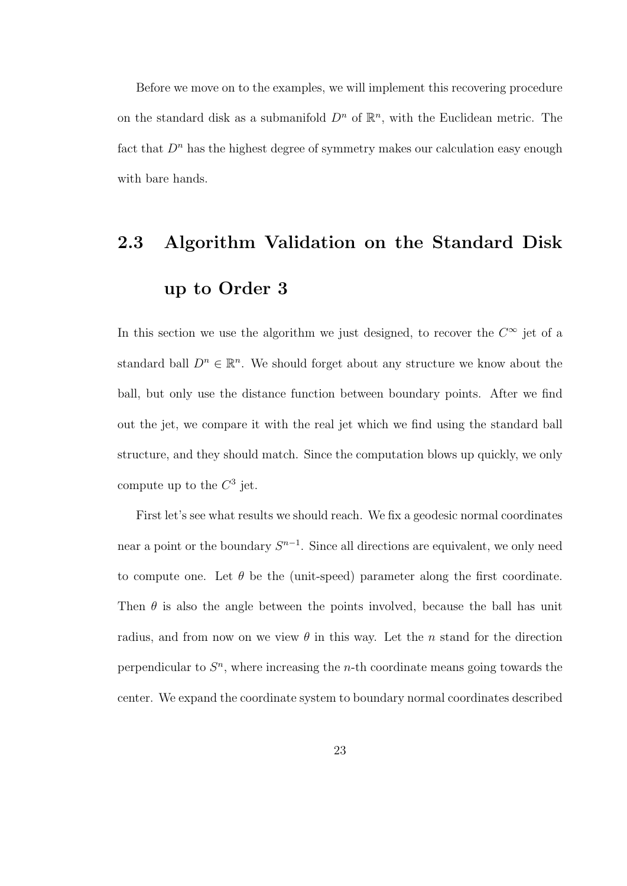Before we move on to the examples, we will implement this recovering procedure on the standard disk as a submanifold $D^n$ of $\mathbb{R}^n$, with the Euclidean metric. The fact that $D^n$ has the highest degree of symmetry makes our calculation easy enough with bare hands.

## 2.3 Algorithm Validation on the Standard Disk up to Order 3

In this section we use the algorithm we just designed, to recover the $C^\infty$ jet of a standard ball $D^n \in \mathbb{R}^n$. We should forget about any structure we know about the ball, but only use the distance function between boundary points. After we find out the jet, we compare it with the real jet which we find using the standard ball structure, and they should match. Since the computation blows up quickly, we only compute up to the $C^3$ jet.

First let's see what results we should reach. We fix a geodesic normal coordinates near a point or the boundary $S^{n-1}$. Since all directions are equivalent, we only need to compute one. Let $\theta$ be the (unit-speed) parameter along the first coordinate. Then $\theta$ is also the angle between the points involved, because the ball has unit radius, and from now on we view $\theta$ in this way. Let the $n$ stand for the direction perpendicular to $S^n$, where increasing the $n$-th coordinate means going towards the center. We expand the coordinate system to boundary normal coordinates described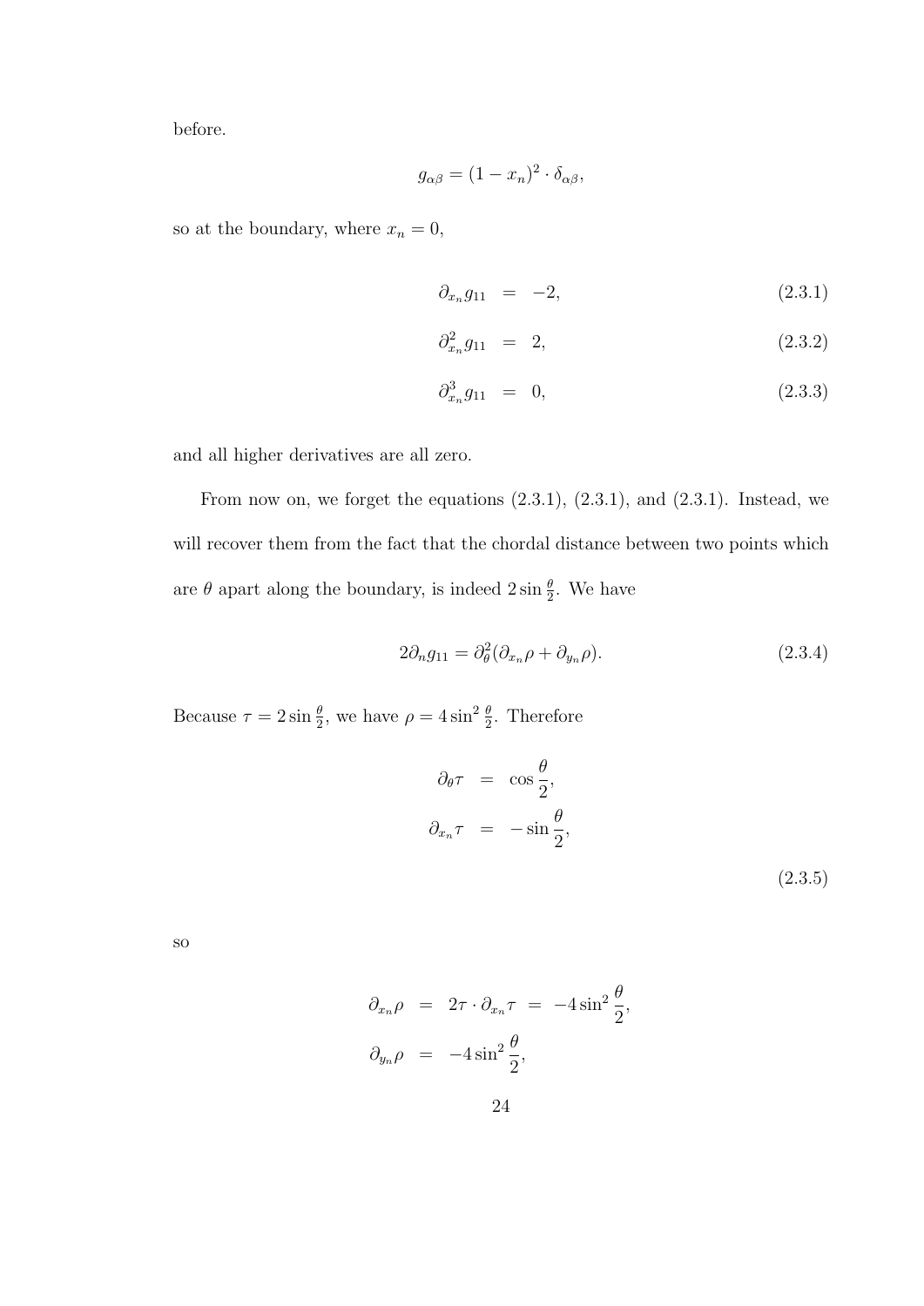before.

$$g_{\alpha\beta} = (1 - x_n)^2 \cdot \delta_{\alpha\beta},$$

so at the boundary, where $x_n = 0$,

$$\partial_{x_n} g_{11} = -2, \tag{2.3.1}$$

$$\partial^2_{x_n} g_{11} = 2, \tag{2.3.2}$$

$$\partial^3_{x_n} g_{11} = 0, \tag{2.3.3}$$

and all higher derivatives are all zero.

From now on, we forget the equations (2.3.1), (2.3.1), and (2.3.1). Instead, we will recover them from the fact that the chordal distance between two points which are $\theta$ apart along the boundary, is indeed $2 \sin \frac{\theta}{2}$. We have

$$2\partial_n g_{11} = \partial^2_\theta (\partial_{x_n} \rho + \partial_{y_n} \rho). \tag{2.3.4}$$

Because $\tau = 2 \sin \frac{\theta}{2}$, we have $\rho = 4 \sin^2 \frac{\theta}{2}$. Therefore

$$\begin{aligned} \partial_\theta \tau &= \cos \frac{\theta}{2}, \\ \partial_{x_n} \tau &= -\sin \frac{\theta}{2}, \end{aligned} \tag{2.3.5}$$

so

$$\begin{aligned} \partial_{x_n} \rho &= 2\tau \cdot \partial_{x_n} \tau = -4 \sin^2 \frac{\theta}{2}, \\ \partial_{y_n} \rho &= -4 \sin^2 \frac{\theta}{2}, \end{aligned}$$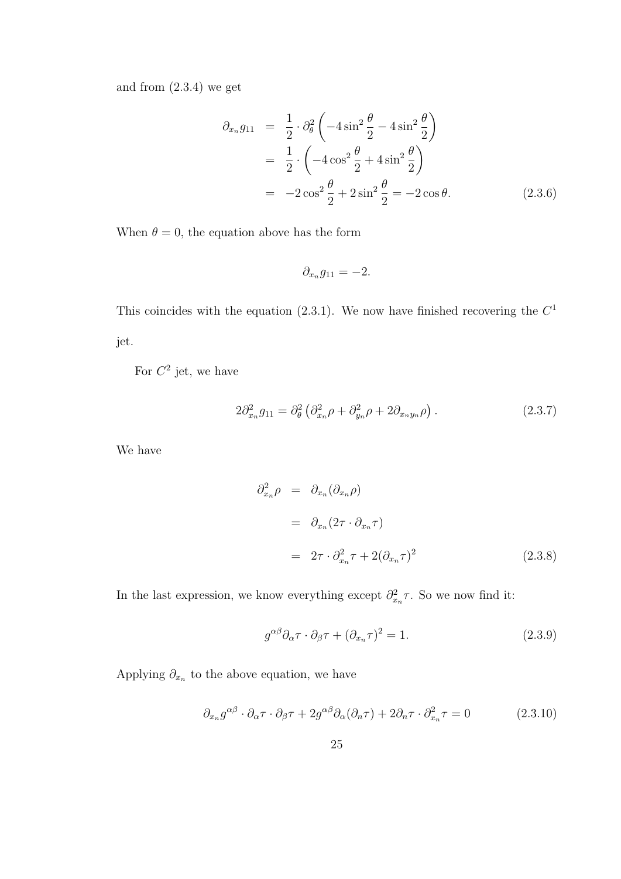and from (2.3.4) we get

$$
\begin{aligned}
\partial_{x_n} g_{11} &= \frac{1}{2} \cdot \partial_\theta^2 \left( -4\sin^2\frac{\theta}{2} - 4\sin^2\frac{\theta}{2} \right) \\
&= \frac{1}{2} \cdot \left( -4\cos^2\frac{\theta}{2} + 4\sin^2\frac{\theta}{2} \right) \\
&= -2\cos^2\frac{\theta}{2} + 2\sin^2\frac{\theta}{2} = -2\cos\theta. \qquad (2.3.6)
\end{aligned}
$$

When $\theta = 0$, the equation above has the form

$$\partial_{x_n} g_{11} = -2.$$

This coincides with the equation (2.3.1). We now have finished recovering the $C^1$ jet.

For $C^2$ jet, we have

$$2\partial_{x_n}^2 g_{11} = \partial_\theta^2 \left( \partial_{x_n}^2 \rho + \partial_{y_n}^2 \rho + 2\partial_{x_n y_n} \rho \right). \qquad (2.3.7)$$

We have

$$
\begin{aligned}
\partial_{x_n}^2 \rho &= \partial_{x_n}(\partial_{x_n} \rho) \\
&= \partial_{x_n}(2\tau \cdot \partial_{x_n} \tau) \\
&= 2\tau \cdot \partial_{x_n}^2 \tau + 2(\partial_{x_n} \tau)^2 \qquad (2.3.8)
\end{aligned}
$$

In the last expression, we know everything except $\partial_{x_n}^2 \tau$. So we now find it:

$$g^{\alpha\beta} \partial_\alpha \tau \cdot \partial_\beta \tau + (\partial_{x_n} \tau)^2 = 1. \qquad (2.3.9)$$

Applying $\partial_{x_n}$ to the above equation, we have

$$\partial_{x_n} g^{\alpha\beta} \cdot \partial_\alpha \tau \cdot \partial_\beta \tau + 2g^{\alpha\beta} \partial_\alpha (\partial_n \tau) + 2\partial_n \tau \cdot \partial_{x_n}^2 \tau = 0 \qquad (2.3.10)$$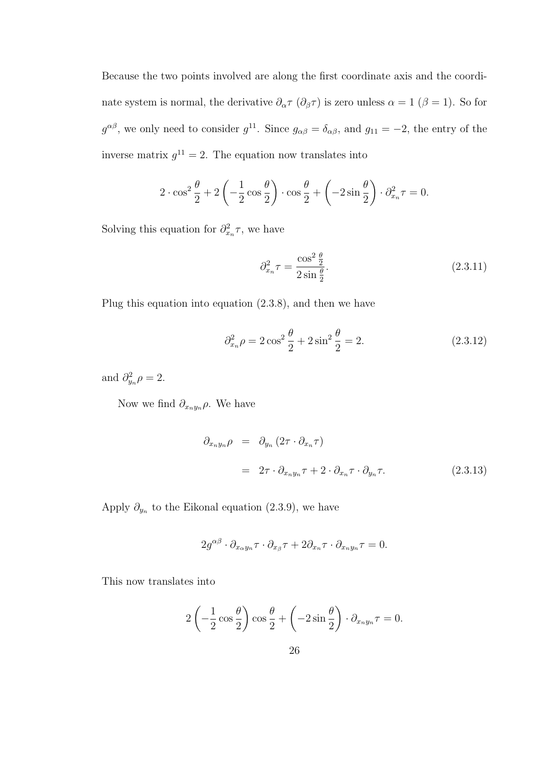Because the two points involved are along the first coordinate axis and the coordinate system is normal, the derivative $\partial_\alpha \tau$ ($\partial_\beta \tau$) is zero unless $\alpha = 1$ ($\beta = 1$). So for $g^{\alpha\beta}$, we only need to consider $g^{11}$. Since $g_{\alpha\beta} = \delta_{\alpha\beta}$, and $g_{11} = -2$, the entry of the inverse matrix $g^{11} = 2$. The equation now translates into

$$2 \cdot \cos^2 \frac{\theta}{2} + 2\left(-\frac{1}{2}\cos\frac{\theta}{2}\right) \cdot \cos\frac{\theta}{2} + \left(-2\sin\frac{\theta}{2}\right) \cdot \partial^2_{x_n} \tau = 0.$$

Solving this equation for $\partial^2_{x_n} \tau$, we have

$$\partial^2_{x_n} \tau = \frac{\cos^2 \frac{\theta}{2}}{2 \sin \frac{\theta}{2}}. \tag{2.3.11}$$

Plug this equation into equation (2.3.8), and then we have

$$\partial^2_{x_n} \rho = 2\cos^2 \frac{\theta}{2} + 2 \sin^2 \frac{\theta}{2} = 2. \tag{2.3.12}$$

and $\partial^2_{y_n} \rho = 2$.

Now we find $\partial_{x_n y_n} \rho$. We have

$$\begin{aligned} \partial_{x_n y_n} \rho &= \partial_{y_n} \left(2\tau \cdot \partial_{x_n} \tau\right) \\ &= 2\tau \cdot \partial_{x_n y_n} \tau + 2 \cdot \partial_{x_n} \tau \cdot \partial_{y_n} \tau. \end{aligned} \tag{2.3.13}$$

Apply $\partial_{y_n}$ to the Eikonal equation (2.3.9), we have

$$2g^{\alpha\beta} \cdot \partial_{x_\alpha y_n} \tau \cdot \partial_{x_\beta} \tau + 2\partial_{x_n} \tau \cdot \partial_{x_n y_n} \tau = 0.$$

This now translates into

$$2\left(-\frac{1}{2}\cos\frac{\theta}{2}\right)\cos\frac{\theta}{2} + \left(-2\sin\frac{\theta}{2}\right) \cdot \partial_{x_n y_n} \tau = 0.$$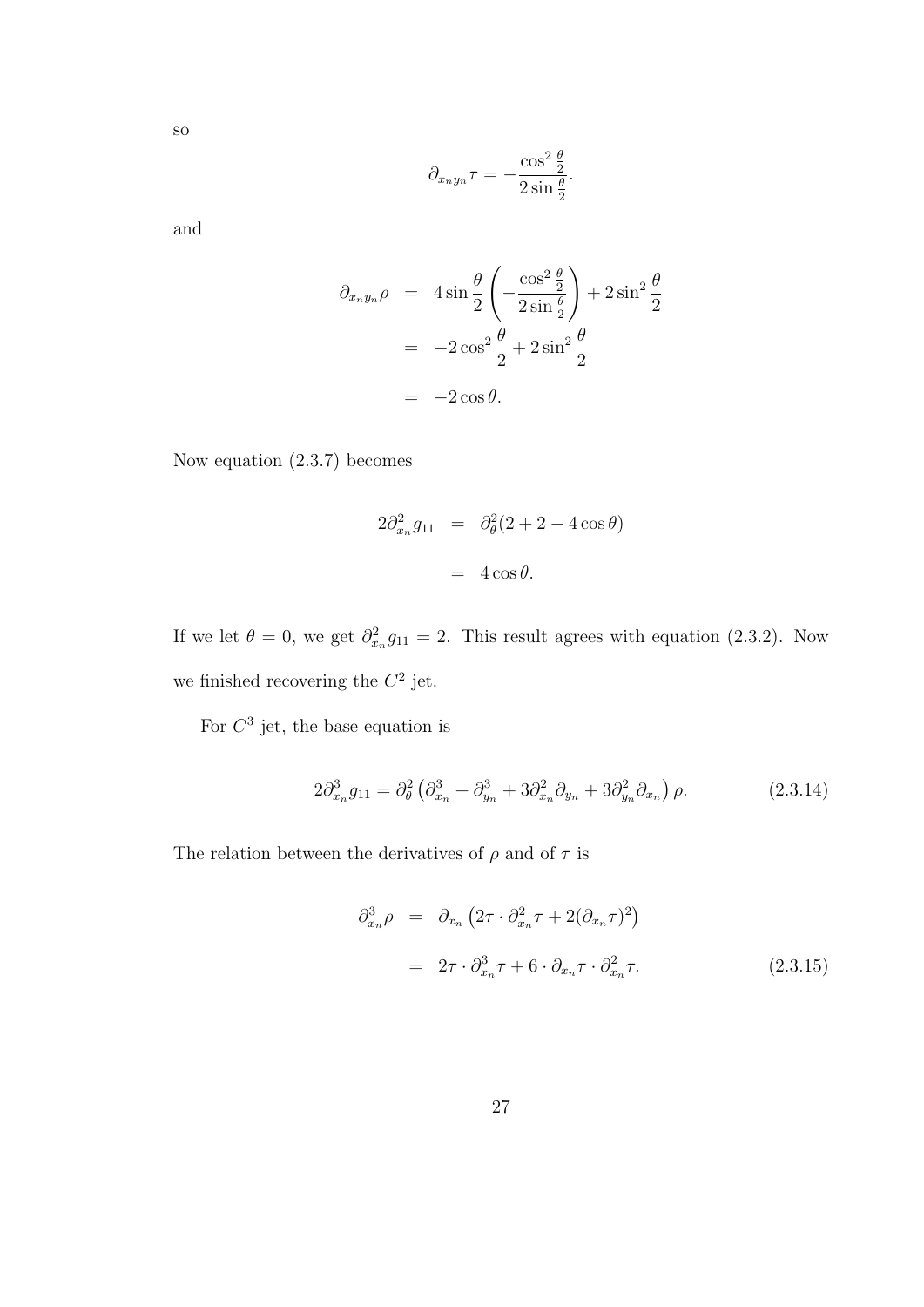so

$$\partial_{x_n y_n} \tau = -\frac{\cos^2 \frac{\theta}{2}}{2 \sin \frac{\theta}{2}}.$$

and

$$\begin{aligned}
\partial_{x_n y_n} \rho &= 4 \sin \frac{\theta}{2} \left( -\frac{\cos^2 \frac{\theta}{2}}{2 \sin \frac{\theta}{2}} \right) + 2 \sin^2 \frac{\theta}{2} \\
&= -2 \cos^2 \frac{\theta}{2} + 2 \sin^2 \frac{\theta}{2} \\
&= -2 \cos \theta.
\end{aligned}$$

Now equation (2.3.7) becomes

$$\begin{aligned}
2 \partial_{x_n}^2 g_{11} &= \partial_\theta^2 (2 + 2 - 4 \cos \theta) \\
&= 4 \cos \theta.
\end{aligned}$$

If we let $\theta = 0$, we get $\partial_{x_n}^2 g_{11} = 2$. This result agrees with equation (2.3.2). Now we finished recovering the $C^2$ jet.

For $C^3$ jet, the base equation is

$$2 \partial_{x_n}^3 g_{11} = \partial_\theta^2 \left( \partial_{x_n}^3 + \partial_{y_n}^3 + 3 \partial_{x_n}^2 \partial_{y_n} + 3 \partial_{y_n}^2 \partial_{x_n} \right) \rho. \tag{2.3.14}$$

The relation between the derivatives of $\rho$ and of $\tau$ is

$$\begin{aligned}
\partial_{x_n}^3 \rho &= \partial_{x_n} \left( 2\tau \cdot \partial_{x_n}^2 \tau + 2 (\partial_{x_n} \tau)^2 \right) \\
&= 2\tau \cdot \partial_{x_n}^3 \tau + 6 \cdot \partial_{x_n} \tau \cdot \partial_{x_n}^2 \tau.
\end{aligned} \tag{2.3.15}$$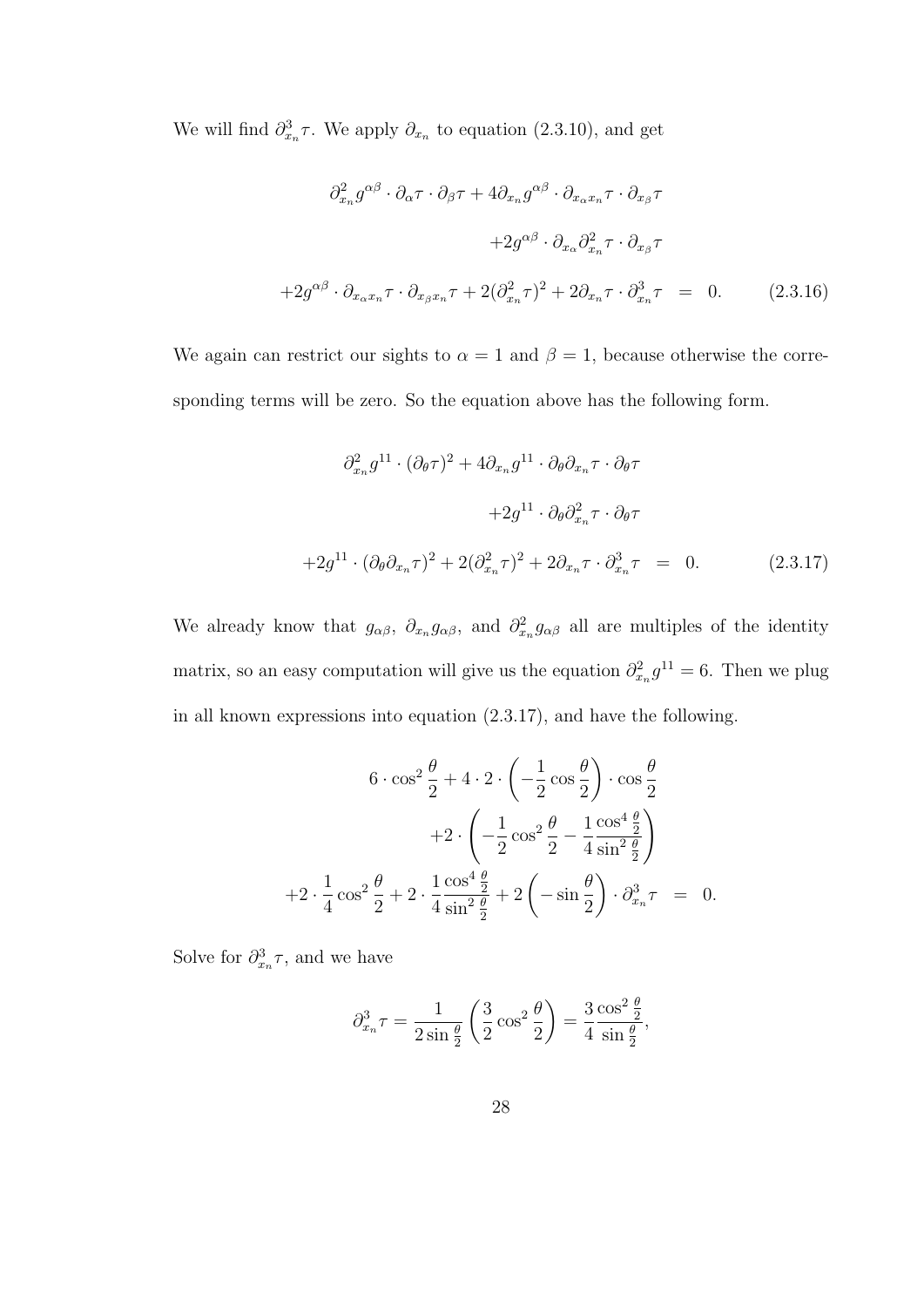We will find $\partial^3_{x_n}\tau$. We apply $\partial_{x_n}$ to equation (2.3.10), and get

$$
\begin{aligned}
\partial^2_{x_n} g^{\alpha\beta} \cdot \partial_\alpha \tau \cdot \partial_\beta \tau + 4\partial_{x_n} g^{\alpha\beta} \cdot \partial_{x_\alpha x_n}\tau \cdot \partial_{x_\beta}\tau \\
+2g^{\alpha\beta} \cdot \partial_{x_\alpha}\partial^2_{x_n}\tau \cdot \partial_{x_\beta}\tau \\
+2g^{\alpha\beta} \cdot \partial_{x_\alpha x_n}\tau \cdot \partial_{x_\beta x_n}\tau + 2(\partial^2_{x_n}\tau)^2 + 2\partial_{x_n}\tau \cdot \partial^3_{x_n}\tau &= 0. \qquad (2.3.16)
\end{aligned}
$$

We again can restrict our sights to $\alpha = 1$ and $\beta = 1$, because otherwise the corresponding terms will be zero. So the equation above has the following form.

$$
\begin{aligned}
\partial^2_{x_n} g^{11} \cdot (\partial_\theta \tau)^2 + 4\partial_{x_n} g^{11} \cdot \partial_\theta \partial_{x_n}\tau \cdot \partial_\theta \tau \\
+2g^{11} \cdot \partial_\theta \partial^2_{x_n}\tau \cdot \partial_\theta \tau \\
+2g^{11} \cdot (\partial_\theta \partial_{x_n}\tau)^2 + 2(\partial^2_{x_n}\tau)^2 + 2\partial_{x_n}\tau \cdot \partial^3_{x_n}\tau &= 0. \qquad (2.3.17)
\end{aligned}
$$

We already know that $g_{\alpha\beta}$, $\partial_{x_n} g_{\alpha\beta}$, and $\partial^2_{x_n} g_{\alpha\beta}$ all are multiples of the identity matrix, so an easy computation will give us the equation $\partial^2_{x_n} g^{11} = 6$. Then we plug in all known expressions into equation (2.3.17), and have the following.

$$
\begin{aligned}
6 \cdot \cos^2\frac{\theta}{2} + 4 \cdot 2 \cdot \left(-\frac{1}{2}\cos\frac{\theta}{2}\right) \cdot \cos\frac{\theta}{2} \\
+2 \cdot \left(-\frac{1}{2}\cos^2\frac{\theta}{2} - \frac{1}{4}\frac{\cos^4\frac{\theta}{2}}{\sin^2\frac{\theta}{2}}\right) \\
+2 \cdot \frac{1}{4}\cos^2\frac{\theta}{2} + 2 \cdot \frac{1}{4}\frac{\cos^4\frac{\theta}{2}}{\sin^2\frac{\theta}{2}} + 2\left(-\sin\frac{\theta}{2}\right) \cdot \partial^3_{x_n}\tau &= 0.
\end{aligned}
$$

Solve for $\partial^3_{x_n}\tau$, and we have

$$
\partial^3_{x_n}\tau = \frac{1}{2\sin\frac{\theta}{2}}\left(\frac{3}{2}\cos^2\frac{\theta}{2}\right) = \frac{3}{4}\frac{\cos^2\frac{\theta}{2}}{\sin\frac{\theta}{2}},
$$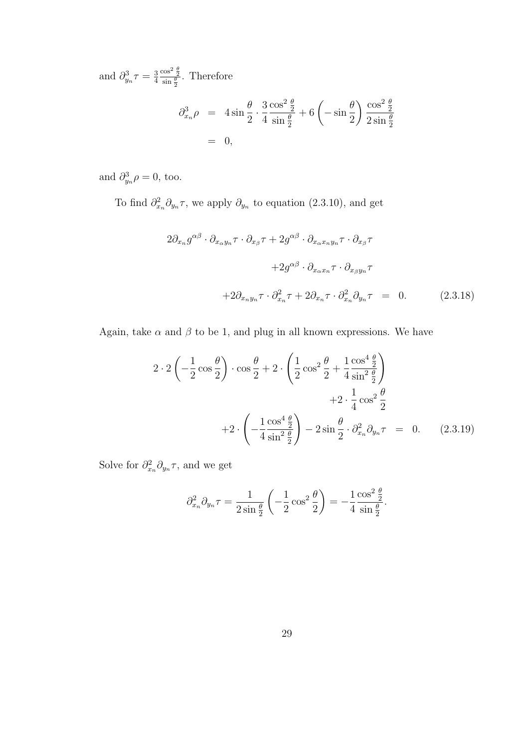and $\partial^3_{y_n}\tau = \frac{3}{4}\frac{\cos^2\frac{\theta}{2}}{\sin\frac{\theta}{2}}$. Therefore

$$
\begin{aligned}
\partial^3_{x_n}\rho &= 4\sin\frac{\theta}{2}\cdot\frac{3}{4}\frac{\cos^2\frac{\theta}{2}}{\sin\frac{\theta}{2}} + 6\left(-\sin\frac{\theta}{2}\right)\frac{\cos^2\frac{\theta}{2}}{2\sin\frac{\theta}{2}} \\
&= 0,
\end{aligned}
$$

and $\partial^3_{y_n}\rho = 0$, too.

To find $\partial^2_{x_n}\partial_{y_n}\tau$, we apply $\partial_{y_n}$ to equation (2.3.10), and get

$$
\begin{aligned}
2\partial_{x_n}g^{\alpha\beta}\cdot\partial_{x_\alpha y_n}\tau\cdot\partial_{x_\beta}\tau + 2g^{\alpha\beta}\cdot\partial_{x_\alpha x_n y_n}\tau\cdot\partial_{x_\beta}\tau& \\
+2g^{\alpha\beta}\cdot\partial_{x_\alpha x_n}\tau\cdot\partial_{x_\beta y_n}\tau& \\
+2\partial_{x_n y_n}\tau\cdot\partial^2_{x_n}\tau + 2\partial_{x_n}\tau\cdot\partial^2_{x_n}\partial_{y_n}\tau &= 0. \qquad (2.3.18)
\end{aligned}
$$

Again, take $\alpha$ and $\beta$ to be 1, and plug in all known expressions. We have

$$
\begin{aligned}
2\cdot 2\left(-\frac{1}{2}\cos\frac{\theta}{2}\right)\cdot\cos\frac{\theta}{2} + 2\cdot\left(\frac{1}{2}\cos^2\frac{\theta}{2} + \frac{1}{4}\frac{\cos^4\frac{\theta}{2}}{\sin^2\frac{\theta}{2}}\right)& \\
+2\cdot\frac{1}{4}\cos^2\frac{\theta}{2}& \\
+2\cdot\left(-\frac{1}{4}\frac{\cos^4\frac{\theta}{2}}{\sin^2\frac{\theta}{2}}\right) - 2\sin\frac{\theta}{2}\cdot\partial^2_{x_n}\partial_{y_n}\tau &= 0. \qquad (2.3.19)
\end{aligned}
$$

Solve for $\partial^2_{x_n}\partial_{y_n}\tau$, and we get

$$
\partial^2_{x_n}\partial_{y_n}\tau = \frac{1}{2\sin\frac{\theta}{2}}\left(-\frac{1}{2}\cos^2\frac{\theta}{2}\right) = -\frac{1}{4}\frac{\cos^2\frac{\theta}{2}}{\sin\frac{\theta}{2}}.
$$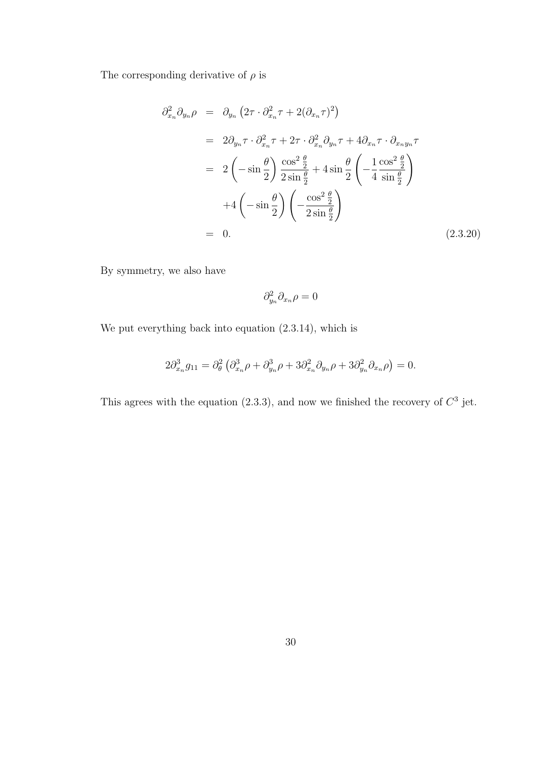The corresponding derivative of $\rho$ is

$$
\begin{aligned}
\partial_{x_n}^2 \partial_{y_n} \rho &= \partial_{y_n} \left( 2\tau \cdot \partial_{x_n}^2 \tau + 2(\partial_{x_n} \tau)^2 \right) \\
&= 2\partial_{y_n} \tau \cdot \partial_{x_n}^2 \tau + 2\tau \cdot \partial_{x_n}^2 \partial_{y_n} \tau + 4\partial_{x_n} \tau \cdot \partial_{x_n y_n} \tau \\
&= 2 \left( -\sin \frac{\theta}{2} \right) \frac{\cos^2 \frac{\theta}{2}}{2 \sin \frac{\theta}{2}} + 4 \sin \frac{\theta}{2} \left( -\frac{1}{4} \frac{\cos^2 \frac{\theta}{2}}{\sin \frac{\theta}{2}} \right) \\
&\quad + 4 \left( -\sin \frac{\theta}{2} \right) \left( -\frac{\cos^2 \frac{\theta}{2}}{2 \sin \frac{\theta}{2}} \right) \\
&= 0. \qquad (2.3.20)
\end{aligned}
$$

By symmetry, we also have

$$
\partial_{y_n}^2 \partial_{x_n} \rho = 0
$$

We put everything back into equation (2.3.14), which is

$$
2\partial_{x_n}^3 g_{11} = \partial_\theta^2 \left( \partial_{x_n}^3 \rho + \partial_{y_n}^3 \rho + 3\partial_{x_n}^2 \partial_{y_n} \rho + 3\partial_{y_n}^2 \partial_{x_n} \rho \right) = 0.
$$

This agrees with the equation (2.3.3), and now we finished the recovery of $C^3$ jet.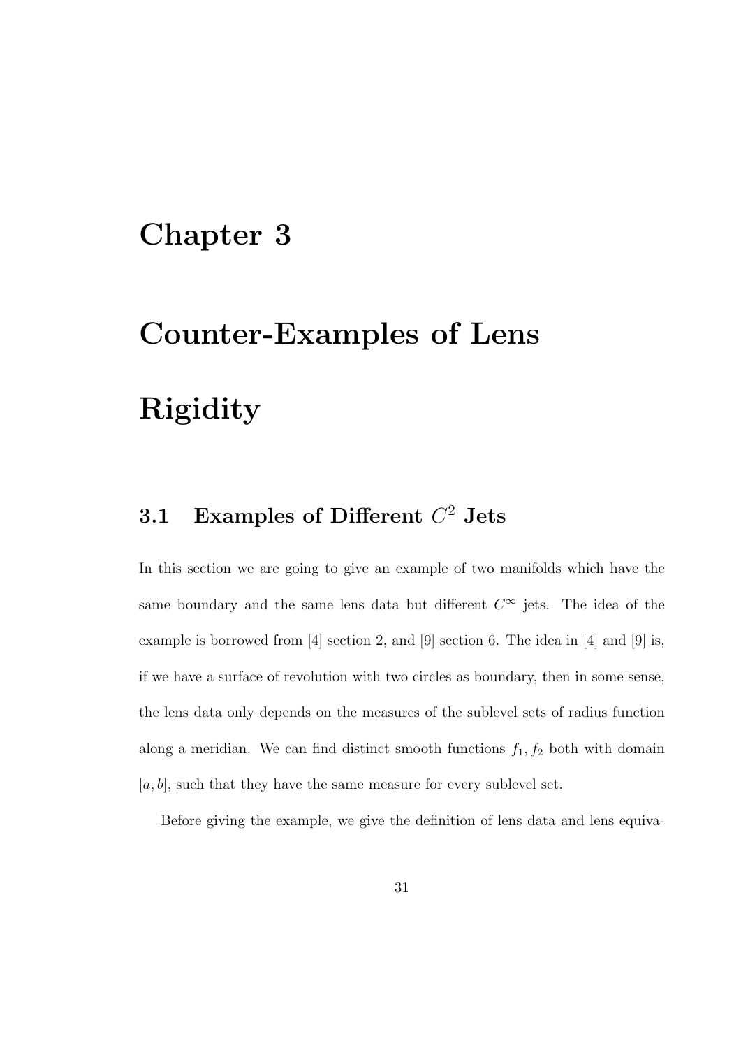# Chapter 3

# Counter-Examples of Lens Rigidity

## 3.1 Examples of Different $C^2$ Jets

In this section we are going to give an example of two manifolds which have the same boundary and the same lens data but different $C^\infty$ jets. The idea of the example is borrowed from [4] section 2, and [9] section 6. The idea in [4] and [9] is, if we have a surface of revolution with two circles as boundary, then in some sense, the lens data only depends on the measures of the sublevel sets of radius function along a meridian. We can find distinct smooth functions $f_1, f_2$ both with domain $[a, b]$, such that they have the same measure for every sublevel set.

Before giving the example, we give the definition of lens data and lens equiva-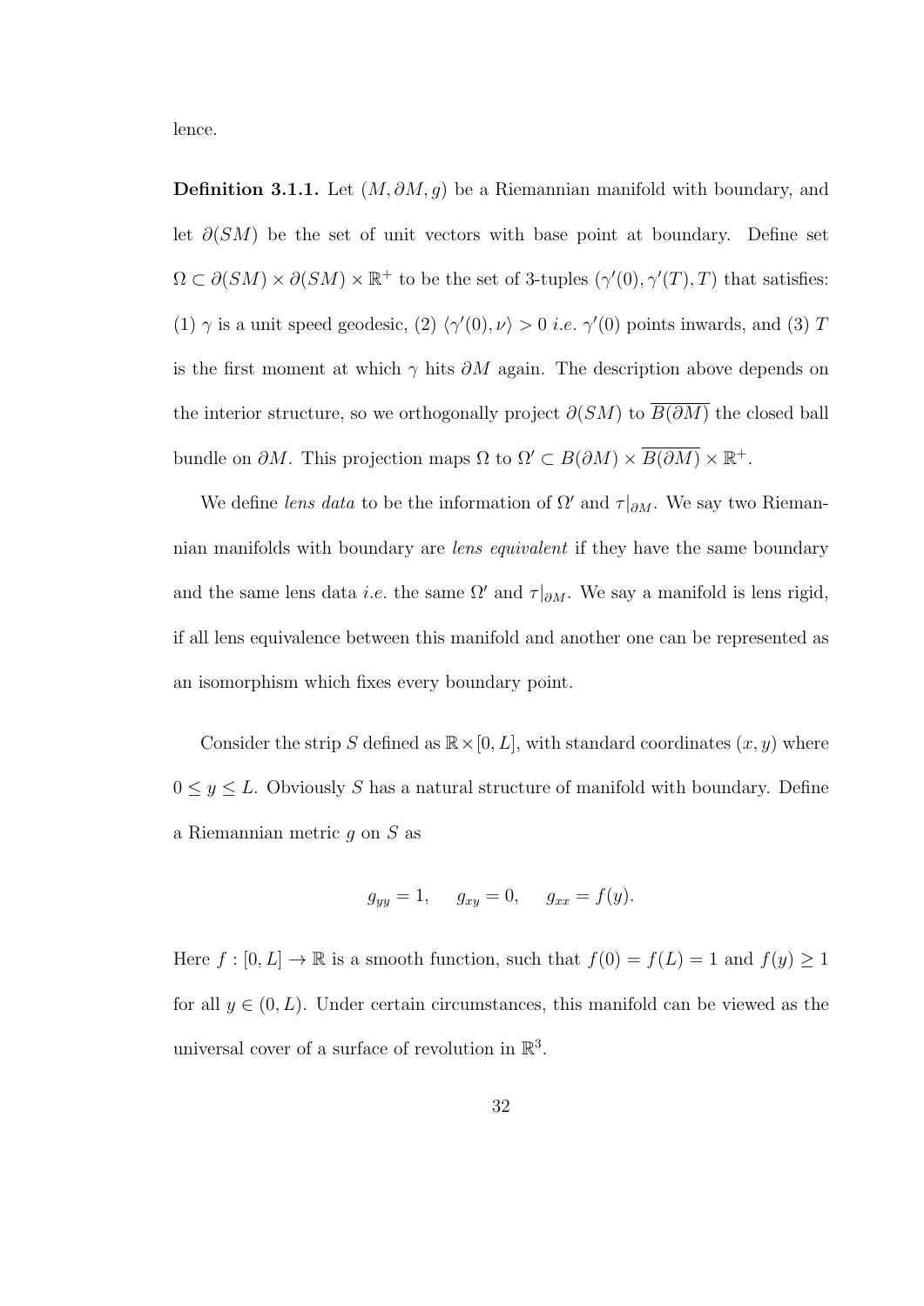lence.

**Definition 3.1.1.** Let $(M, \partial M, g)$ be a Riemannian manifold with boundary, and let $\partial(SM)$ be the set of unit vectors with base point at boundary. Define set $\Omega \subset \partial(SM) \times \partial(SM) \times \mathbb{R}^+$ to be the set of 3-tuples $(\gamma'(0), \gamma'(T), T)$ that satisfies: (1) $\gamma$ is a unit speed geodesic, (2) $\langle \gamma'(0), \nu \rangle > 0$ *i.e.* $\gamma'(0)$ points inwards, and (3) $T$ is the first moment at which $\gamma$ hits $\partial M$ again. The description above depends on the interior structure, so we orthogonally project $\partial(SM)$ to $\overline{B(\partial M)}$ the closed ball bundle on $\partial M$. This projection maps $\Omega$ to $\Omega' \subset B(\partial M) \times \overline{B(\partial M)} \times \mathbb{R}^+$.

We define *lens data* to be the information of $\Omega'$ and $\tau|_{\partial M}$. We say two Riemannian manifolds with boundary are *lens equivalent* if they have the same boundary and the same lens data *i.e.* the same $\Omega'$ and $\tau|_{\partial M}$. We say a manifold is lens rigid, if all lens equivalence between this manifold and another one can be represented as an isomorphism which fixes every boundary point.

Consider the strip $S$ defined as $\mathbb{R} \times [0, L]$, with standard coordinates $(x, y)$ where $0 \leq y \leq L$. Obviously $S$ has a natural structure of manifold with boundary. Define a Riemannian metric $g$ on $S$ as

$$g_{yy} = 1, \quad g_{xy} = 0, \quad g_{xx} = f(y).$$

Here $f : [0, L] \to \mathbb{R}$ is a smooth function, such that $f(0) = f(L) = 1$ and $f(y) \geq 1$ for all $y \in (0, L)$. Under certain circumstances, this manifold can be viewed as the universal cover of a surface of revolution in $\mathbb{R}^3$.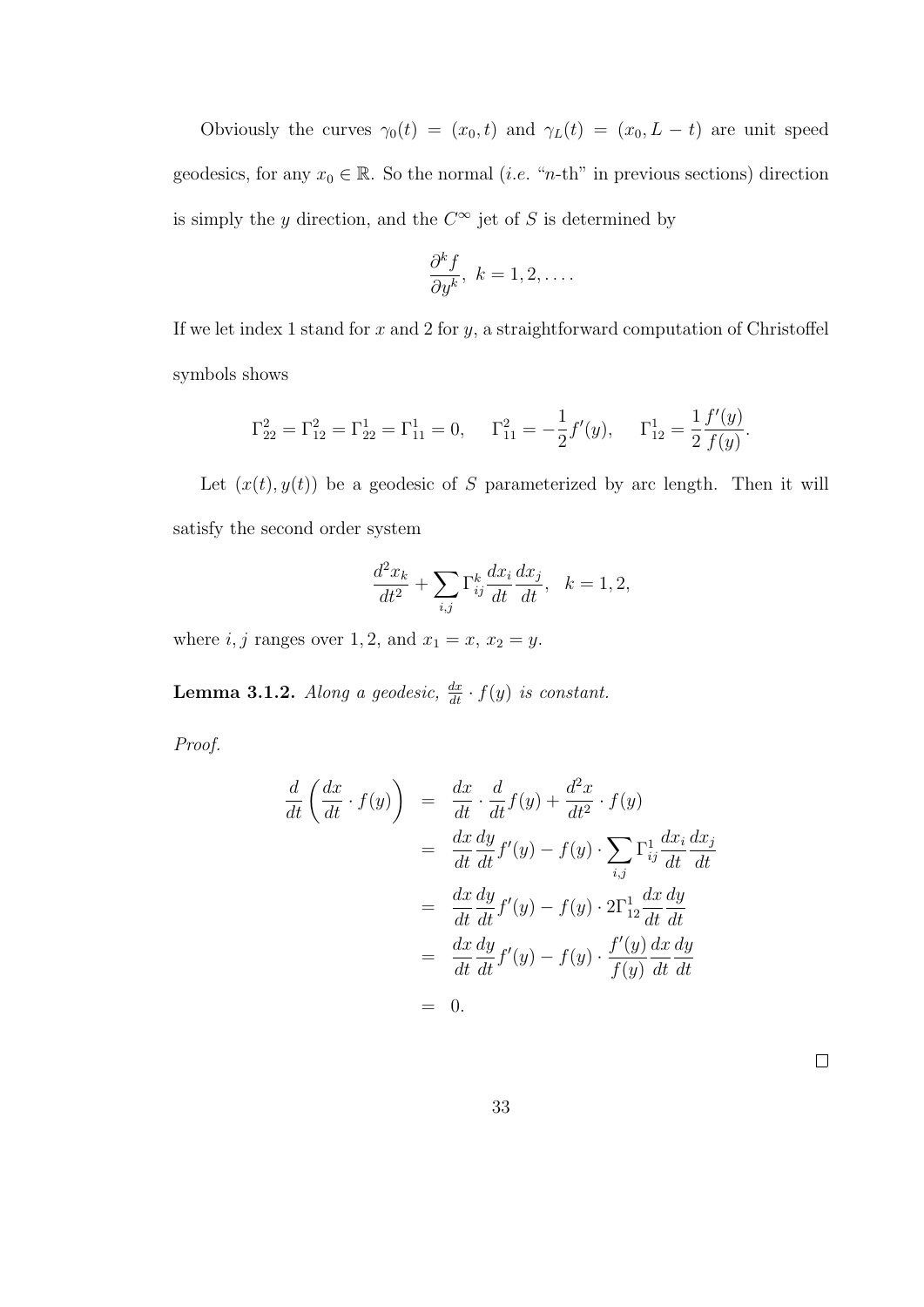Obviously the curves $\gamma_0(t) = (x_0, t)$ and $\gamma_L(t) = (x_0, L - t)$ are unit speed geodesics, for any $x_0 \in \mathbb{R}$. So the normal (*i.e.* "$n$-th" in previous sections) direction is simply the $y$ direction, and the $C^\infty$ jet of $S$ is determined by

$$\frac{\partial^k f}{\partial y^k}, \ k = 1, 2, \ldots.$$

If we let index 1 stand for $x$ and 2 for $y$, a straightforward computation of Christoffel symbols shows

$$\Gamma^2_{22} = \Gamma^2_{12} = \Gamma^1_{22} = \Gamma^1_{11} = 0, \quad \Gamma^2_{11} = -\frac{1}{2} f'(y), \quad \Gamma^1_{12} = \frac{1}{2} \frac{f'(y)}{f(y)}.$$

Let $(x(t), y(t))$ be a geodesic of $S$ parameterized by arc length. Then it will satisfy the second order system

$$\frac{d^2 x_k}{dt^2} + \sum_{i,j} \Gamma^k_{ij} \frac{dx_i}{dt} \frac{dx_j}{dt}, \quad k = 1, 2,$$

where $i, j$ ranges over $1, 2$, and $x_1 = x$, $x_2 = y$.

**Lemma 3.1.2.** *Along a geodesic, $\frac{dx}{dt} \cdot f(y)$ is constant.*

*Proof.*

$$\begin{aligned}
\frac{d}{dt}\left(\frac{dx}{dt} \cdot f(y)\right) &= \frac{dx}{dt} \cdot \frac{d}{dt} f(y) + \frac{d^2 x}{dt^2} \cdot f(y) \\
&= \frac{dx}{dt}\frac{dy}{dt} f'(y) - f(y) \cdot \sum_{i,j} \Gamma^1_{ij} \frac{dx_i}{dt} \frac{dx_j}{dt} \\
&= \frac{dx}{dt}\frac{dy}{dt} f'(y) - f(y) \cdot 2\Gamma^1_{12} \frac{dx}{dt}\frac{dy}{dt} \\
&= \frac{dx}{dt}\frac{dy}{dt} f'(y) - f(y) \cdot \frac{f'(y)}{f(y)} \frac{dx}{dt}\frac{dy}{dt} \\
&= 0.
\end{aligned}$$

$\square$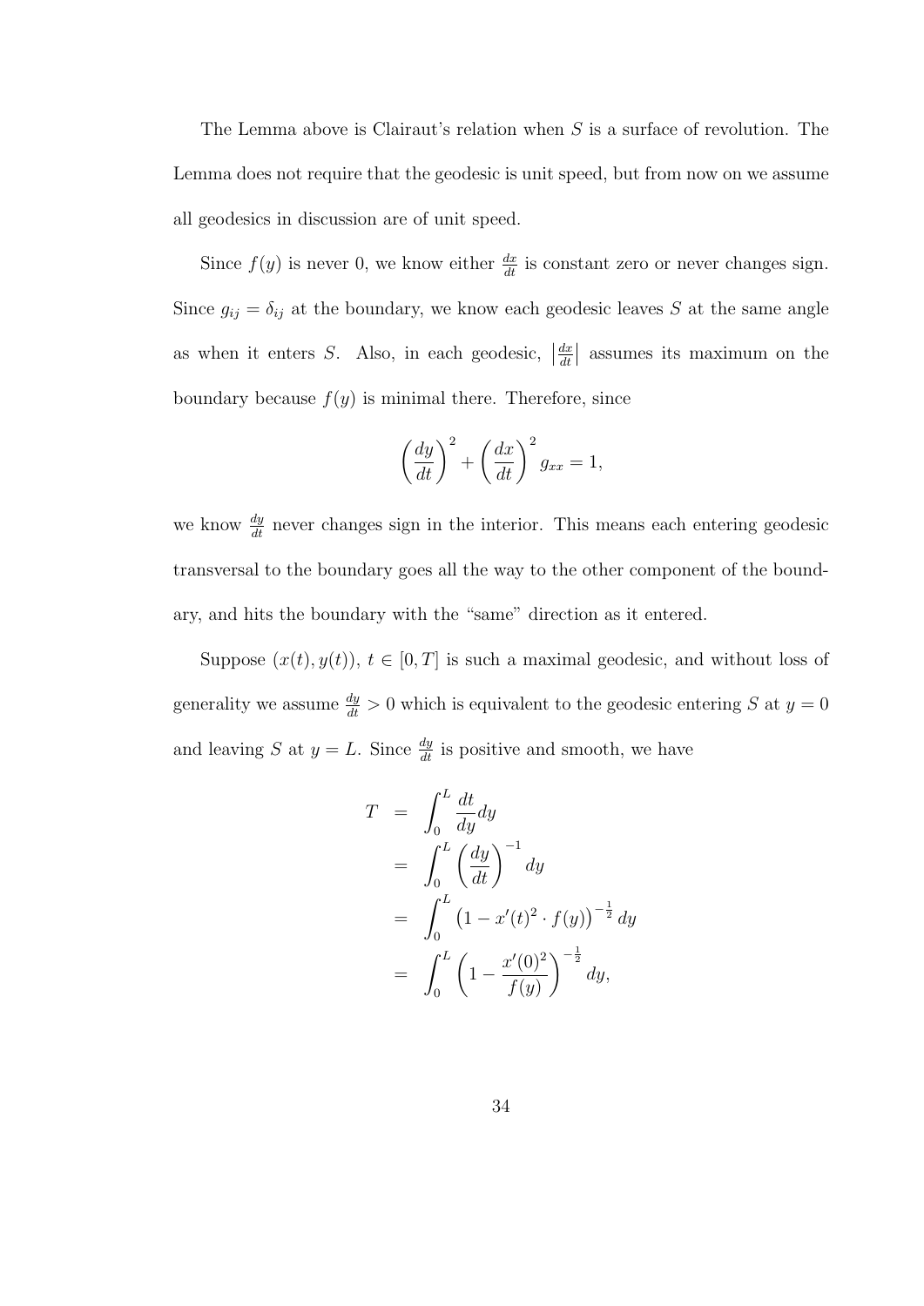The Lemma above is Clairaut's relation when $S$ is a surface of revolution. The Lemma does not require that the geodesic is unit speed, but from now on we assume all geodesics in discussion are of unit speed.

Since $f(y)$ is never 0, we know either $\frac{dx}{dt}$ is constant zero or never changes sign. Since $g_{ij} = \delta_{ij}$ at the boundary, we know each geodesic leaves $S$ at the same angle as when it enters $S$. Also, in each geodesic, $\left|\frac{dx}{dt}\right|$ assumes its maximum on the boundary because $f(y)$ is minimal there. Therefore, since

$$\left(\frac{dy}{dt}\right)^2 + \left(\frac{dx}{dt}\right)^2 g_{xx} = 1,$$

we know $\frac{dy}{dt}$ never changes sign in the interior. This means each entering geodesic transversal to the boundary goes all the way to the other component of the boundary, and hits the boundary with the "same" direction as it entered.

Suppose $(x(t), y(t))$, $t \in [0, T]$ is such a maximal geodesic, and without loss of generality we assume $\frac{dy}{dt} > 0$ which is equivalent to the geodesic entering $S$ at $y = 0$ and leaving $S$ at $y = L$. Since $\frac{dy}{dt}$ is positive and smooth, we have

$$\begin{aligned}
T &= \int_0^L \frac{dt}{dy} dy \\
&= \int_0^L \left(\frac{dy}{dt}\right)^{-1} dy \\
&= \int_0^L \left(1 - x'(t)^2 \cdot f(y)\right)^{-\frac{1}{2}} dy \\
&= \int_0^L \left(1 - \frac{x'(0)^2}{f(y)}\right)^{-\frac{1}{2}} dy,
\end{aligned}$$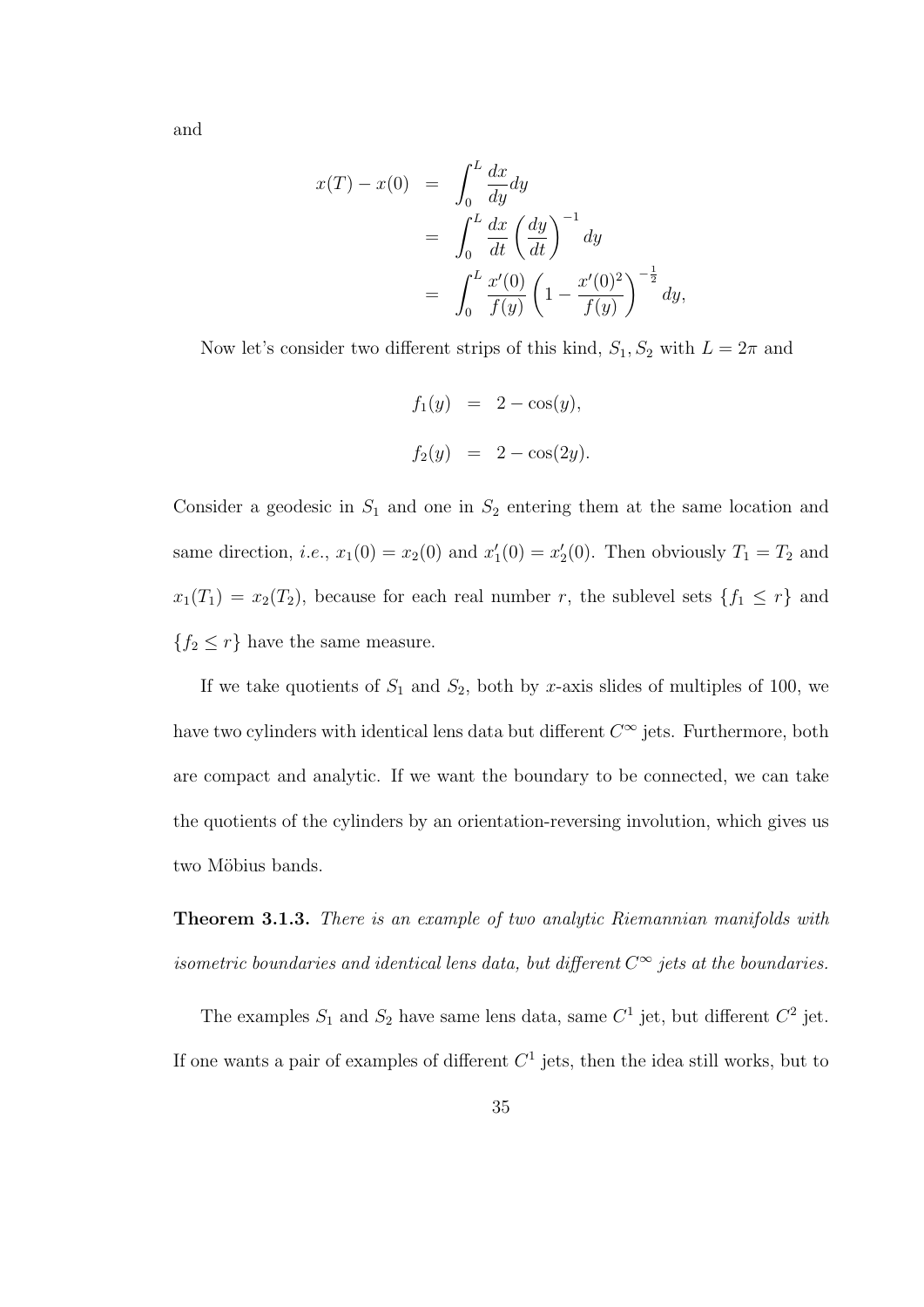and

$$
\begin{aligned}
x(T) - x(0) &= \int_0^L \frac{dx}{dy} dy \\
&= \int_0^L \frac{dx}{dt} \left( \frac{dy}{dt} \right)^{-1} dy \\
&= \int_0^L \frac{x'(0)}{f(y)} \left( 1 - \frac{x'(0)^2}{f(y)} \right)^{-\frac{1}{2}} dy,
\end{aligned}
$$

Now let's consider two different strips of this kind, $S_1, S_2$ with $L = 2\pi$ and

$$
\begin{aligned}
f_1(y) &= 2 - \cos(y), \\
f_2(y) &= 2 - \cos(2y).
\end{aligned}
$$

Consider a geodesic in $S_1$ and one in $S_2$ entering them at the same location and same direction, *i.e.*, $x_1(0) = x_2(0)$ and $x_1'(0) = x_2'(0)$. Then obviously $T_1 = T_2$ and $x_1(T_1) = x_2(T_2)$, because for each real number $r$, the sublevel sets $\{f_1 \leq r\}$ and $\{f_2 \leq r\}$ have the same measure.

If we take quotients of $S_1$ and $S_2$, both by $x$-axis slides of multiples of 100, we have two cylinders with identical lens data but different $C^\infty$ jets. Furthermore, both are compact and analytic. If we want the boundary to be connected, we can take the quotients of the cylinders by an orientation-reversing involution, which gives us two Möbius bands.

**Theorem 3.1.3.** *There is an example of two analytic Riemannian manifolds with isometric boundaries and identical lens data, but different $C^\infty$ jets at the boundaries.*

The examples $S_1$ and $S_2$ have same lens data, same $C^1$ jet, but different $C^2$ jet. If one wants a pair of examples of different $C^1$ jets, then the idea still works, but to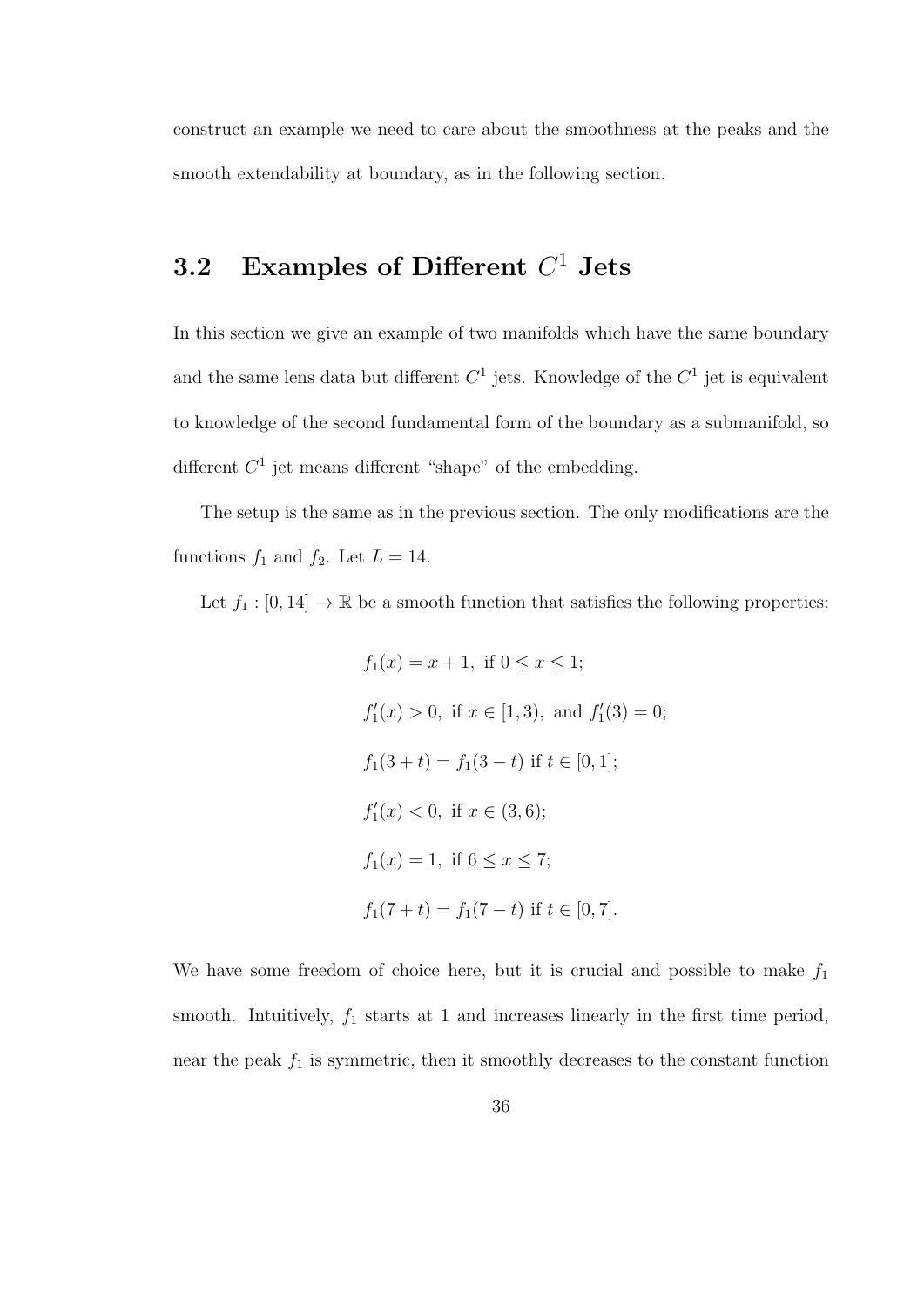construct an example we need to care about the smoothness at the peaks and the smooth extendability at boundary, as in the following section.

## 3.2 Examples of Different $C^1$ Jets

In this section we give an example of two manifolds which have the same boundary and the same lens data but different $C^1$ jets. Knowledge of the $C^1$ jet is equivalent to knowledge of the second fundamental form of the boundary as a submanifold, so different $C^1$ jet means different "shape" of the embedding.

The setup is the same as in the previous section. The only modifications are the functions $f_1$ and $f_2$. Let $L = 14$.

Let $f_1 : [0, 14] \to \mathbb{R}$ be a smooth function that satisfies the following properties:

$$f_1(x) = x + 1, \text{ if } 0 \leq x \leq 1;$$

$$f_1'(x) > 0, \text{ if } x \in [1, 3), \text{ and } f_1'(3) = 0;$$

$$f_1(3 + t) = f_1(3 - t) \text{ if } t \in [0, 1];$$

$$f_1'(x) < 0, \text{ if } x \in (3, 6);$$

$$f_1(x) = 1, \text{ if } 6 \leq x \leq 7;$$

$$f_1(7 + t) = f_1(7 - t) \text{ if } t \in [0, 7].$$

We have some freedom of choice here, but it is crucial and possible to make $f_1$ smooth. Intuitively, $f_1$ starts at 1 and increases linearly in the first time period, near the peak $f_1$ is symmetric, then it smoothly decreases to the constant function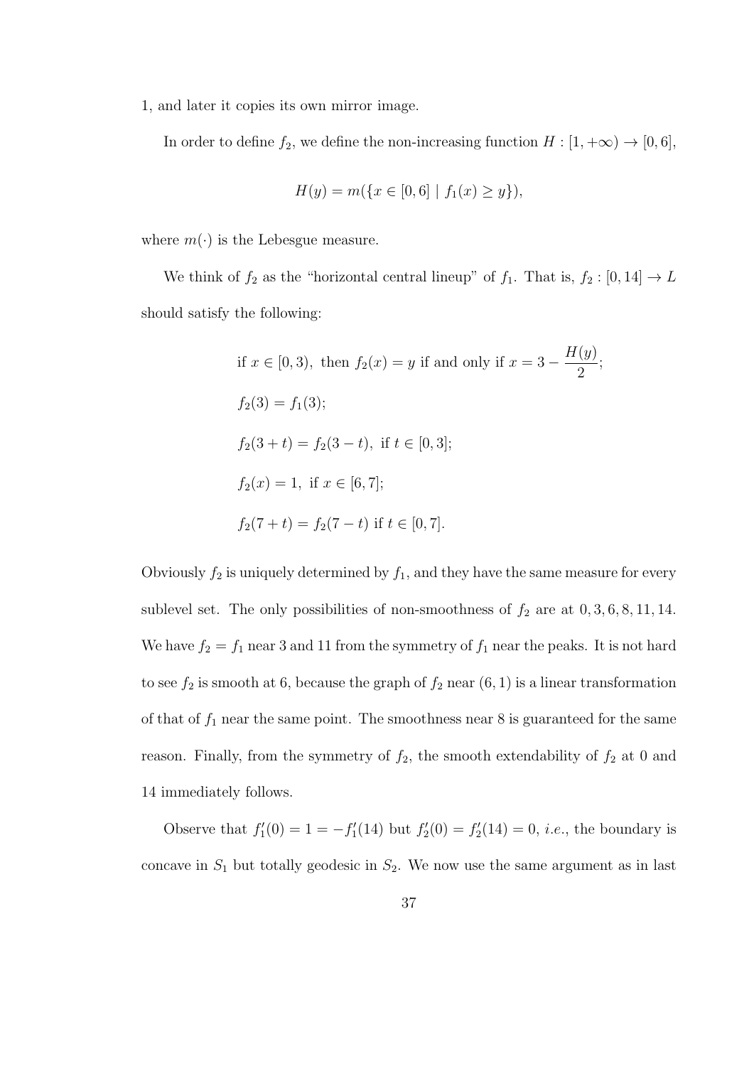1, and later it copies its own mirror image.

In order to define $f_2$, we define the non-increasing function $H : [1, +\infty) \to [0, 6]$,

$$H(y) = m(\{x \in [0, 6] \mid f_1(x) \geq y\}),$$

where $m(\cdot)$ is the Lebesgue measure.

We think of $f_2$ as the "horizontal central lineup" of $f_1$. That is, $f_2 : [0, 14] \to L$ should satisfy the following:

$$\text{if } x \in [0, 3), \text{ then } f_2(x) = y \text{ if and only if } x = 3 - \frac{H(y)}{2};$$

$$f_2(3) = f_1(3);$$

$$f_2(3 + t) = f_2(3 - t), \text{ if } t \in [0, 3];$$

$$f_2(x) = 1, \text{ if } x \in [6, 7];$$

$$f_2(7 + t) = f_2(7 - t) \text{ if } t \in [0, 7].$$

Obviously $f_2$ is uniquely determined by $f_1$, and they have the same measure for every sublevel set. The only possibilities of non-smoothness of $f_2$ are at $0, 3, 6, 8, 11, 14$. We have $f_2 = f_1$ near 3 and 11 from the symmetry of $f_1$ near the peaks. It is not hard to see $f_2$ is smooth at 6, because the graph of $f_2$ near $(6, 1)$ is a linear transformation of that of $f_1$ near the same point. The smoothness near 8 is guaranteed for the same reason. Finally, from the symmetry of $f_2$, the smooth extendability of $f_2$ at 0 and 14 immediately follows.

Observe that $f_1'(0) = 1 = -f_1'(14)$ but $f_2'(0) = f_2'(14) = 0$, *i.e.*, the boundary is concave in $S_1$ but totally geodesic in $S_2$. We now use the same argument as in last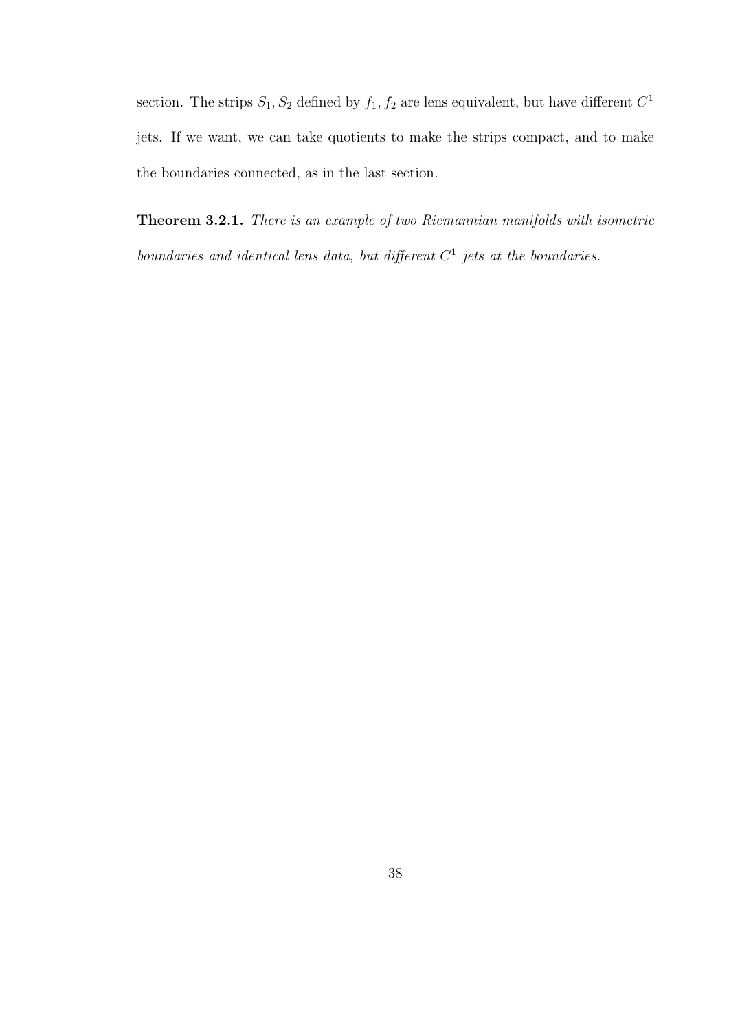section. The strips $S_1, S_2$ defined by $f_1, f_2$ are lens equivalent, but have different $C^1$ jets. If we want, we can take quotients to make the strips compact, and to make the boundaries connected, as in the last section.

**Theorem 3.2.1.** *There is an example of two Riemannian manifolds with isometric boundaries and identical lens data, but different $C^1$ jets at the boundaries.*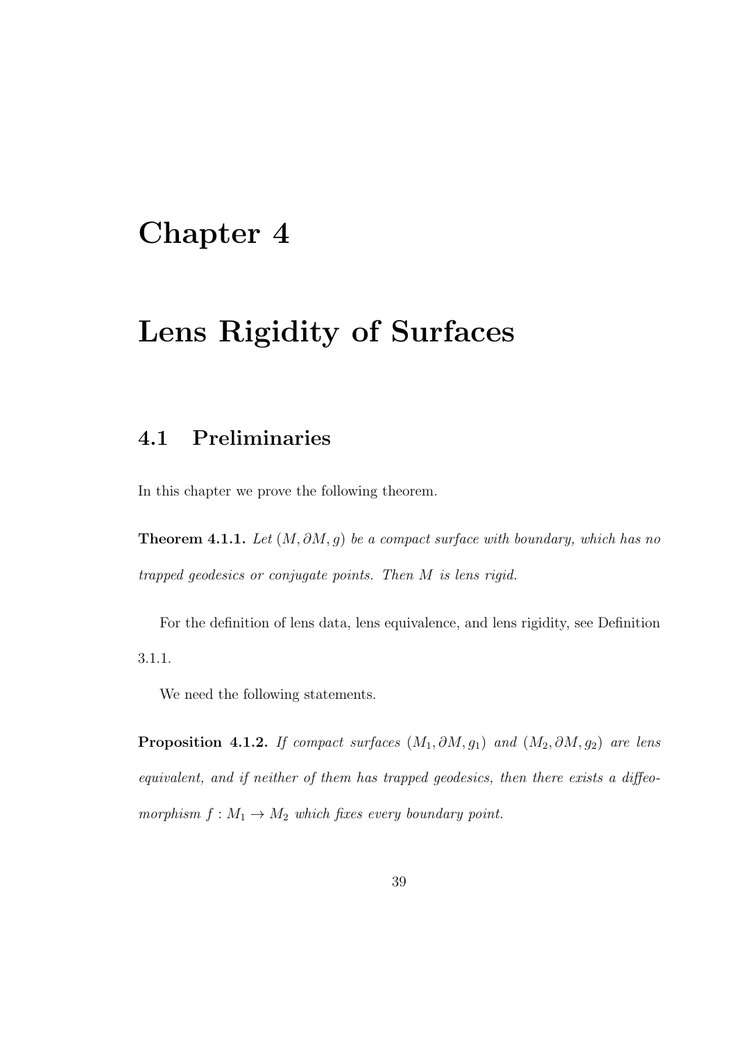# Chapter 4

# Lens Rigidity of Surfaces

## 4.1 Preliminaries

In this chapter we prove the following theorem.

**Theorem 4.1.1.** *Let $(M, \partial M, g)$ be a compact surface with boundary, which has no trapped geodesics or conjugate points. Then $M$ is lens rigid.*

For the definition of lens data, lens equivalence, and lens rigidity, see Definition 3.1.1.

We need the following statements.

**Proposition 4.1.2.** *If compact surfaces $(M_1, \partial M, g_1)$ and $(M_2, \partial M, g_2)$ are lens equivalent, and if neither of them has trapped geodesics, then there exists a diffeomorphism $f : M_1 \to M_2$ which fixes every boundary point.*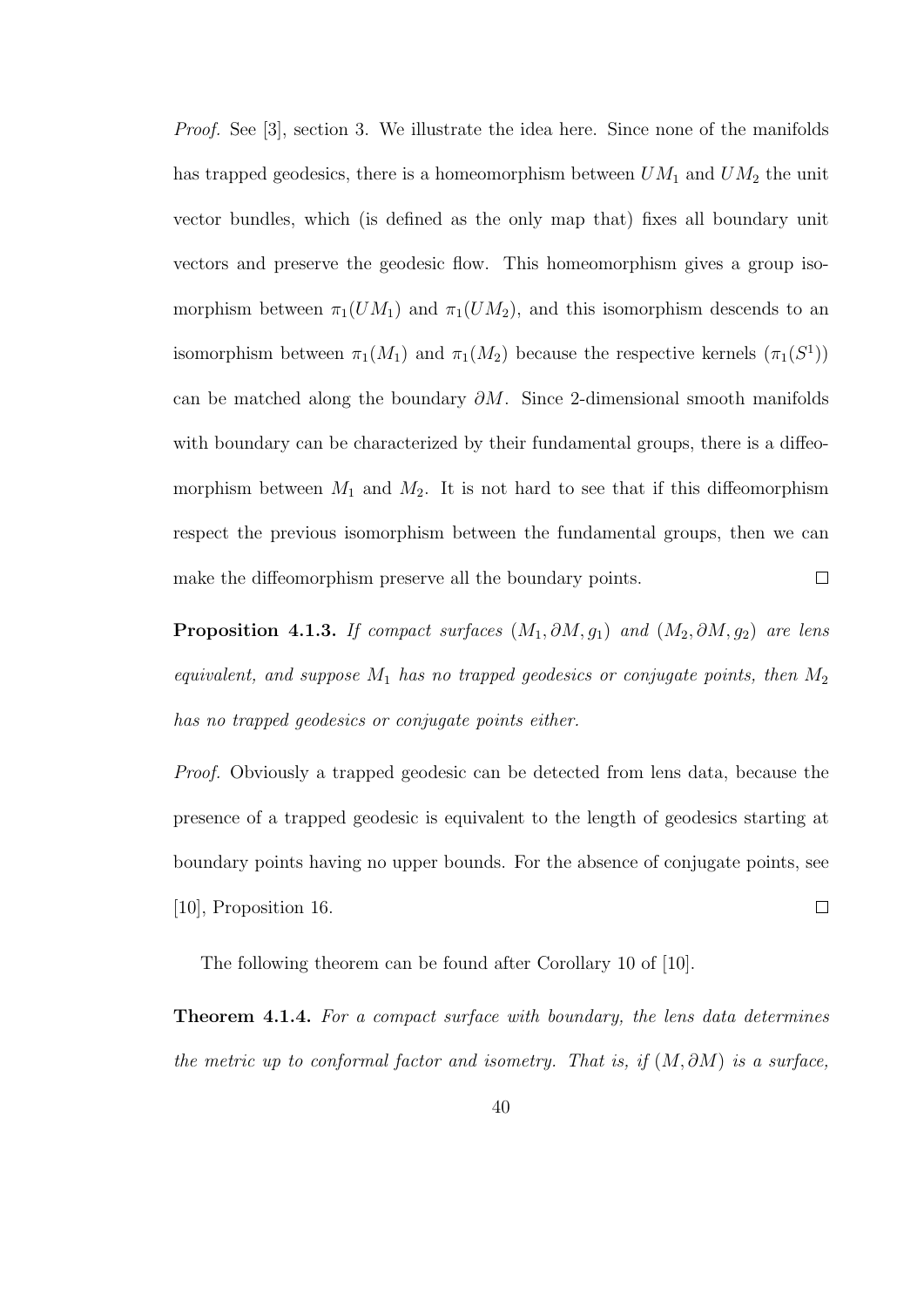*Proof.* See [3], section 3. We illustrate the idea here. Since none of the manifolds has trapped geodesics, there is a homeomorphism between $UM_1$ and $UM_2$ the unit vector bundles, which (is defined as the only map that) fixes all boundary unit vectors and preserve the geodesic flow. This homeomorphism gives a group isomorphism between $\pi_1(UM_1)$ and $\pi_1(UM_2)$, and this isomorphism descends to an isomorphism between $\pi_1(M_1)$ and $\pi_1(M_2)$ because the respective kernels ($\pi_1(S^1)$) can be matched along the boundary $\partial M$. Since 2-dimensional smooth manifolds with boundary can be characterized by their fundamental groups, there is a diffeomorphism between $M_1$ and $M_2$. It is not hard to see that if this diffeomorphism respect the previous isomorphism between the fundamental groups, then we can make the diffeomorphism preserve all the boundary points. □

**Proposition 4.1.3.** *If compact surfaces $(M_1, \partial M, g_1)$ and $(M_2, \partial M, g_2)$ are lens equivalent, and suppose $M_1$ has no trapped geodesics or conjugate points, then $M_2$ has no trapped geodesics or conjugate points either.*

*Proof.* Obviously a trapped geodesic can be detected from lens data, because the presence of a trapped geodesic is equivalent to the length of geodesics starting at boundary points having no upper bounds. For the absence of conjugate points, see [10], Proposition 16. □

The following theorem can be found after Corollary 10 of [10].

**Theorem 4.1.4.** *For a compact surface with boundary, the lens data determines the metric up to conformal factor and isometry. That is, if $(M, \partial M)$ is a surface,*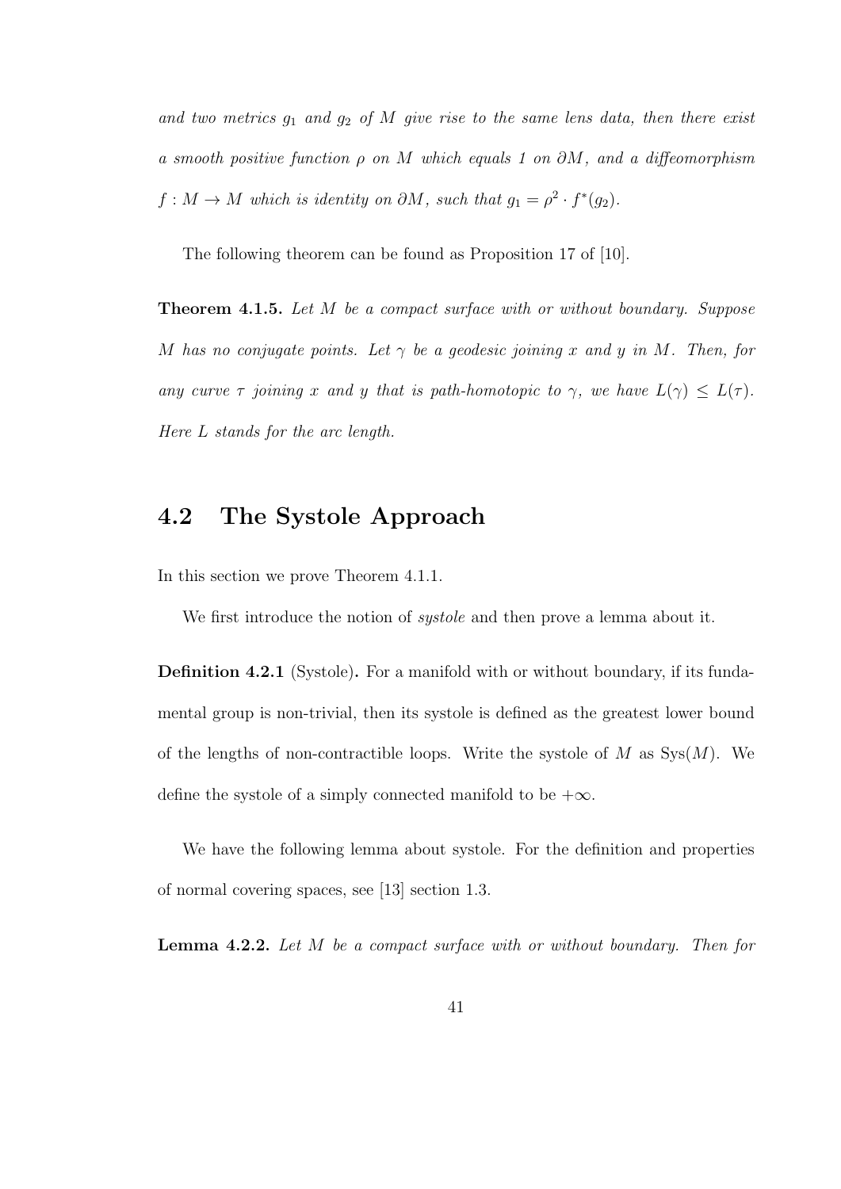*and two metrics $g_1$ and $g_2$ of $M$ give rise to the same lens data, then there exist a smooth positive function $\rho$ on $M$ which equals 1 on $\partial M$, and a diffeomorphism $f : M \to M$ which is identity on $\partial M$, such that $g_1 = \rho^2 \cdot f^*(g_2)$.*

The following theorem can be found as Proposition 17 of [10].

**Theorem 4.1.5.** *Let $M$ be a compact surface with or without boundary. Suppose $M$ has no conjugate points. Let $\gamma$ be a geodesic joining $x$ and $y$ in $M$. Then, for any curve $\tau$ joining $x$ and $y$ that is path-homotopic to $\gamma$, we have $L(\gamma) \leq L(\tau)$. Here $L$ stands for the arc length.*

## 4.2 The Systole Approach

In this section we prove Theorem 4.1.1.

We first introduce the notion of *systole* and then prove a lemma about it.

**Definition 4.2.1** (Systole)**.** For a manifold with or without boundary, if its fundamental group is non-trivial, then its systole is defined as the greatest lower bound of the lengths of non-contractible loops. Write the systole of $M$ as $\text{Sys}(M)$. We define the systole of a simply connected manifold to be $+\infty$.

We have the following lemma about systole. For the definition and properties of normal covering spaces, see [13] section 1.3.

**Lemma 4.2.2.** *Let $M$ be a compact surface with or without boundary. Then for*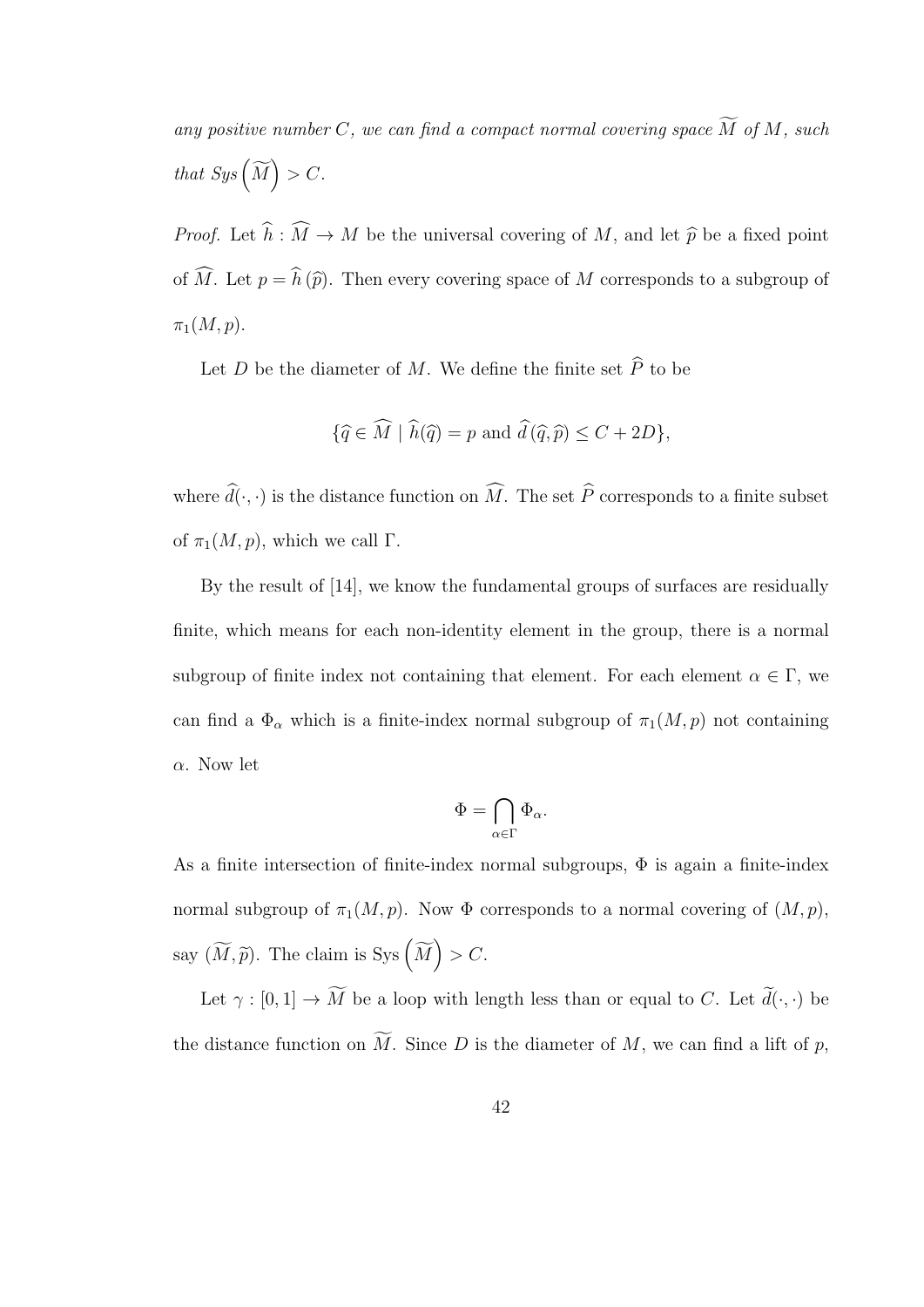*any positive number $C$, we can find a compact normal covering space $\widetilde{M}$ of $M$, such that $Sys\left(\widetilde{M}\right) > C$.*

*Proof.* Let $\widehat{h} : \widehat{M} \to M$ be the universal covering of $M$, and let $\widehat{p}$ be a fixed point of $\widehat{M}$. Let $p = \widehat{h}\left(\widehat{p}\right)$. Then every covering space of $M$ corresponds to a subgroup of $\pi_1(M, p)$.

Let $D$ be the diameter of $M$. We define the finite set $\widehat{P}$ to be

$$\{\widehat{q} \in \widehat{M} \mid \widehat{h}(\widehat{q}) = p \text{ and } \widehat{d}\left(\widehat{q}, \widehat{p}\right) \leq C + 2D\},$$

where $\widehat{d}(\cdot, \cdot)$ is the distance function on $\widehat{M}$. The set $\widehat{P}$ corresponds to a finite subset of $\pi_1(M, p)$, which we call $\Gamma$.

By the result of [14], we know the fundamental groups of surfaces are residually finite, which means for each non-identity element in the group, there is a normal subgroup of finite index not containing that element. For each element $\alpha \in \Gamma$, we can find a $\Phi_\alpha$ which is a finite-index normal subgroup of $\pi_1(M, p)$ not containing $\alpha$. Now let

$$\Phi = \bigcap_{\alpha \in \Gamma} \Phi_\alpha.$$

As a finite intersection of finite-index normal subgroups, $\Phi$ is again a finite-index normal subgroup of $\pi_1(M, p)$. Now $\Phi$ corresponds to a normal covering of $(M, p)$, say $(\widetilde{M}, \widetilde{p})$. The claim is $\text{Sys}\left(\widetilde{M}\right) > C$.

Let $\gamma : [0, 1] \to \widetilde{M}$ be a loop with length less than or equal to $C$. Let $\widetilde{d}(\cdot, \cdot)$ be the distance function on $\widetilde{M}$. Since $D$ is the diameter of $M$, we can find a lift of $p$,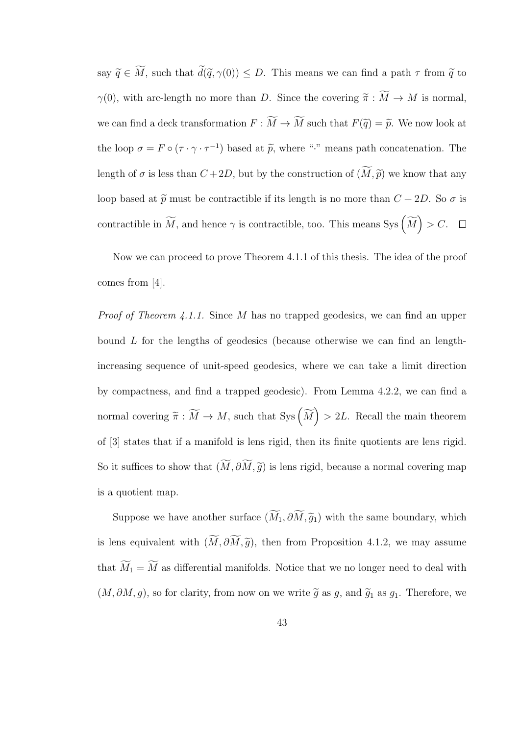say $\widetilde{q} \in \widetilde{M}$, such that $\widetilde{d}(\widetilde{q}, \gamma(0)) \leq D$. This means we can find a path $\tau$ from $\widetilde{q}$ to $\gamma(0)$, with arc-length no more than $D$. Since the covering $\widetilde{\pi} : \widetilde{M} \to M$ is normal, we can find a deck transformation $F : \widetilde{M} \to \widetilde{M}$ such that $F(\widetilde{q}) = \widetilde{p}$. We now look at the loop $\sigma = F \circ (\tau \cdot \gamma \cdot \tau^{-1})$ based at $\widetilde{p}$, where "$\cdot$" means path concatenation. The length of $\sigma$ is less than $C + 2D$, but by the construction of $(\widetilde{M}, \widetilde{p})$ we know that any loop based at $\widetilde{p}$ must be contractible if its length is no more than $C + 2D$. So $\sigma$ is contractible in $\widetilde{M}$, and hence $\gamma$ is contractible, too. This means $\operatorname{Sys}\left(\widetilde{M}\right) > C$. $\square$

Now we can proceed to prove Theorem 4.1.1 of this thesis. The idea of the proof comes from [4].

*Proof of Theorem 4.1.1.* Since $M$ has no trapped geodesics, we can find an upper bound $L$ for the lengths of geodesics (because otherwise we can find an length-increasing sequence of unit-speed geodesics, where we can take a limit direction by compactness, and find a trapped geodesic). From Lemma 4.2.2, we can find a normal covering $\widetilde{\pi} : \widetilde{M} \to M$, such that $\operatorname{Sys}\left(\widetilde{M}\right) > 2L$. Recall the main theorem of [3] states that if a manifold is lens rigid, then its finite quotients are lens rigid. So it suffices to show that $(\widetilde{M}, \partial\widetilde{M}, \widetilde{g})$ is lens rigid, because a normal covering map is a quotient map.

Suppose we have another surface $(\widetilde{M_1}, \partial\widetilde{M}, \widetilde{g}_1)$ with the same boundary, which is lens equivalent with $(\widetilde{M}, \partial\widetilde{M}, \widetilde{g})$, then from Proposition 4.1.2, we may assume that $\widetilde{M_1} = \widetilde{M}$ as differential manifolds. Notice that we no longer need to deal with $(M, \partial M, g)$, so for clarity, from now on we write $\widetilde{g}$ as $g$, and $\widetilde{g}_1$ as $g_1$. Therefore, we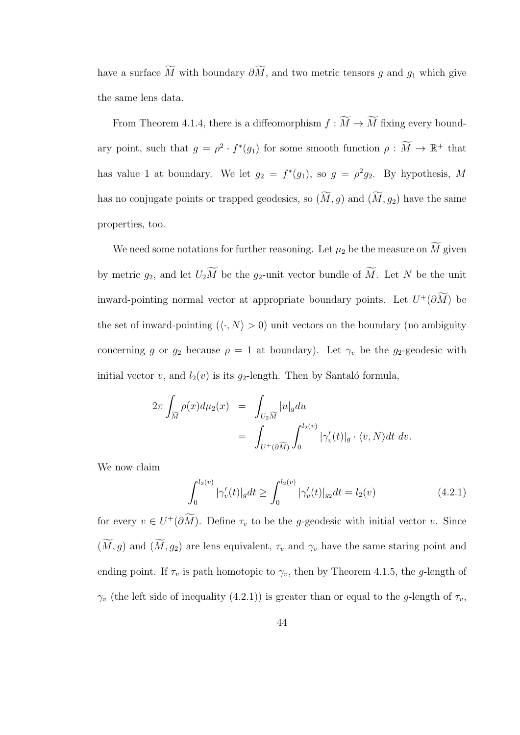have a surface $\widetilde{M}$ with boundary $\partial\widetilde{M}$, and two metric tensors $g$ and $g_1$ which give the same lens data.

From Theorem 4.1.4, there is a diffeomorphism $f : \widetilde{M} \to \widetilde{M}$ fixing every boundary point, such that $g = \rho^2 \cdot f^*(g_1)$ for some smooth function $\rho : \widetilde{M} \to \mathbb{R}^+$ that has value 1 at boundary. We let $g_2 = f^*(g_1)$, so $g = \rho^2 g_2$. By hypothesis, $M$ has no conjugate points or trapped geodesics, so $(\widetilde{M}, g)$ and $(\widetilde{M}, g_2)$ have the same properties, too.

We need some notations for further reasoning. Let $\mu_2$ be the measure on $\widetilde{M}$ given by metric $g_2$, and let $U_2\widetilde{M}$ be the $g_2$-unit vector bundle of $\widetilde{M}$. Let $N$ be the unit inward-pointing normal vector at appropriate boundary points. Let $U^+(\partial\widetilde{M})$ be the set of inward-pointing ($\langle \cdot, N\rangle > 0$) unit vectors on the boundary (no ambiguity concerning $g$ or $g_2$ because $\rho = 1$ at boundary). Let $\gamma_v$ be the $g_2$-geodesic with initial vector $v$, and $l_2(v)$ is its $g_2$-length. Then by Santaló formula,

$$\begin{aligned} 2\pi \int_{\widetilde{M}} \rho(x) d\mu_2(x) &= \int_{U_2\widetilde{M}} |u|_g du \\ &= \int_{U^+(\partial\widetilde{M})} \int_0^{l_2(v)} |\gamma_v'(t)|_g \cdot \langle v, N\rangle dt\ dv. \end{aligned}$$

We now claim

$$\int_0^{l_2(v)} |\gamma_v'(t)|_g dt \geq \int_0^{l_2(v)} |\gamma_v'(t)|_{g_2} dt = l_2(v) \tag{4.2.1}$$

for every $v \in U^+(\partial\widetilde{M})$. Define $\tau_v$ to be the $g$-geodesic with initial vector $v$. Since $(\widetilde{M}, g)$ and $(\widetilde{M}, g_2)$ are lens equivalent, $\tau_v$ and $\gamma_v$ have the same staring point and ending point. If $\tau_v$ is path homotopic to $\gamma_v$, then by Theorem 4.1.5, the $g$-length of $\gamma_v$ (the left side of inequality (4.2.1)) is greater than or equal to the $g$-length of $\tau_v$,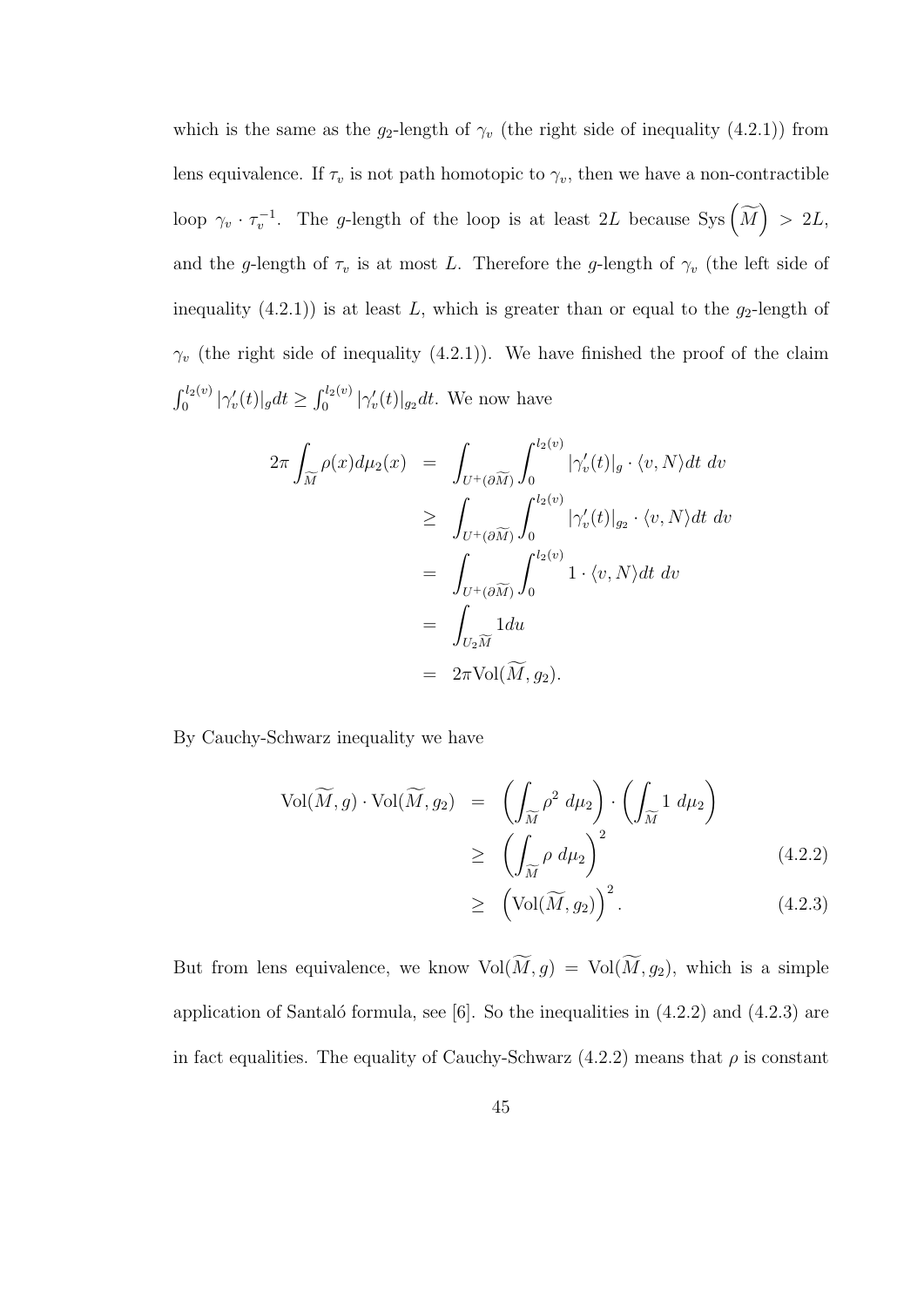which is the same as the $g_2$-length of $\gamma_v$ (the right side of inequality (4.2.1)) from lens equivalence. If $\tau_v$ is not path homotopic to $\gamma_v$, then we have a non-contractible loop $\gamma_v \cdot \tau_v^{-1}$. The $g$-length of the loop is at least $2L$ because $\text{Sys}\left(\widetilde{M}\right) > 2L$, and the $g$-length of $\tau_v$ is at most $L$. Therefore the $g$-length of $\gamma_v$ (the left side of inequality (4.2.1)) is at least $L$, which is greater than or equal to the $g_2$-length of $\gamma_v$ (the right side of inequality (4.2.1)). We have finished the proof of the claim $\int_0^{l_2(v)} |\gamma_v'(t)|_g dt \geq \int_0^{l_2(v)} |\gamma_v'(t)|_{g_2} dt$. We now have

$$
\begin{aligned}
2\pi \int_{\widetilde{M}} \rho(x) d\mu_2(x) &= \int_{U^+(\partial\widetilde{M})} \int_0^{l_2(v)} |\gamma_v'(t)|_g \cdot \langle v, N\rangle dt \; dv \\
&\geq \int_{U^+(\partial\widetilde{M})} \int_0^{l_2(v)} |\gamma_v'(t)|_{g_2} \cdot \langle v, N\rangle dt \; dv \\
&= \int_{U^+(\partial\widetilde{M})} \int_0^{l_2(v)} 1 \cdot \langle v, N\rangle dt \; dv \\
&= \int_{U_2\widetilde{M}} 1 du \\
&= 2\pi \text{Vol}(\widetilde{M}, g_2).
\end{aligned}
$$

By Cauchy-Schwarz inequality we have

$$
\begin{aligned}
\text{Vol}(\widetilde{M}, g) \cdot \text{Vol}(\widetilde{M}, g_2) &= \left(\int_{\widetilde{M}} \rho^2 \; d\mu_2\right) \cdot \left(\int_{\widetilde{M}} 1 \; d\mu_2\right) \\
&\geq \left(\int_{\widetilde{M}} \rho \; d\mu_2\right)^2 \qquad (4.2.2) \\
&\geq \left(\text{Vol}(\widetilde{M}, g_2)\right)^2. \qquad (4.2.3)
\end{aligned}
$$

But from lens equivalence, we know $\text{Vol}(\widetilde{M}, g) = \text{Vol}(\widetilde{M}, g_2)$, which is a simple application of Santaló formula, see [6]. So the inequalities in (4.2.2) and (4.2.3) are in fact equalities. The equality of Cauchy-Schwarz (4.2.2) means that $\rho$ is constant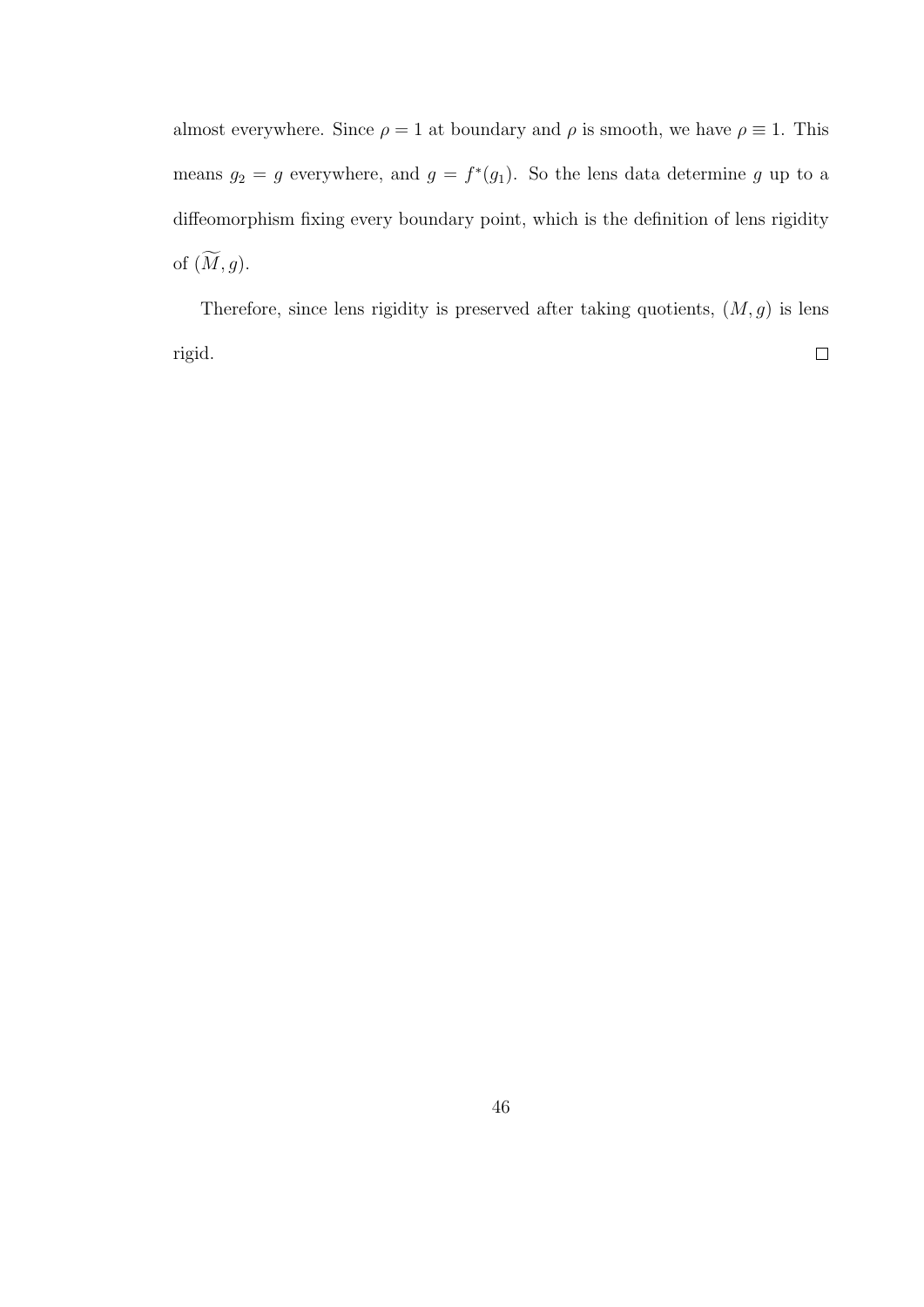almost everywhere. Since $\rho = 1$ at boundary and $\rho$ is smooth, we have $\rho \equiv 1$. This means $g_2 = g$ everywhere, and $g = f^*(g_1)$. So the lens data determine $g$ up to a diffeomorphism fixing every boundary point, which is the definition of lens rigidity of $(\widetilde{M}, g)$.

Therefore, since lens rigidity is preserved after taking quotients, $(M, g)$ is lens rigid. $\square$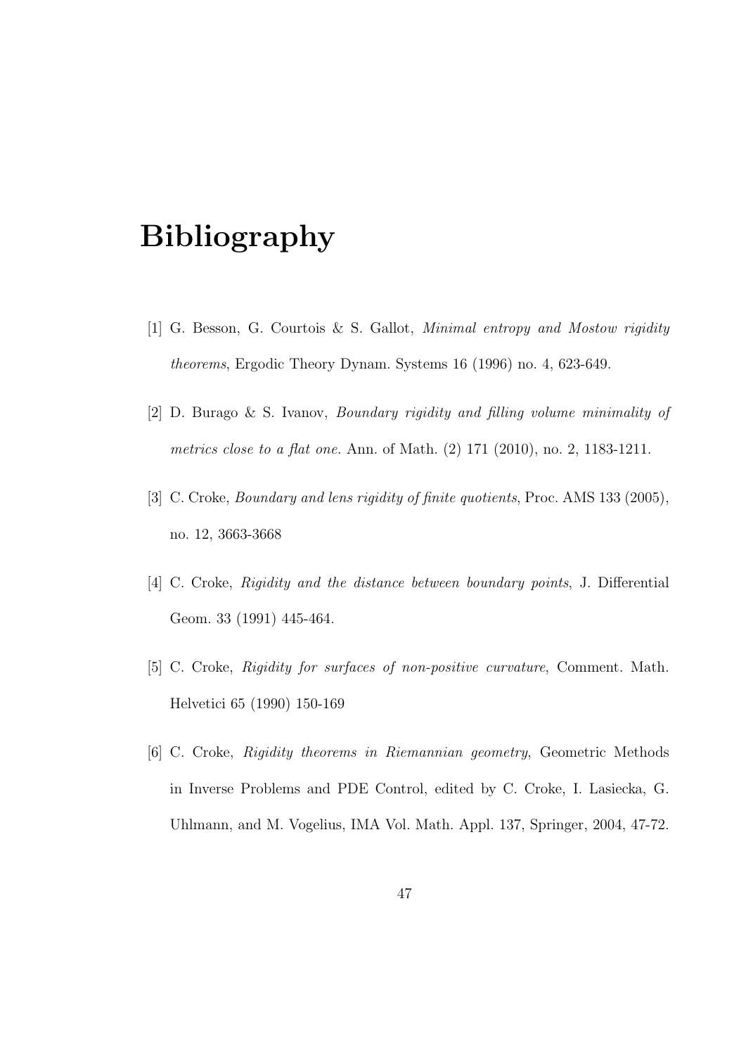# Bibliography

[1] G. Besson, G. Courtois & S. Gallot, *Minimal entropy and Mostow rigidity theorems*, Ergodic Theory Dynam. Systems 16 (1996) no. 4, 623-649.

[2] D. Burago & S. Ivanov, *Boundary rigidity and filling volume minimality of metrics close to a flat one.* Ann. of Math. (2) 171 (2010), no. 2, 1183-1211.

[3] C. Croke, *Boundary and lens rigidity of finite quotients*, Proc. AMS 133 (2005), no. 12, 3663-3668

[4] C. Croke, *Rigidity and the distance between boundary points*, J. Differential Geom. 33 (1991) 445-464.

[5] C. Croke, *Rigidity for surfaces of non-positive curvature*, Comment. Math. Helvetici 65 (1990) 150-169

[6] C. Croke, *Rigidity theorems in Riemannian geometry*, Geometric Methods in Inverse Problems and PDE Control, edited by C. Croke, I. Lasiecka, G. Uhlmann, and M. Vogelius, IMA Vol. Math. Appl. 137, Springer, 2004, 47-72.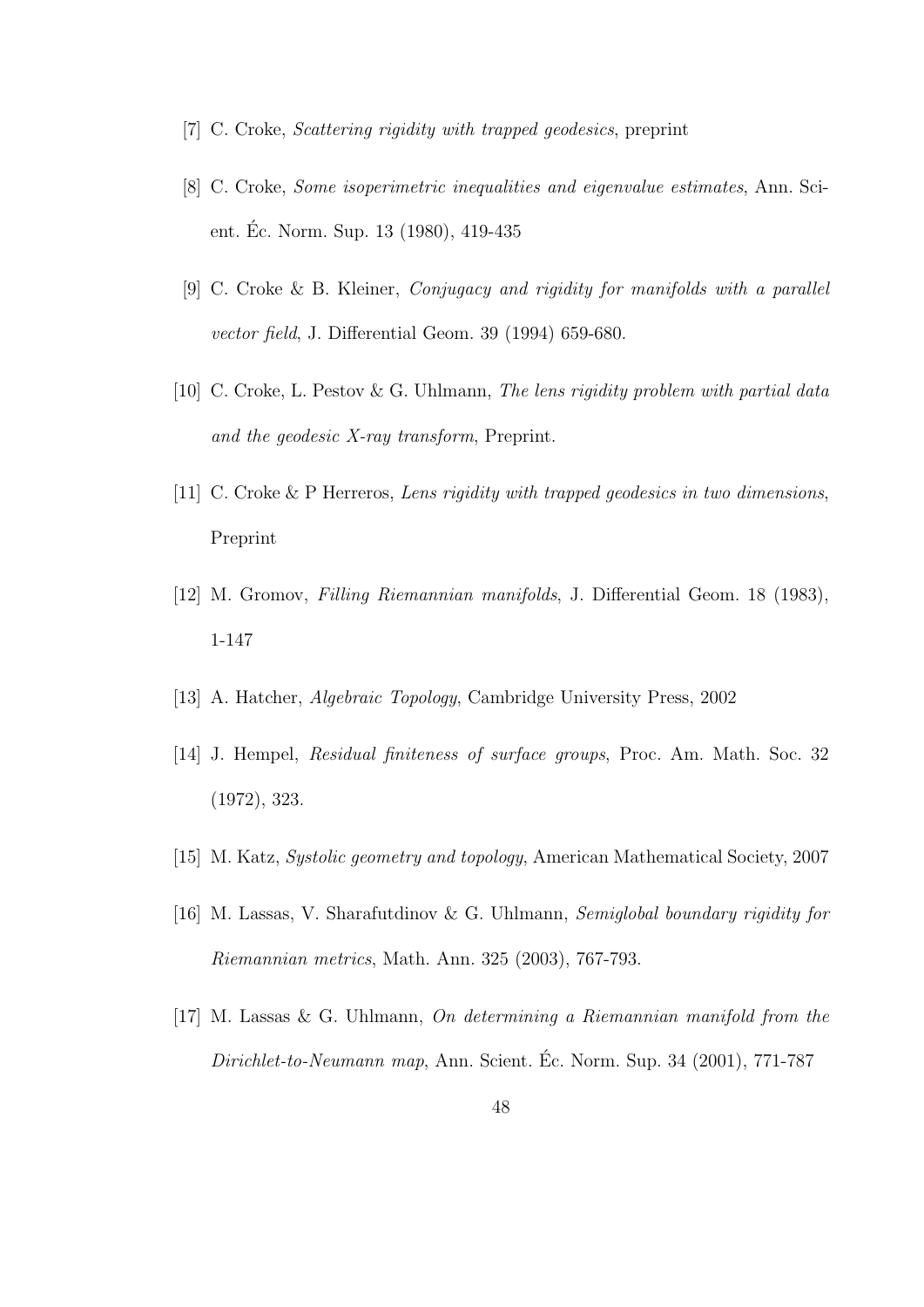[7] C. Croke, *Scattering rigidity with trapped geodesics*, preprint

[8] C. Croke, *Some isoperimetric inequalities and eigenvalue estimates*, Ann. Scient. Éc. Norm. Sup. 13 (1980), 419-435

[9] C. Croke & B. Kleiner, *Conjugacy and rigidity for manifolds with a parallel vector field*, J. Differential Geom. 39 (1994) 659-680.

[10] C. Croke, L. Pestov & G. Uhlmann, *The lens rigidity problem with partial data and the geodesic X-ray transform*, Preprint.

[11] C. Croke & P Herreros, *Lens rigidity with trapped geodesics in two dimensions*, Preprint

[12] M. Gromov, *Filling Riemannian manifolds*, J. Differential Geom. 18 (1983), 1-147

[13] A. Hatcher, *Algebraic Topology*, Cambridge University Press, 2002

[14] J. Hempel, *Residual finiteness of surface groups*, Proc. Am. Math. Soc. 32 (1972), 323.

[15] M. Katz, *Systolic geometry and topology*, American Mathematical Society, 2007

[16] M. Lassas, V. Sharafutdinov & G. Uhlmann, *Semiglobal boundary rigidity for Riemannian metrics*, Math. Ann. 325 (2003), 767-793.

[17] M. Lassas & G. Uhlmann, *On determining a Riemannian manifold from the Dirichlet-to-Neumann map*, Ann. Scient. Éc. Norm. Sup. 34 (2001), 771-787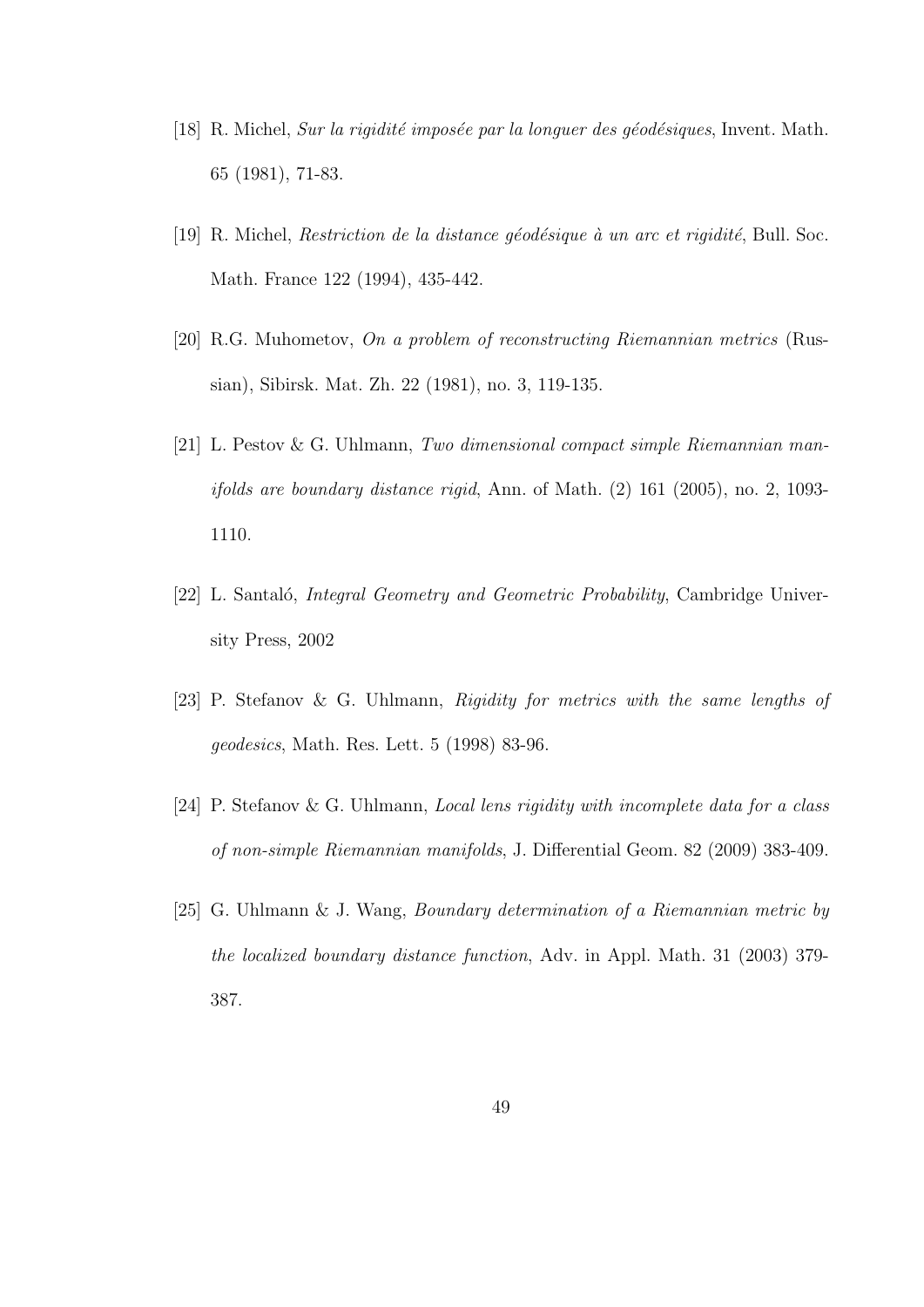[18] R. Michel, *Sur la rigidité imposée par la longuer des géodésiques*, Invent. Math. 65 (1981), 71-83.

[19] R. Michel, *Restriction de la distance géodésique à un arc et rigidité*, Bull. Soc. Math. France 122 (1994), 435-442.

[20] R.G. Muhometov, *On a problem of reconstructing Riemannian metrics* (Russian), Sibirsk. Mat. Zh. 22 (1981), no. 3, 119-135.

[21] L. Pestov & G. Uhlmann, *Two dimensional compact simple Riemannian manifolds are boundary distance rigid*, Ann. of Math. (2) 161 (2005), no. 2, 1093-1110.

[22] L. Santaló, *Integral Geometry and Geometric Probability*, Cambridge University Press, 2002

[23] P. Stefanov & G. Uhlmann, *Rigidity for metrics with the same lengths of geodesics*, Math. Res. Lett. 5 (1998) 83-96.

[24] P. Stefanov & G. Uhlmann, *Local lens rigidity with incomplete data for a class of non-simple Riemannian manifolds*, J. Differential Geom. 82 (2009) 383-409.

[25] G. Uhlmann & J. Wang, *Boundary determination of a Riemannian metric by the localized boundary distance function*, Adv. in Appl. Math. 31 (2003) 379-387.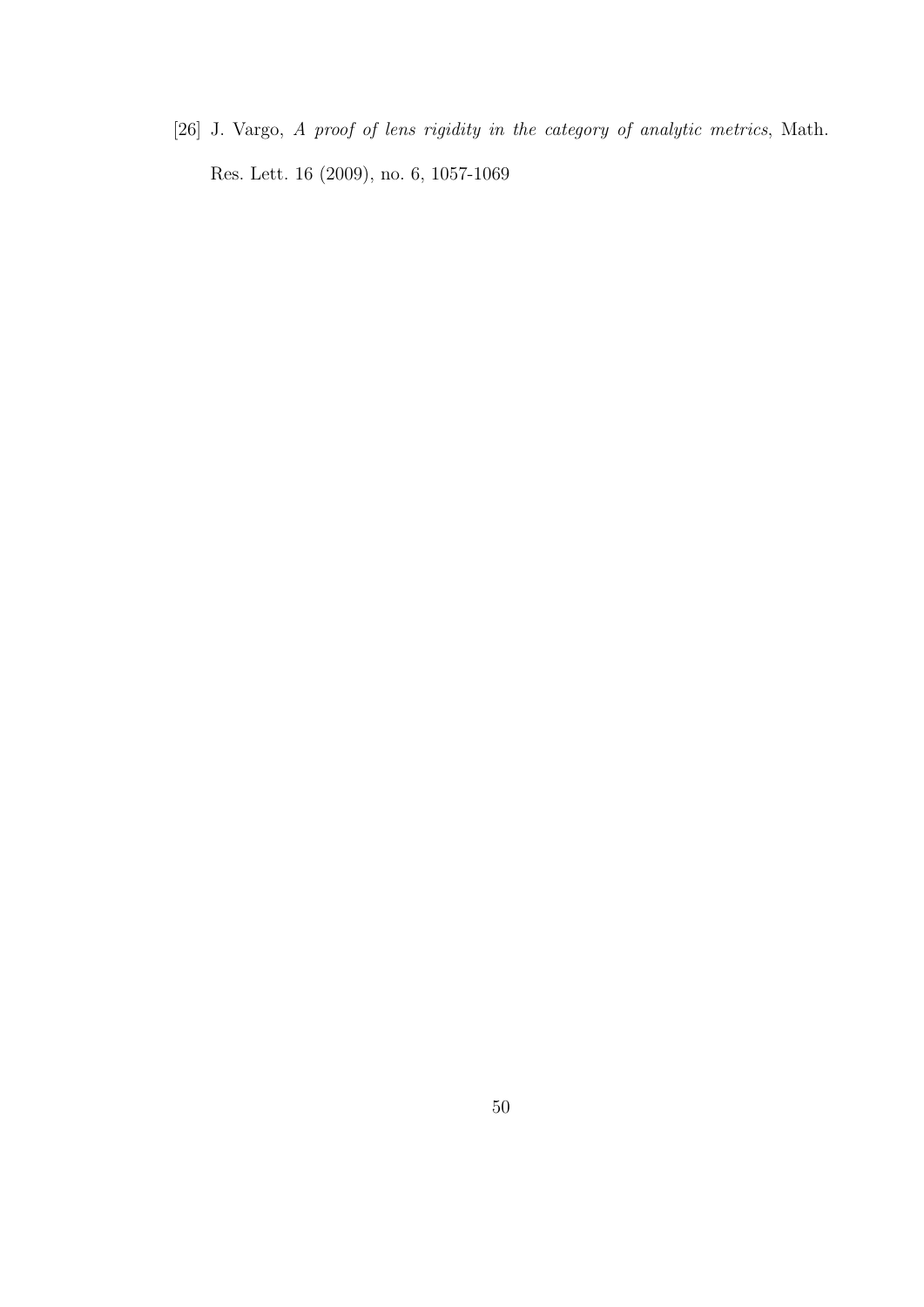[26] J. Vargo, *A proof of lens rigidity in the category of analytic metrics*, Math. Res. Lett. 16 (2009), no. 6, 1057-1069